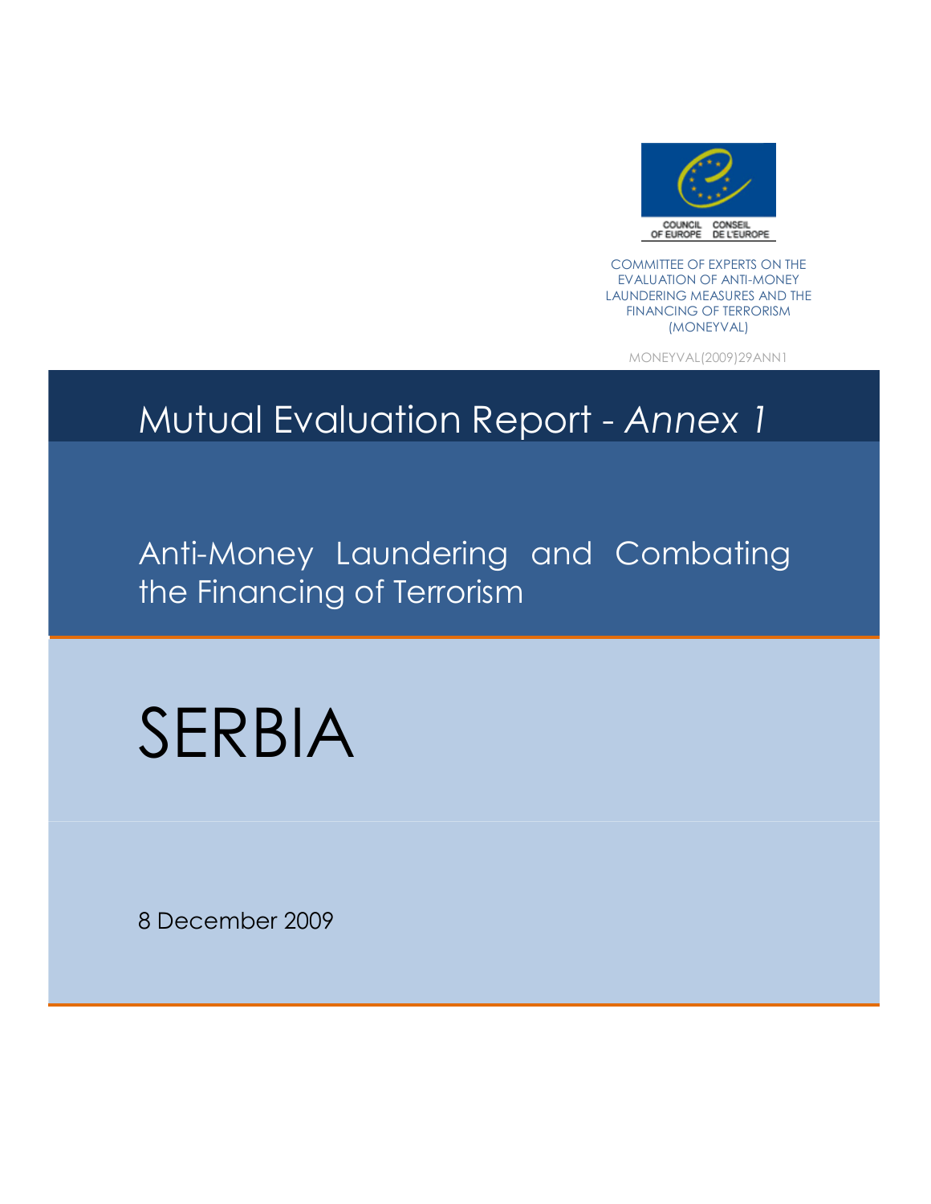COUNCIL OF EUROPE CONSEIL DE L'EUROPE

COMMITTEE OF EXPERTS ON THE EVALUATION OF ANTI-MONEY LAUNDERING MEASURES AND THE FINANCING OF TERRORISM (MONEYVAL)

MONEYVAL(2009)29ANN1

# Mutual Evaluation Report - *Annex 1*

## Anti-Money Laundering and Combating the Financing of Terrorism

# SERBIA

8 December 2009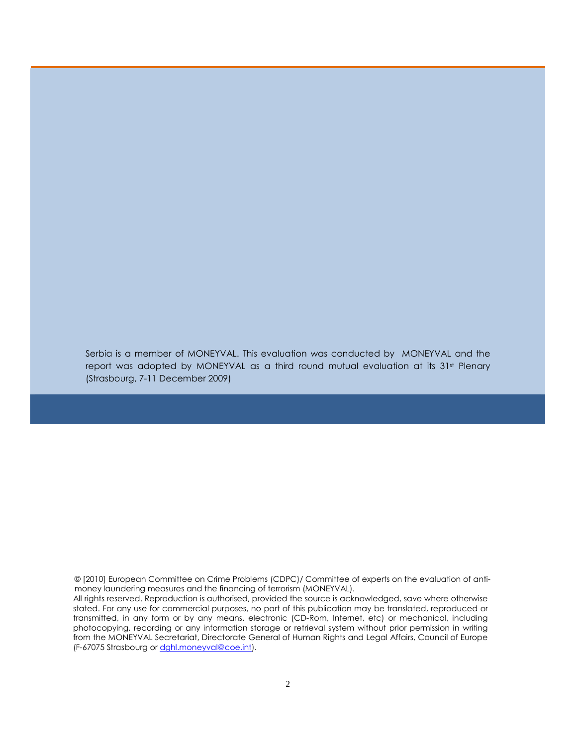Serbia is a member of MONEYVAL. This evaluation was conducted by MONEYVAL and the report was adopted by MONEYVAL as a third round mutual evaluation at its 31st Plenary (Strasbourg, 7-11 December 2009)

© [2010] European Committee on Crime Problems (CDPC)/ Committee of experts on the evaluation of anti-money laundering measures and the financing of terrorism (MONEYVAL).

All rights reserved. Reproduction is authorised, provided the source is acknowledged, save where otherwise stated. For any use for commercial purposes, no part of this publication may be translated, reproduced or transmitted, in any form or by any means, electronic (CD-Rom, Internet, etc) or mechanical, including photocopying, recording or any information storage or retrieval system without prior permission in writing from the MONEYVAL Secretariat, Directorate General of Human Rights and Legal Affairs, Council of Europe (F-67075 Strasbourg or dghl.moneyval@coe.int).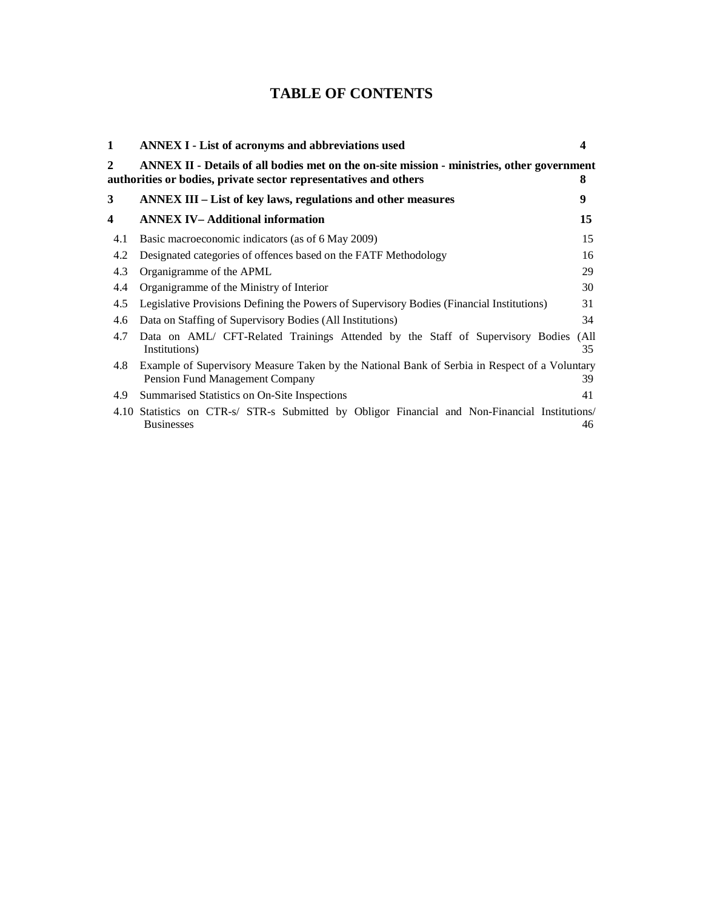# TABLE OF CONTENTS

**1 ANNEX I - List of acronyms and abbreviations used** **4**

**2 ANNEX II - Details of all bodies met on the on-site mission - ministries, other government authorities or bodies, private sector representatives and others** **8**

**3 ANNEX III – List of key laws, regulations and other measures** **9**

**4 ANNEX IV– Additional information** **15**

- 4.1 Basic macroeconomic indicators (as of 6 May 2009) 15
- 4.2 Designated categories of offences based on the FATF Methodology 16
- 4.3 Organigramme of the APML 29
- 4.4 Organigramme of the Ministry of Interior 30
- 4.5 Legislative Provisions Defining the Powers of Supervisory Bodies (Financial Institutions) 31
- 4.6 Data on Staffing of Supervisory Bodies (All Institutions) 34
- 4.7 Data on AML/ CFT-Related Trainings Attended by the Staff of Supervisory Bodies (All Institutions) 35
- 4.8 Example of Supervisory Measure Taken by the National Bank of Serbia in Respect of a Voluntary Pension Fund Management Company 39
- 4.9 Summarised Statistics on On-Site Inspections 41
- 4.10 Statistics on CTR-s/ STR-s Submitted by Obligor Financial and Non-Financial Institutions/ Businesses 46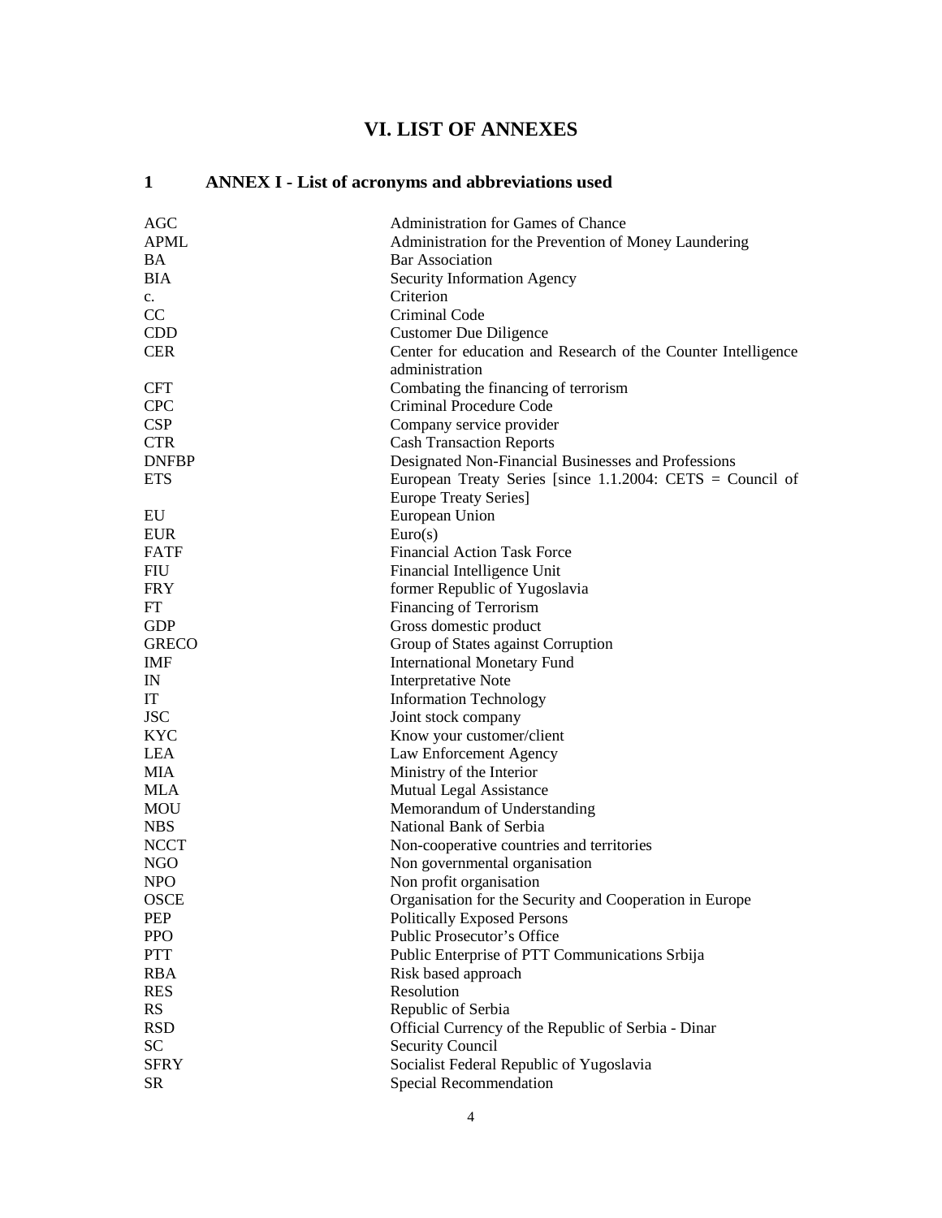# VI. LIST OF ANNEXES

## 1 ANNEX I - List of acronyms and abbreviations used

| | |
|---|---|
| AGC | Administration for Games of Chance |
| APML | Administration for the Prevention of Money Laundering |
| BA | Bar Association |
| BIA | Security Information Agency |
| c. | Criterion |
| CC | Criminal Code |
| CDD | Customer Due Diligence |
| CER | Center for education and Research of the Counter Intelligence administration |
| CFT | Combating the financing of terrorism |
| CPC | Criminal Procedure Code |
| CSP | Company service provider |
| CTR | Cash Transaction Reports |
| DNFBP | Designated Non-Financial Businesses and Professions |
| ETS | European Treaty Series [since 1.1.2004: CETS = Council of Europe Treaty Series] |
| EU | European Union |
| EUR | Euro(s) |
| FATF | Financial Action Task Force |
| FIU | Financial Intelligence Unit |
| FRY | former Republic of Yugoslavia |
| FT | Financing of Terrorism |
| GDP | Gross domestic product |
| GRECO | Group of States against Corruption |
| IMF | International Monetary Fund |
| IN | Interpretative Note |
| IT | Information Technology |
| JSC | Joint stock company |
| KYC | Know your customer/client |
| LEA | Law Enforcement Agency |
| MIA | Ministry of the Interior |
| MLA | Mutual Legal Assistance |
| MOU | Memorandum of Understanding |
| NBS | National Bank of Serbia |
| NCCT | Non-cooperative countries and territories |
| NGO | Non governmental organisation |
| NPO | Non profit organisation |
| OSCE | Organisation for the Security and Cooperation in Europe |
| PEP | Politically Exposed Persons |
| PPO | Public Prosecutor's Office |
| PTT | Public Enterprise of PTT Communications Srbija |
| RBA | Risk based approach |
| RES | Resolution |
| RS | Republic of Serbia |
| RSD | Official Currency of the Republic of Serbia - Dinar |
| SC | Security Council |
| SFRY | Socialist Federal Republic of Yugoslavia |
| SR | Special Recommendation |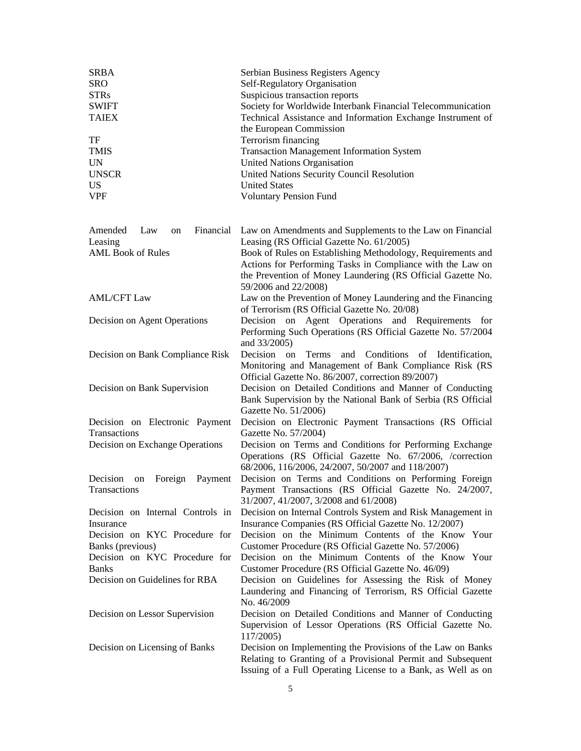| | |
|---|---|
| SRBA | Serbian Business Registers Agency |
| SRO | Self-Regulatory Organisation |
| STRs | Suspicious transaction reports |
| SWIFT | Society for Worldwide Interbank Financial Telecommunication |
| TAIEX | Technical Assistance and Information Exchange Instrument of the European Commission |
| TF | Terrorism financing |
| TMIS | Transaction Management Information System |
| UN | United Nations Organisation |
| UNSCR | United Nations Security Council Resolution |
| US | United States |
| VPF | Voluntary Pension Fund |

| | |
|---|---|
| Amended Law on Financial Leasing | Law on Amendments and Supplements to the Law on Financial Leasing (RS Official Gazette No. 61/2005) |
| AML Book of Rules | Book of Rules on Establishing Methodology, Requirements and Actions for Performing Tasks in Compliance with the Law on the Prevention of Money Laundering (RS Official Gazette No. 59/2006 and 22/2008) |
| AML/CFT Law | Law on the Prevention of Money Laundering and the Financing of Terrorism (RS Official Gazette No. 20/08) |
| Decision on Agent Operations | Decision on Agent Operations and Requirements for Performing Such Operations (RS Official Gazette No. 57/2004 and 33/2005) |
| Decision on Bank Compliance Risk | Decision on Terms and Conditions of Identification, Monitoring and Management of Bank Compliance Risk (RS Official Gazette No. 86/2007, correction 89/2007) |
| Decision on Bank Supervision | Decision on Detailed Conditions and Manner of Conducting Bank Supervision by the National Bank of Serbia (RS Official Gazette No. 51/2006) |
| Decision on Electronic Payment Transactions | Decision on Electronic Payment Transactions (RS Official Gazette No. 57/2004) |
| Decision on Exchange Operations | Decision on Terms and Conditions for Performing Exchange Operations (RS Official Gazette No. 67/2006, /correction 68/2006, 116/2006, 24/2007, 50/2007 and 118/2007) |
| Decision on Foreign Payment Transactions | Decision on Terms and Conditions on Performing Foreign Payment Transactions (RS Official Gazette No. 24/2007, 31/2007, 41/2007, 3/2008 and 61/2008) |
| Decision on Internal Controls in Insurance | Decision on Internal Controls System and Risk Management in Insurance Companies (RS Official Gazette No. 12/2007) |
| Decision on KYC Procedure for Banks (previous) | Decision on the Minimum Contents of the Know Your Customer Procedure (RS Official Gazette No. 57/2006) |
| Decision on KYC Procedure for Banks | Decision on the Minimum Contents of the Know Your Customer Procedure (RS Official Gazette No. 46/09) |
| Decision on Guidelines for RBA | Decision on Guidelines for Assessing the Risk of Money Laundering and Financing of Terrorism, RS Official Gazette No. 46/2009 |
| Decision on Lessor Supervision | Decision on Detailed Conditions and Manner of Conducting Supervision of Lessor Operations (RS Official Gazette No. 117/2005) |
| Decision on Licensing of Banks | Decision on Implementing the Provisions of the Law on Banks Relating to Granting of a Provisional Permit and Subsequent Issuing of a Full Operating License to a Bank, as Well as on |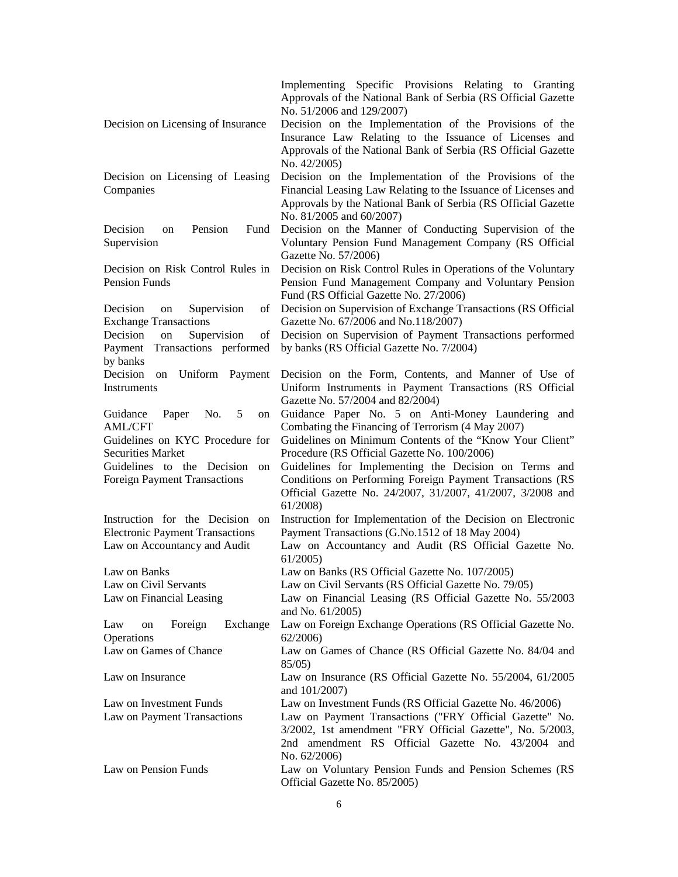| | |
|---|---|
| | Implementing Specific Provisions Relating to Granting Approvals of the National Bank of Serbia (RS Official Gazette No. 51/2006 and 129/2007) |
| Decision on Licensing of Insurance | Decision on the Implementation of the Provisions of the Insurance Law Relating to the Issuance of Licenses and Approvals of the National Bank of Serbia (RS Official Gazette No. 42/2005) |
| Decision on Licensing of Leasing Companies | Decision on the Implementation of the Provisions of the Financial Leasing Law Relating to the Issuance of Licenses and Approvals by the National Bank of Serbia (RS Official Gazette No. 81/2005 and 60/2007) |
| Decision on Pension Fund Supervision | Decision on the Manner of Conducting Supervision of the Voluntary Pension Fund Management Company (RS Official Gazette No. 57/2006) |
| Decision on Risk Control Rules in Pension Funds | Decision on Risk Control Rules in Operations of the Voluntary Pension Fund Management Company and Voluntary Pension Fund (RS Official Gazette No. 27/2006) |
| Decision on Supervision of Exchange Transactions | Decision on Supervision of Exchange Transactions (RS Official Gazette No. 67/2006 and No.118/2007) |
| Decision on Supervision of Payment Transactions performed by banks | Decision on Supervision of Payment Transactions performed by banks (RS Official Gazette No. 7/2004) |
| Decision on Uniform Payment Instruments | Decision on the Form, Contents, and Manner of Use of Uniform Instruments in Payment Transactions (RS Official Gazette No. 57/2004 and 82/2004) |
| Guidance Paper No. 5 on AML/CFT | Guidance Paper No. 5 on Anti-Money Laundering and Combating the Financing of Terrorism (4 May 2007) |
| Guidelines on KYC Procedure for Securities Market | Guidelines on Minimum Contents of the "Know Your Client" Procedure (RS Official Gazette No. 100/2006) |
| Guidelines to the Decision on Foreign Payment Transactions | Guidelines for Implementing the Decision on Terms and Conditions on Performing Foreign Payment Transactions (RS Official Gazette No. 24/2007, 31/2007, 41/2007, 3/2008 and 61/2008) |
| Instruction for the Decision on Electronic Payment Transactions | Instruction for Implementation of the Decision on Electronic Payment Transactions (G.No.1512 of 18 May 2004) |
| Law on Accountancy and Audit | Law on Accountancy and Audit (RS Official Gazette No. 61/2005) |
| Law on Banks | Law on Banks (RS Official Gazette No. 107/2005) |
| Law on Civil Servants | Law on Civil Servants (RS Official Gazette No. 79/05) |
| Law on Financial Leasing | Law on Financial Leasing (RS Official Gazette No. 55/2003 and No. 61/2005) |
| Law on Foreign Exchange Operations | Law on Foreign Exchange Operations (RS Official Gazette No. 62/2006) |
| Law on Games of Chance | Law on Games of Chance (RS Official Gazette No. 84/04 and 85/05) |
| Law on Insurance | Law on Insurance (RS Official Gazette No. 55/2004, 61/2005 and 101/2007) |
| Law on Investment Funds | Law on Investment Funds (RS Official Gazette No. 46/2006) |
| Law on Payment Transactions | Law on Payment Transactions ("FRY Official Gazette" No. 3/2002, 1st amendment "FRY Official Gazette", No. 5/2003, 2nd amendment RS Official Gazette No. 43/2004 and No. 62/2006) |
| Law on Pension Funds | Law on Voluntary Pension Funds and Pension Schemes (RS Official Gazette No. 85/2005) |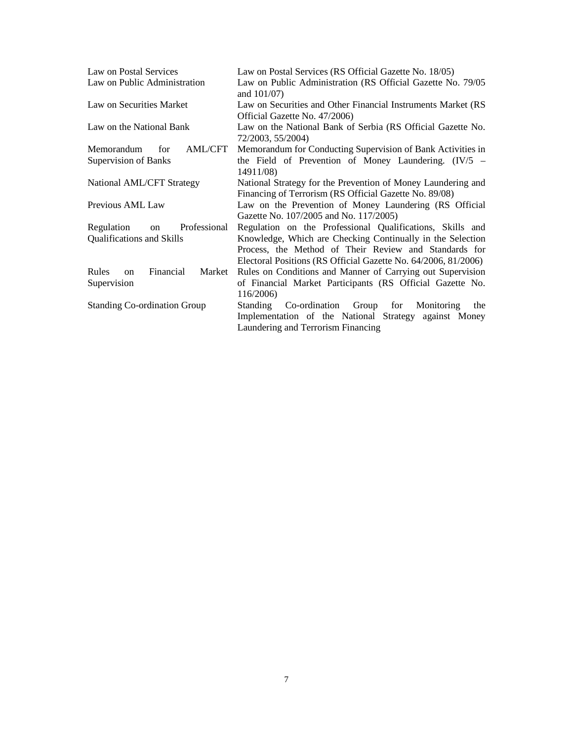| | |
|---|---|
| Law on Postal Services | Law on Postal Services (RS Official Gazette No. 18/05) |
| Law on Public Administration | Law on Public Administration (RS Official Gazette No. 79/05 and 101/07) |
| Law on Securities Market | Law on Securities and Other Financial Instruments Market (RS Official Gazette No. 47/2006) |
| Law on the National Bank | Law on the National Bank of Serbia (RS Official Gazette No. 72/2003, 55/2004) |
| Memorandum for AML/CFT Supervision of Banks | Memorandum for Conducting Supervision of Bank Activities in the Field of Prevention of Money Laundering. (IV/5 – 14911/08) |
| National AML/CFT Strategy | National Strategy for the Prevention of Money Laundering and Financing of Terrorism (RS Official Gazette No. 89/08) |
| Previous AML Law | Law on the Prevention of Money Laundering (RS Official Gazette No. 107/2005 and No. 117/2005) |
| Regulation on Professional Qualifications and Skills | Regulation on the Professional Qualifications, Skills and Knowledge, Which are Checking Continually in the Selection Process, the Method of Their Review and Standards for Electoral Positions (RS Official Gazette No. 64/2006, 81/2006) |
| Rules on Financial Market Supervision | Rules on Conditions and Manner of Carrying out Supervision of Financial Market Participants (RS Official Gazette No. 116/2006) |
| Standing Co-ordination Group | Standing Co-ordination Group for Monitoring the Implementation of the National Strategy against Money Laundering and Terrorism Financing |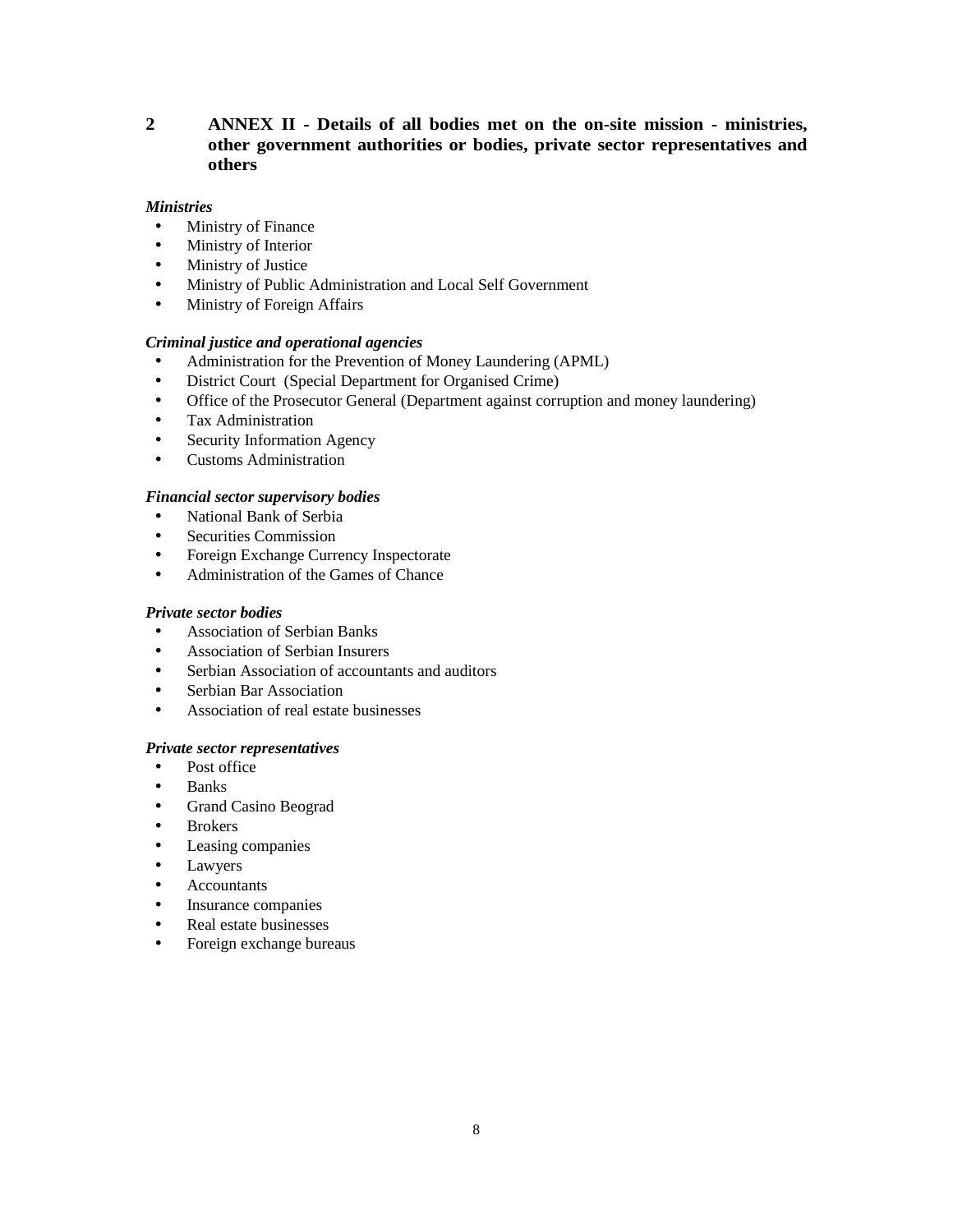# 2 ANNEX II - Details of all bodies met on the on-site mission - ministries, other government authorities or bodies, private sector representatives and others

***Ministries***

- Ministry of Finance
- Ministry of Interior
- Ministry of Justice
- Ministry of Public Administration and Local Self Government
- Ministry of Foreign Affairs

***Criminal justice and operational agencies***

- Administration for the Prevention of Money Laundering (APML)
- District Court (Special Department for Organised Crime)
- Office of the Prosecutor General (Department against corruption and money laundering)
- Tax Administration
- Security Information Agency
- Customs Administration

***Financial sector supervisory bodies***

- National Bank of Serbia
- Securities Commission
- Foreign Exchange Currency Inspectorate
- Administration of the Games of Chance

***Private sector bodies***

- Association of Serbian Banks
- Association of Serbian Insurers
- Serbian Association of accountants and auditors
- Serbian Bar Association
- Association of real estate businesses

***Private sector representatives***

- Post office
- Banks
- Grand Casino Beograd
- Brokers
- Leasing companies
- Lawyers
- Accountants
- Insurance companies
- Real estate businesses
- Foreign exchange bureaus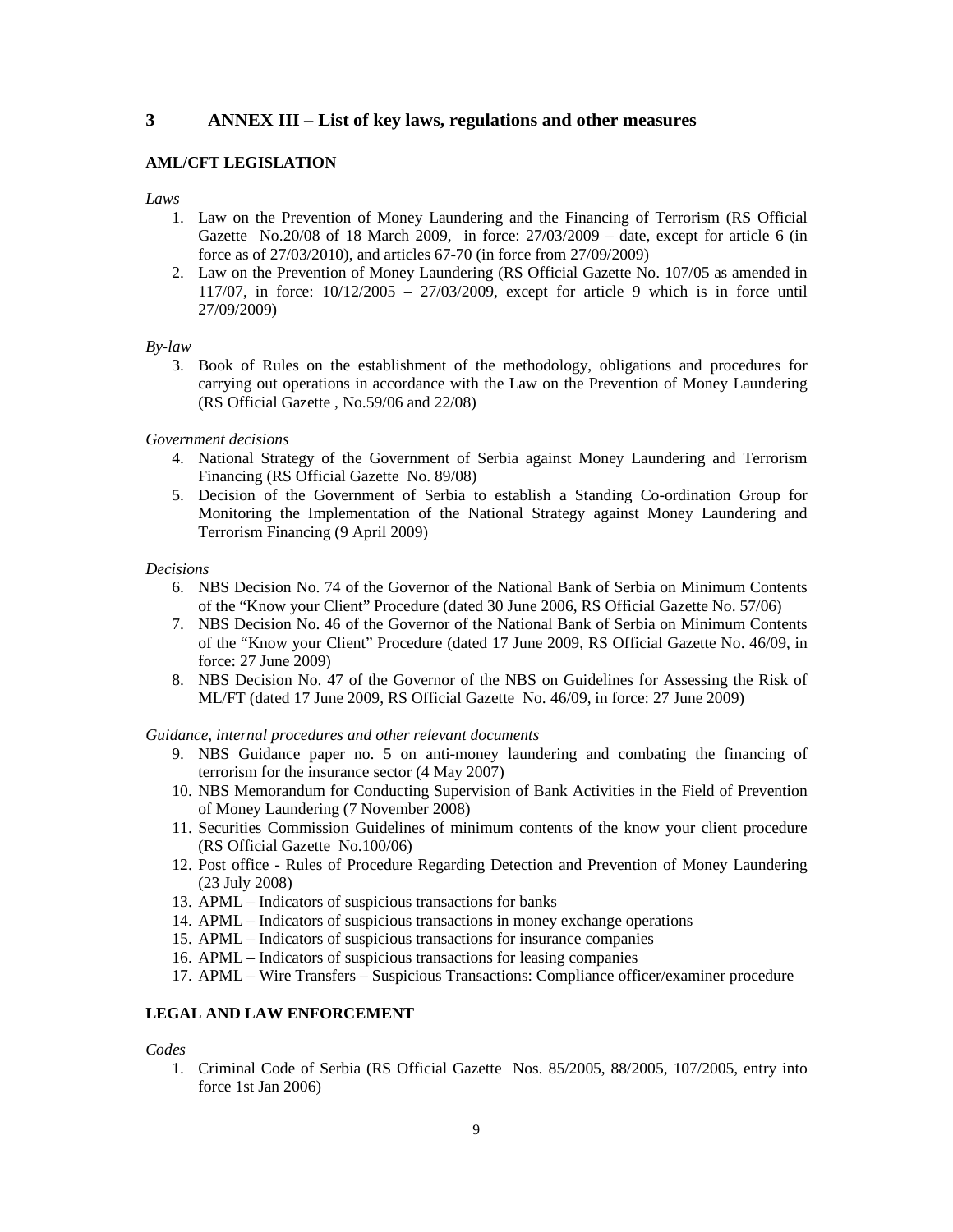## 3 ANNEX III – List of key laws, regulations and other measures

**AML/CFT LEGISLATION**

*Laws*

1. Law on the Prevention of Money Laundering and the Financing of Terrorism (RS Official Gazette No.20/08 of 18 March 2009, in force: 27/03/2009 – date, except for article 6 (in force as of 27/03/2010), and articles 67-70 (in force from 27/09/2009)
2. Law on the Prevention of Money Laundering (RS Official Gazette No. 107/05 as amended in 117/07, in force: 10/12/2005 – 27/03/2009, except for article 9 which is in force until 27/09/2009)

*By-law*

3. Book of Rules on the establishment of the methodology, obligations and procedures for carrying out operations in accordance with the Law on the Prevention of Money Laundering (RS Official Gazette , No.59/06 and 22/08)

*Government decisions*

4. National Strategy of the Government of Serbia against Money Laundering and Terrorism Financing (RS Official Gazette No. 89/08)
5. Decision of the Government of Serbia to establish a Standing Co-ordination Group for Monitoring the Implementation of the National Strategy against Money Laundering and Terrorism Financing (9 April 2009)

*Decisions*

6. NBS Decision No. 74 of the Governor of the National Bank of Serbia on Minimum Contents of the “Know your Client” Procedure (dated 30 June 2006, RS Official Gazette No. 57/06)
7. NBS Decision No. 46 of the Governor of the National Bank of Serbia on Minimum Contents of the “Know your Client” Procedure (dated 17 June 2009, RS Official Gazette No. 46/09, in force: 27 June 2009)
8. NBS Decision No. 47 of the Governor of the NBS on Guidelines for Assessing the Risk of ML/FT (dated 17 June 2009, RS Official Gazette No. 46/09, in force: 27 June 2009)

*Guidance, internal procedures and other relevant documents*

9. NBS Guidance paper no. 5 on anti-money laundering and combating the financing of terrorism for the insurance sector (4 May 2007)
10. NBS Memorandum for Conducting Supervision of Bank Activities in the Field of Prevention of Money Laundering (7 November 2008)
11. Securities Commission Guidelines of minimum contents of the know your client procedure (RS Official Gazette No.100/06)
12. Post office - Rules of Procedure Regarding Detection and Prevention of Money Laundering (23 July 2008)
13. APML – Indicators of suspicious transactions for banks
14. APML – Indicators of suspicious transactions in money exchange operations
15. APML – Indicators of suspicious transactions for insurance companies
16. APML – Indicators of suspicious transactions for leasing companies
17. APML – Wire Transfers – Suspicious Transactions: Compliance officer/examiner procedure

**LEGAL AND LAW ENFORCEMENT**

*Codes*

1. Criminal Code of Serbia (RS Official Gazette Nos. 85/2005, 88/2005, 107/2005, entry into force 1st Jan 2006)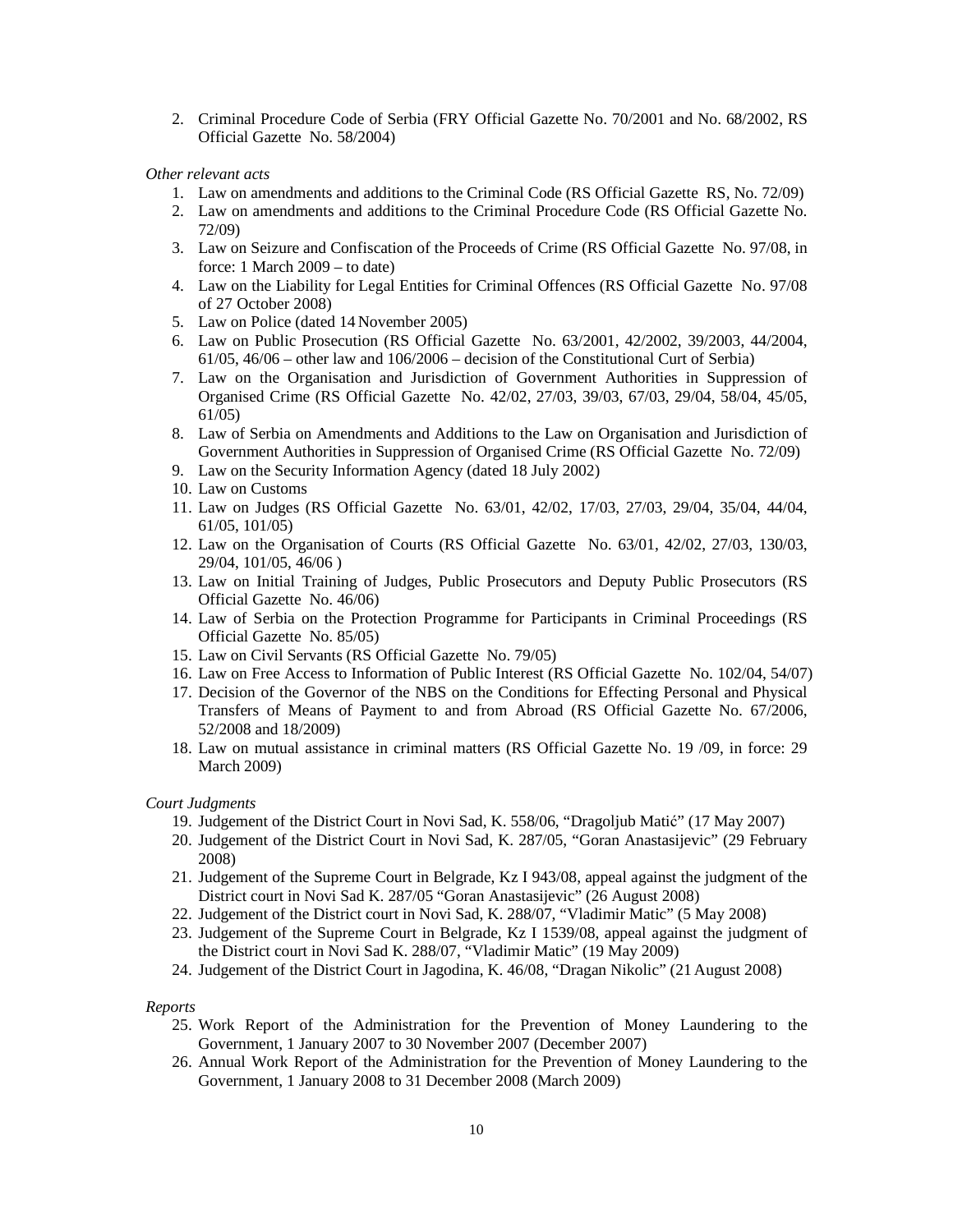2. Criminal Procedure Code of Serbia (FRY Official Gazette No. 70/2001 and No. 68/2002, RS Official Gazette No. 58/2004)

*Other relevant acts*

1. Law on amendments and additions to the Criminal Code (RS Official Gazette RS, No. 72/09)
2. Law on amendments and additions to the Criminal Procedure Code (RS Official Gazette No. 72/09)
3. Law on Seizure and Confiscation of the Proceeds of Crime (RS Official Gazette No. 97/08, in force: 1 March 2009 – to date)
4. Law on the Liability for Legal Entities for Criminal Offences (RS Official Gazette No. 97/08 of 27 October 2008)
5. Law on Police (dated 14 November 2005)
6. Law on Public Prosecution (RS Official Gazette No. 63/2001, 42/2002, 39/2003, 44/2004, 61/05, 46/06 – other law and 106/2006 – decision of the Constitutional Curt of Serbia)
7. Law on the Organisation and Jurisdiction of Government Authorities in Suppression of Organised Crime (RS Official Gazette No. 42/02, 27/03, 39/03, 67/03, 29/04, 58/04, 45/05, 61/05)
8. Law of Serbia on Amendments and Additions to the Law on Organisation and Jurisdiction of Government Authorities in Suppression of Organised Crime (RS Official Gazette No. 72/09)
9. Law on the Security Information Agency (dated 18 July 2002)
10. Law on Customs
11. Law on Judges (RS Official Gazette No. 63/01, 42/02, 17/03, 27/03, 29/04, 35/04, 44/04, 61/05, 101/05)
12. Law on the Organisation of Courts (RS Official Gazette No. 63/01, 42/02, 27/03, 130/03, 29/04, 101/05, 46/06 )
13. Law on Initial Training of Judges, Public Prosecutors and Deputy Public Prosecutors (RS Official Gazette No. 46/06)
14. Law of Serbia on the Protection Programme for Participants in Criminal Proceedings (RS Official Gazette No. 85/05)
15. Law on Civil Servants (RS Official Gazette No. 79/05)
16. Law on Free Access to Information of Public Interest (RS Official Gazette No. 102/04, 54/07)
17. Decision of the Governor of the NBS on the Conditions for Effecting Personal and Physical Transfers of Means of Payment to and from Abroad (RS Official Gazette No. 67/2006, 52/2008 and 18/2009)
18. Law on mutual assistance in criminal matters (RS Official Gazette No. 19 /09, in force: 29 March 2009)

*Court Judgments*

19. Judgement of the District Court in Novi Sad, K. 558/06, "Dragoljub Matić" (17 May 2007)
20. Judgement of the District Court in Novi Sad, K. 287/05, "Goran Anastasijevic" (29 February 2008)
21. Judgement of the Supreme Court in Belgrade, Kz I 943/08, appeal against the judgment of the District court in Novi Sad K. 287/05 "Goran Anastasijevic" (26 August 2008)
22. Judgement of the District court in Novi Sad, K. 288/07, "Vladimir Matic" (5 May 2008)
23. Judgement of the Supreme Court in Belgrade, Kz I 1539/08, appeal against the judgment of the District court in Novi Sad K. 288/07, "Vladimir Matic" (19 May 2009)
24. Judgement of the District Court in Jagodina, K. 46/08, "Dragan Nikolic" (21 August 2008)

*Reports*

25. Work Report of the Administration for the Prevention of Money Laundering to the Government, 1 January 2007 to 30 November 2007 (December 2007)
26. Annual Work Report of the Administration for the Prevention of Money Laundering to the Government, 1 January 2008 to 31 December 2008 (March 2009)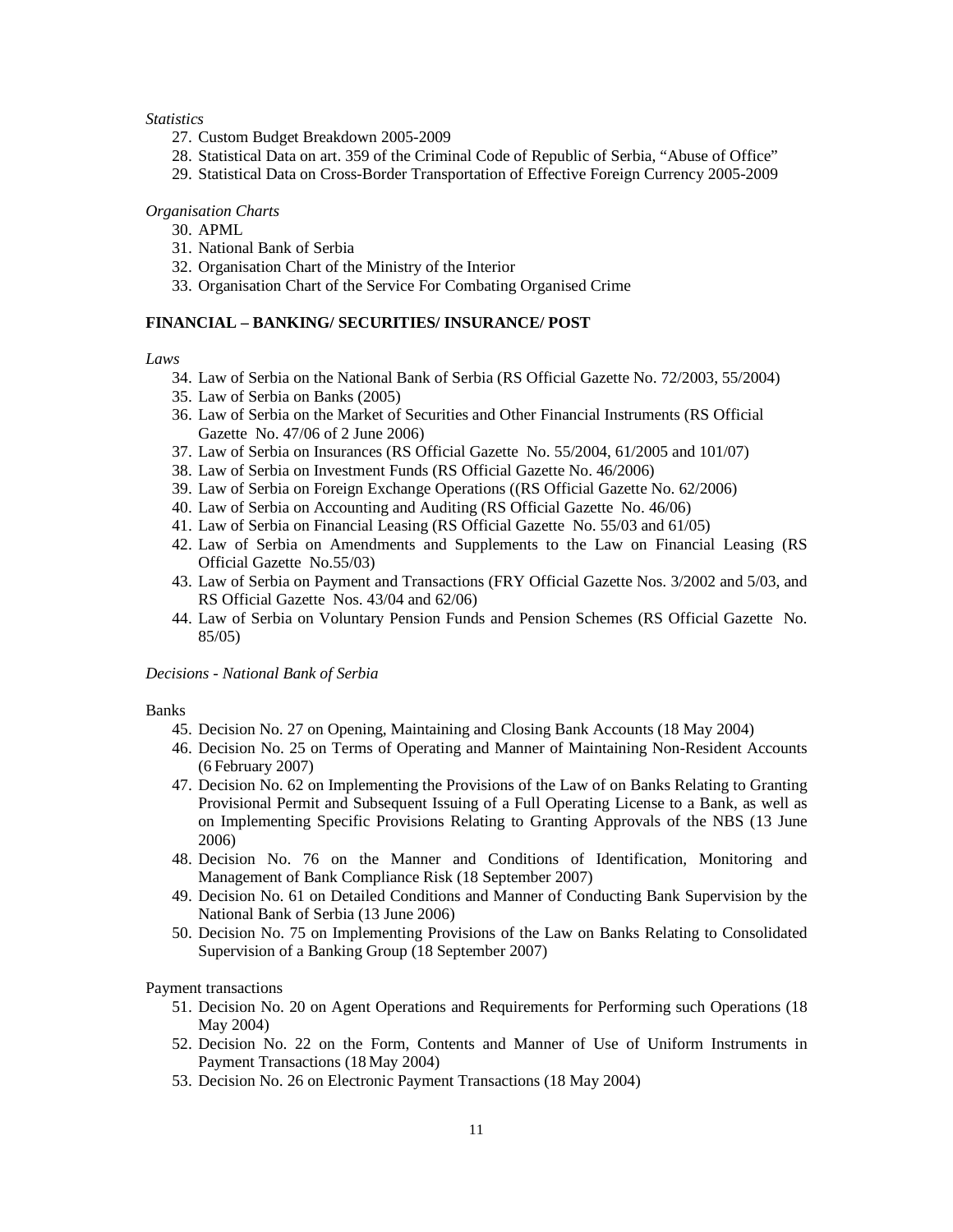*Statistics*

27. Custom Budget Breakdown 2005-2009
28. Statistical Data on art. 359 of the Criminal Code of Republic of Serbia, "Abuse of Office"
29. Statistical Data on Cross-Border Transportation of Effective Foreign Currency 2005-2009

*Organisation Charts*

30. APML
31. National Bank of Serbia
32. Organisation Chart of the Ministry of the Interior
33. Organisation Chart of the Service For Combating Organised Crime

**FINANCIAL – BANKING/ SECURITIES/ INSURANCE/ POST**

*Laws*

34. Law of Serbia on the National Bank of Serbia (RS Official Gazette No. 72/2003, 55/2004)
35. Law of Serbia on Banks (2005)
36. Law of Serbia on the Market of Securities and Other Financial Instruments (RS Official Gazette No. 47/06 of 2 June 2006)
37. Law of Serbia on Insurances (RS Official Gazette No. 55/2004, 61/2005 and 101/07)
38. Law of Serbia on Investment Funds (RS Official Gazette No. 46/2006)
39. Law of Serbia on Foreign Exchange Operations ((RS Official Gazette No. 62/2006)
40. Law of Serbia on Accounting and Auditing (RS Official Gazette No. 46/06)
41. Law of Serbia on Financial Leasing (RS Official Gazette No. 55/03 and 61/05)
42. Law of Serbia on Amendments and Supplements to the Law on Financial Leasing (RS Official Gazette No.55/03)
43. Law of Serbia on Payment and Transactions (FRY Official Gazette Nos. 3/2002 and 5/03, and RS Official Gazette Nos. 43/04 and 62/06)
44. Law of Serbia on Voluntary Pension Funds and Pension Schemes (RS Official Gazette No. 85/05)

*Decisions - National Bank of Serbia*

Banks

45. Decision No. 27 on Opening, Maintaining and Closing Bank Accounts (18 May 2004)
46. Decision No. 25 on Terms of Operating and Manner of Maintaining Non-Resident Accounts (6 February 2007)
47. Decision No. 62 on Implementing the Provisions of the Law of on Banks Relating to Granting Provisional Permit and Subsequent Issuing of a Full Operating License to a Bank, as well as on Implementing Specific Provisions Relating to Granting Approvals of the NBS (13 June 2006)
48. Decision No. 76 on the Manner and Conditions of Identification, Monitoring and Management of Bank Compliance Risk (18 September 2007)
49. Decision No. 61 on Detailed Conditions and Manner of Conducting Bank Supervision by the National Bank of Serbia (13 June 2006)
50. Decision No. 75 on Implementing Provisions of the Law on Banks Relating to Consolidated Supervision of a Banking Group (18 September 2007)

Payment transactions

51. Decision No. 20 on Agent Operations and Requirements for Performing such Operations (18 May 2004)
52. Decision No. 22 on the Form, Contents and Manner of Use of Uniform Instruments in Payment Transactions (18 May 2004)
53. Decision No. 26 on Electronic Payment Transactions (18 May 2004)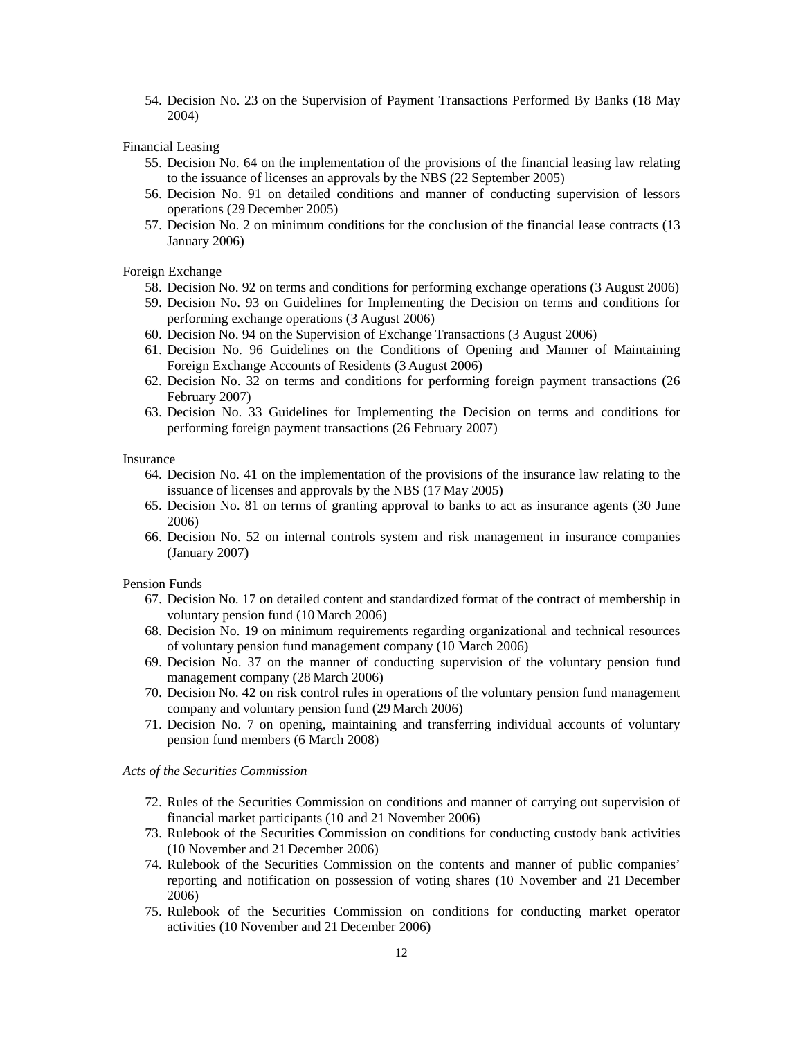54. Decision No. 23 on the Supervision of Payment Transactions Performed By Banks (18 May 2004)

Financial Leasing

55. Decision No. 64 on the implementation of the provisions of the financial leasing law relating to the issuance of licenses an approvals by the NBS (22 September 2005)
56. Decision No. 91 on detailed conditions and manner of conducting supervision of lessors operations (29 December 2005)
57. Decision No. 2 on minimum conditions for the conclusion of the financial lease contracts (13 January 2006)

Foreign Exchange

58. Decision No. 92 on terms and conditions for performing exchange operations (3 August 2006)
59. Decision No. 93 on Guidelines for Implementing the Decision on terms and conditions for performing exchange operations (3 August 2006)
60. Decision No. 94 on the Supervision of Exchange Transactions (3 August 2006)
61. Decision No. 96 Guidelines on the Conditions of Opening and Manner of Maintaining Foreign Exchange Accounts of Residents (3 August 2006)
62. Decision No. 32 on terms and conditions for performing foreign payment transactions (26 February 2007)
63. Decision No. 33 Guidelines for Implementing the Decision on terms and conditions for performing foreign payment transactions (26 February 2007)

Insurance

64. Decision No. 41 on the implementation of the provisions of the insurance law relating to the issuance of licenses and approvals by the NBS (17 May 2005)
65. Decision No. 81 on terms of granting approval to banks to act as insurance agents (30 June 2006)
66. Decision No. 52 on internal controls system and risk management in insurance companies (January 2007)

Pension Funds

67. Decision No. 17 on detailed content and standardized format of the contract of membership in voluntary pension fund (10 March 2006)
68. Decision No. 19 on minimum requirements regarding organizational and technical resources of voluntary pension fund management company (10 March 2006)
69. Decision No. 37 on the manner of conducting supervision of the voluntary pension fund management company (28 March 2006)
70. Decision No. 42 on risk control rules in operations of the voluntary pension fund management company and voluntary pension fund (29 March 2006)
71. Decision No. 7 on opening, maintaining and transferring individual accounts of voluntary pension fund members (6 March 2008)

*Acts of the Securities Commission*

72. Rules of the Securities Commission on conditions and manner of carrying out supervision of financial market participants (10 and 21 November 2006)
73. Rulebook of the Securities Commission on conditions for conducting custody bank activities (10 November and 21 December 2006)
74. Rulebook of the Securities Commission on the contents and manner of public companies' reporting and notification on possession of voting shares (10 November and 21 December 2006)
75. Rulebook of the Securities Commission on conditions for conducting market operator activities (10 November and 21 December 2006)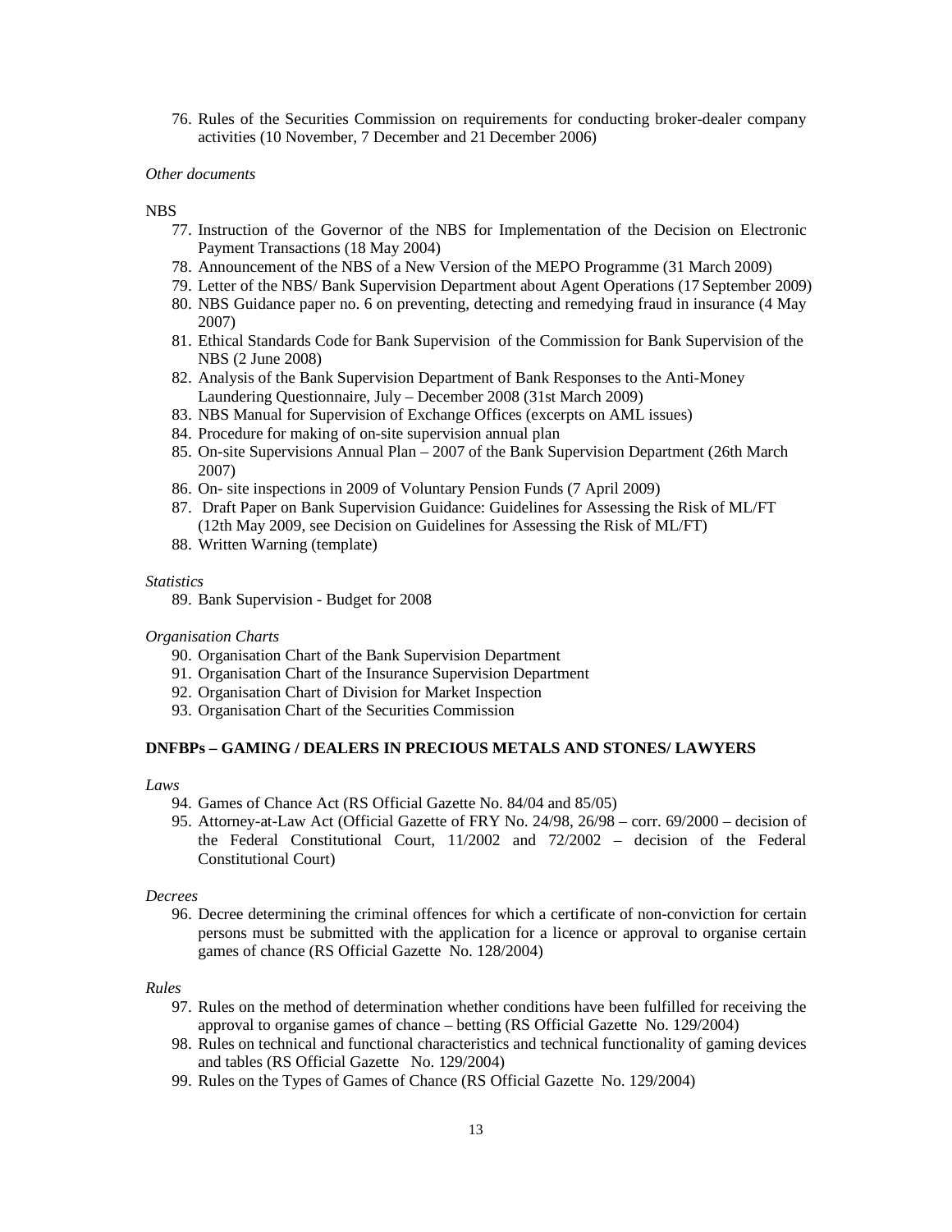76. Rules of the Securities Commission on requirements for conducting broker-dealer company activities (10 November, 7 December and 21 December 2006)

*Other documents*

NBS

77. Instruction of the Governor of the NBS for Implementation of the Decision on Electronic Payment Transactions (18 May 2004)
78. Announcement of the NBS of a New Version of the MEPO Programme (31 March 2009)
79. Letter of the NBS/ Bank Supervision Department about Agent Operations (17 September 2009)
80. NBS Guidance paper no. 6 on preventing, detecting and remedying fraud in insurance (4 May 2007)
81. Ethical Standards Code for Bank Supervision of the Commission for Bank Supervision of the NBS (2 June 2008)
82. Analysis of the Bank Supervision Department of Bank Responses to the Anti-Money Laundering Questionnaire, July – December 2008 (31st March 2009)
83. NBS Manual for Supervision of Exchange Offices (excerpts on AML issues)
84. Procedure for making of on-site supervision annual plan
85. On-site Supervisions Annual Plan – 2007 of the Bank Supervision Department (26th March 2007)
86. On- site inspections in 2009 of Voluntary Pension Funds (7 April 2009)
87. Draft Paper on Bank Supervision Guidance: Guidelines for Assessing the Risk of ML/FT (12th May 2009, see Decision on Guidelines for Assessing the Risk of ML/FT)
88. Written Warning (template)

*Statistics*

89. Bank Supervision - Budget for 2008

*Organisation Charts*

90. Organisation Chart of the Bank Supervision Department
91. Organisation Chart of the Insurance Supervision Department
92. Organisation Chart of Division for Market Inspection
93. Organisation Chart of the Securities Commission

**DNFBPs – GAMING / DEALERS IN PRECIOUS METALS AND STONES/ LAWYERS**

*Laws*

94. Games of Chance Act (RS Official Gazette No. 84/04 and 85/05)
95. Attorney-at-Law Act (Official Gazette of FRY No. 24/98, 26/98 – corr. 69/2000 – decision of the Federal Constitutional Court, 11/2002 and 72/2002 – decision of the Federal Constitutional Court)

*Decrees*

96. Decree determining the criminal offences for which a certificate of non-conviction for certain persons must be submitted with the application for a licence or approval to organise certain games of chance (RS Official Gazette No. 128/2004)

*Rules*

97. Rules on the method of determination whether conditions have been fulfilled for receiving the approval to organise games of chance – betting (RS Official Gazette No. 129/2004)
98. Rules on technical and functional characteristics and technical functionality of gaming devices and tables (RS Official Gazette No. 129/2004)
99. Rules on the Types of Games of Chance (RS Official Gazette No. 129/2004)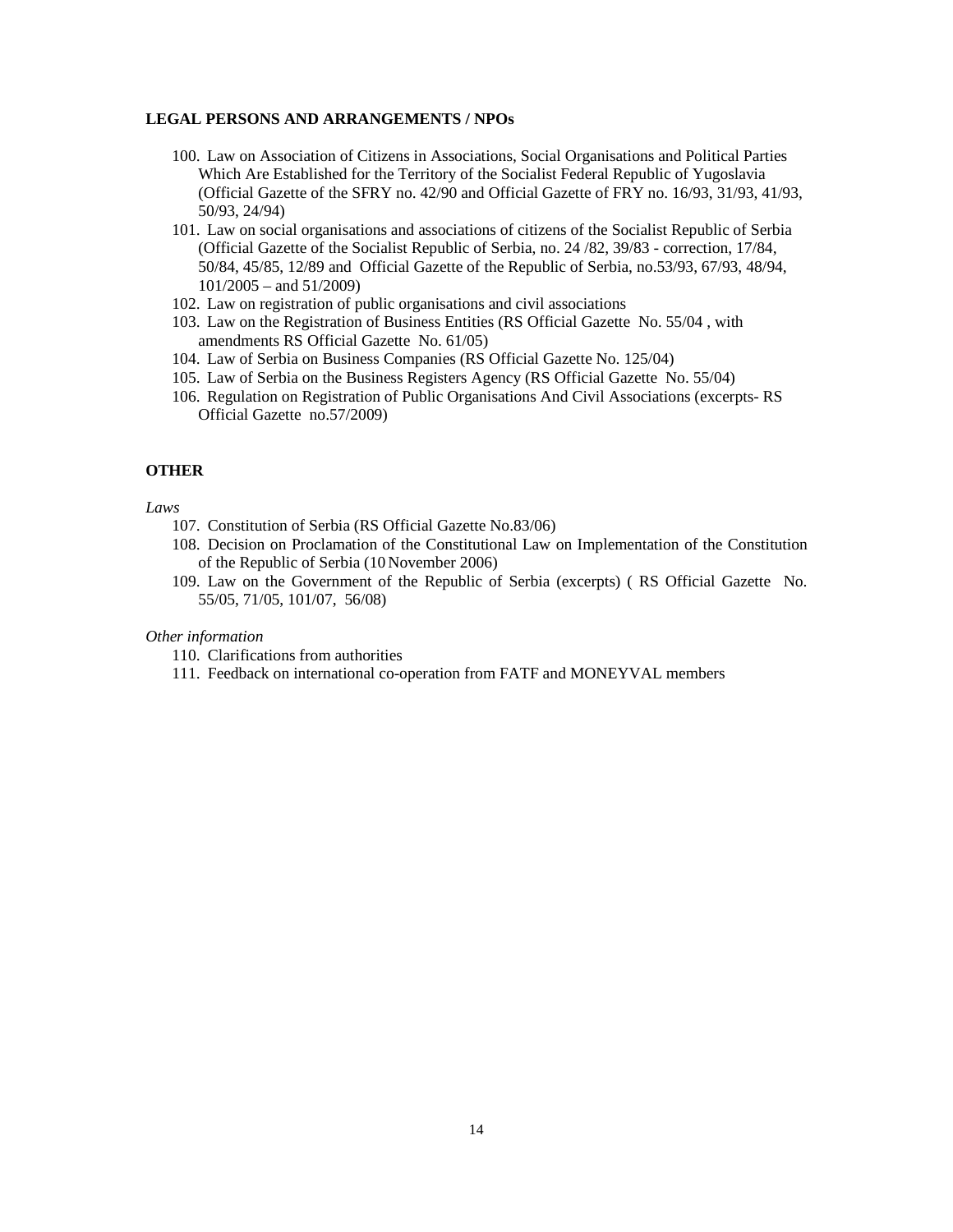**LEGAL PERSONS AND ARRANGEMENTS / NPOs**

100. Law on Association of Citizens in Associations, Social Organisations and Political Parties Which Are Established for the Territory of the Socialist Federal Republic of Yugoslavia (Official Gazette of the SFRY no. 42/90 and Official Gazette of FRY no. 16/93, 31/93, 41/93, 50/93, 24/94)
101. Law on social organisations and associations of citizens of the Socialist Republic of Serbia (Official Gazette of the Socialist Republic of Serbia, no. 24 /82, 39/83 - correction, 17/84, 50/84, 45/85, 12/89 and Official Gazette of the Republic of Serbia, no.53/93, 67/93, 48/94, 101/2005 – and 51/2009)
102. Law on registration of public organisations and civil associations
103. Law on the Registration of Business Entities (RS Official Gazette No. 55/04 , with amendments RS Official Gazette No. 61/05)
104. Law of Serbia on Business Companies (RS Official Gazette No. 125/04)
105. Law of Serbia on the Business Registers Agency (RS Official Gazette No. 55/04)
106. Regulation on Registration of Public Organisations And Civil Associations (excerpts- RS Official Gazette no.57/2009)

**OTHER**

*Laws*

107. Constitution of Serbia (RS Official Gazette No.83/06)
108. Decision on Proclamation of the Constitutional Law on Implementation of the Constitution of the Republic of Serbia (10 November 2006)
109. Law on the Government of the Republic of Serbia (excerpts) ( RS Official Gazette No. 55/05, 71/05, 101/07, 56/08)

*Other information*

110. Clarifications from authorities
111. Feedback on international co-operation from FATF and MONEYVAL members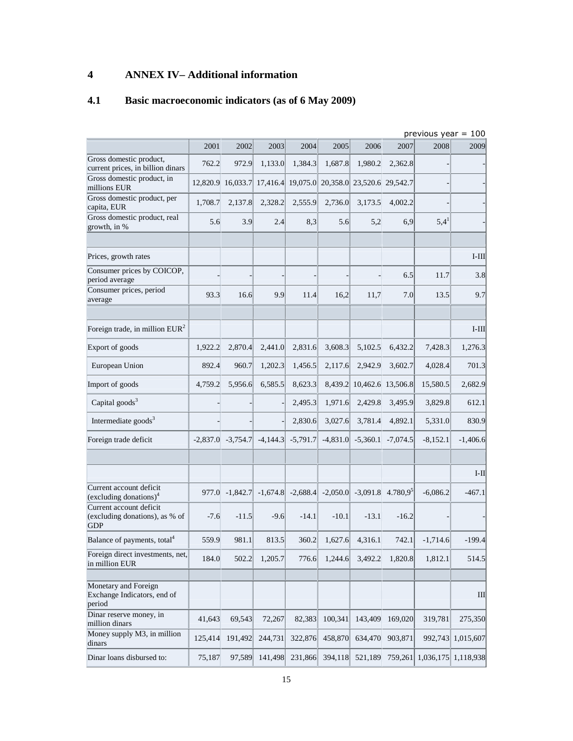# 4 ANNEX IV– Additional information

## 4.1 Basic macroeconomic indicators (as of 6 May 2009)

previous year = 100

| | 2001 | 2002 | 2003 | 2004 | 2005 | 2006 | 2007 | 2008 | 2009 |
|---|---|---|---|---|---|---|---|---|---|
| Gross domestic product, current prices, in billion dinars | 762.2 | 972.9 | 1,133.0 | 1,384.3 | 1,687.8 | 1,980.2 | 2,362.8 | - | - |
| Gross domestic product, in millions EUR | 12,820.9 | 16,033.7 | 17,416.4 | 19,075.0 | 20,358.0 | 23,520.6 | 29,542.7 | - | - |
| Gross domestic product, per capita, EUR | 1,708.7 | 2,137.8 | 2,328.2 | 2,555.9 | 2,736.0 | 3,173.5 | 4,002.2 | - | - |
| Gross domestic product, real growth, in % | 5.6 | 3.9 | 2.4 | 8,3 | 5.6 | 5,2 | 6,9 | 5,4[1] | - |
| | | | | | | | | | |
| Prices, growth rates | | | | | | | | | I-III |
| Consumer prices by COICOP, period average | - | - | - | - | - | - | 6.5 | 11.7 | 3.8 |
| Consumer prices, period average | 93.3 | 16.6 | 9.9 | 11.4 | 16,2 | 11,7 | 7.0 | 13.5 | 9.7 |
| | | | | | | | | | |
| Foreign trade, in million EUR[2] | | | | | | | | | I-III |
| Export of goods | 1,922.2 | 2,870.4 | 2,441.0 | 2,831.6 | 3,608.3 | 5,102.5 | 6,432.2 | 7,428.3 | 1,276.3 |
| European Union | 892.4 | 960.7 | 1,202.3 | 1,456.5 | 2,117.6 | 2,942.9 | 3,602.7 | 4,028.4 | 701.3 |
| Import of goods | 4,759.2 | 5,956.6 | 6,585.5 | 8,623.3 | 8,439.2 | 10,462.6 | 13,506.8 | 15,580.5 | 2,682.9 |
| Capital goods[3] | - | - | - | 2,495.3 | 1,971.6 | 2,429.8 | 3,495.9 | 3,829.8 | 612.1 |
| Intermediate goods[3] | - | - | - | 2,830.6 | 3,027.6 | 3,781.4 | 4,892.1 | 5,331.0 | 830.9 |
| Foreign trade deficit | -2,837.0 | -3,754.7 | -4,144.3 | -5,791.7 | -4,831.0 | -5,360.1 | -7,074.5 | -8,152.1 | -1,406.6 |
| | | | | | | | | | |
| | | | | | | | | | I-II |
| Current account deficit (excluding donations)[4] | 977.0 | -1,842.7 | -1,674.8 | -2,688.4 | -2,050.0 | -3,091.8 | 4.780,9[5] | -6,086.2 | -467.1 |
| Current account deficit (excluding donations), as % of GDP | -7.6 | -11.5 | -9.6 | -14.1 | -10.1 | -13.1 | -16.2 | - | - |
| Balance of payments, total[4] | 559.9 | 981.1 | 813.5 | 360.2 | 1,627.6 | 4,316.1 | 742.1 | -1,714.6 | -199.4 |
| Foreign direct investments, net, in million EUR | 184.0 | 502.2 | 1,205.7 | 776.6 | 1,244.6 | 3,492.2 | 1,820.8 | 1,812.1 | 514.5 |
| | | | | | | | | | |
| Monetary and Foreign Exchange Indicators, end of period | | | | | | | | | III |
| Dinar reserve money, in million dinars | 41,643 | 69,543 | 72,267 | 82,383 | 100,341 | 143,409 | 169,020 | 319,781 | 275,350 |
| Money supply M3, in million dinars | 125,414 | 191,492 | 244,731 | 322,876 | 458,870 | 634,470 | 903,871 | 992,743 | 1,015,607 |
| Dinar loans disbursed to: | 75,187 | 97,589 | 141,498 | 231,866 | 394,118 | 521,189 | 759,261 | 1,036,175 | 1,118,938 |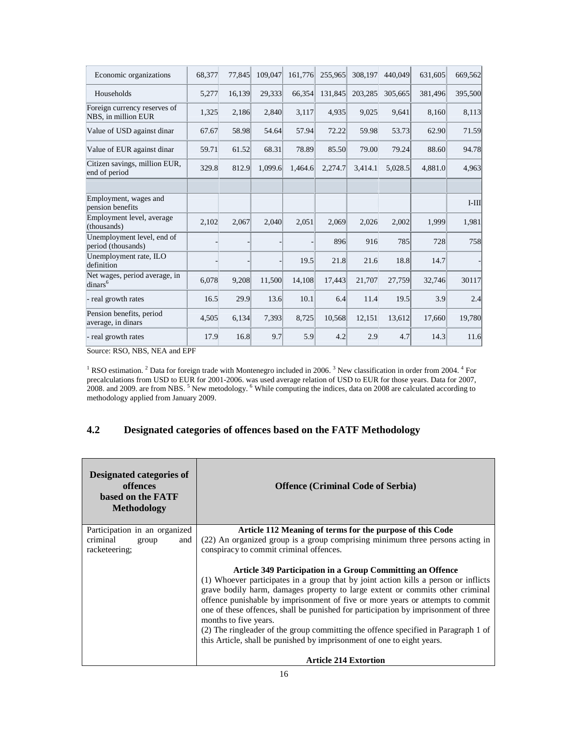| | | | | | | | | | |
|---|---|---|---|---|---|---|---|---|---|
| Economic organizations | 68,377 | 77,845 | 109,047 | 161,776 | 255,965 | 308,197 | 440,049 | 631,605 | 669,562 |
| Households | 5,277 | 16,139 | 29,333 | 66,354 | 131,845 | 203,285 | 305,665 | 381,496 | 395,500 |
| Foreign currency reserves of NBS, in million EUR | 1,325 | 2,186 | 2,840 | 3,117 | 4,935 | 9,025 | 9,641 | 8,160 | 8,113 |
| Value of USD against dinar | 67.67 | 58.98 | 54.64 | 57.94 | 72.22 | 59.98 | 53.73 | 62.90 | 71.59 |
| Value of EUR against dinar | 59.71 | 61.52 | 68.31 | 78.89 | 85.50 | 79.00 | 79.24 | 88.60 | 94.78 |
| Citizen savings, million EUR, end of period | 329.8 | 812.9 | 1,099.6 | 1,464.6 | 2,274.7 | 3,414.1 | 5,028.5 | 4,881.0 | 4,963 |
| | | | | | | | | | |
| Employment, wages and pension benefits | | | | | | | | | I-III |
| Employment level, average (thousands) | 2,102 | 2,067 | 2,040 | 2,051 | 2,069 | 2,026 | 2,002 | 1,999 | 1,981 |
| Unemployment level, end of period (thousands) | - | - | - | - | 896 | 916 | 785 | 728 | 758 |
| Unemployment rate, ILO definition | - | - | - | 19.5 | 21.8 | 21.6 | 18.8 | 14.7 | - |
| Net wages, period average, in dinars[6] | 6,078 | 9,208 | 11,500 | 14,108 | 17,443 | 21,707 | 27,759 | 32,746 | 30117 |
| - real growth rates | 16.5 | 29.9 | 13.6 | 10.1 | 6.4 | 11.4 | 19.5 | 3.9 | 2.4 |
| Pension benefits, period average, in dinars | 4,505 | 6,134 | 7,393 | 8,725 | 10,568 | 12,151 | 13,612 | 17,660 | 19,780 |
| - real growth rates | 17.9 | 16.8 | 9.7 | 5.9 | 4.2 | 2.9 | 4.7 | 14.3 | 11.6 |

Source: RSO, NBS, NEA and EPF

[1] RSO estimation. [2] Data for foreign trade with Montenegro included in 2006. [3] New classification in order from 2004. [4] For precalculations from USD to EUR for 2001-2006. was used average relation of USD to EUR for those years. Data for 2007, 2008. and 2009. are from NBS. [5] New metodology. [6] While computing the indices, data on 2008 are calculated according to methodology applied from January 2009.

## 4.2 Designated categories of offences based on the FATF Methodology

| Designated categories of offences based on the FATF Methodology | Offence (Criminal Code of Serbia) |
|---|---|
| Participation in an organized criminal group and racketeering; | **Article 112 Meaning of terms for the purpose of this Code**<br>(22) An organized group is a group comprising minimum three persons acting in conspiracy to commit criminal offences.<br><br>**Article 349 Participation in a Group Committing an Offence**<br>(1) Whoever participates in a group that by joint action kills a person or inflicts grave bodily harm, damages property to large extent or commits other criminal offence punishable by imprisonment of five or more years or attempts to commit one of these offences, shall be punished for participation by imprisonment of three months to five years.<br>(2) The ringleader of the group committing the offence specified in Paragraph 1 of this Article, shall be punished by imprisonment of one to eight years.<br><br>**Article 214 Extortion** |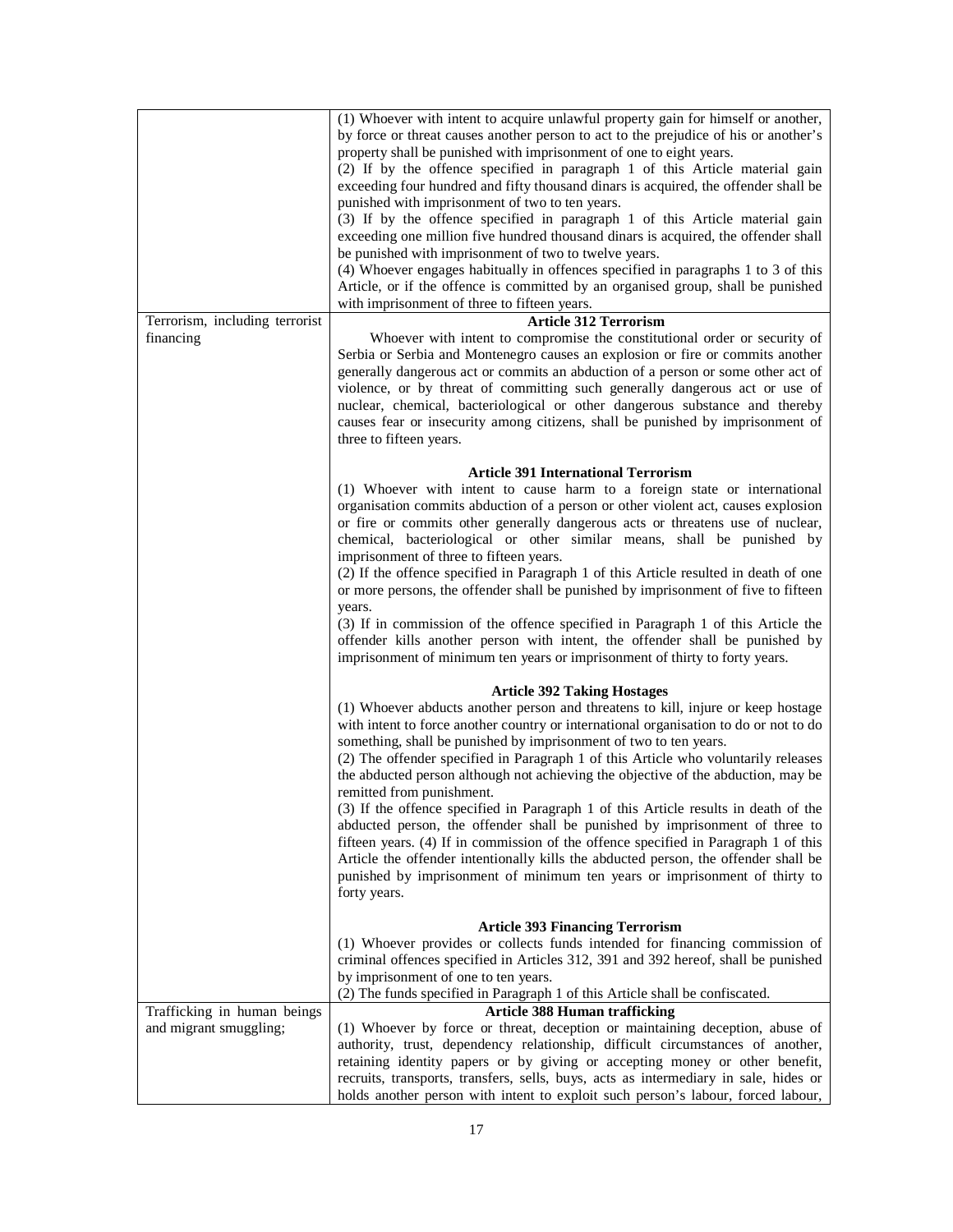| | |
|---|---|
| | (1) Whoever with intent to acquire unlawful property gain for himself or another, by force or threat causes another person to act to the prejudice of his or another's property shall be punished with imprisonment of one to eight years.<br>(2) If by the offence specified in paragraph 1 of this Article material gain exceeding four hundred and fifty thousand dinars is acquired, the offender shall be punished with imprisonment of two to ten years.<br>(3) If by the offence specified in paragraph 1 of this Article material gain exceeding one million five hundred thousand dinars is acquired, the offender shall be punished with imprisonment of two to twelve years.<br>(4) Whoever engages habitually in offences specified in paragraphs 1 to 3 of this Article, or if the offence is committed by an organised group, shall be punished with imprisonment of three to fifteen years. |
| Terrorism, including terrorist financing | **Article 312 Terrorism**<br>Whoever with intent to compromise the constitutional order or security of Serbia or Serbia and Montenegro causes an explosion or fire or commits another generally dangerous act or commits an abduction of a person or some other act of violence, or by threat of committing such generally dangerous act or use of nuclear, chemical, bacteriological or other dangerous substance and thereby causes fear or insecurity among citizens, shall be punished by imprisonment of three to fifteen years.<br><br>**Article 391 International Terrorism**<br>(1) Whoever with intent to cause harm to a foreign state or international organisation commits abduction of a person or other violent act, causes explosion or fire or commits other generally dangerous acts or threatens use of nuclear, chemical, bacteriological or other similar means, shall be punished by imprisonment of three to fifteen years.<br>(2) If the offence specified in Paragraph 1 of this Article resulted in death of one or more persons, the offender shall be punished by imprisonment of five to fifteen years.<br>(3) If in commission of the offence specified in Paragraph 1 of this Article the offender kills another person with intent, the offender shall be punished by imprisonment of minimum ten years or imprisonment of thirty to forty years.<br><br>**Article 392 Taking Hostages**<br>(1) Whoever abducts another person and threatens to kill, injure or keep hostage with intent to force another country or international organisation to do or not to do something, shall be punished by imprisonment of two to ten years.<br>(2) The offender specified in Paragraph 1 of this Article who voluntarily releases the abducted person although not achieving the objective of the abduction, may be remitted from punishment.<br>(3) If the offence specified in Paragraph 1 of this Article results in death of the abducted person, the offender shall be punished by imprisonment of three to fifteen years. (4) If in commission of the offence specified in Paragraph 1 of this Article the offender intentionally kills the abducted person, the offender shall be punished by imprisonment of minimum ten years or imprisonment of thirty to forty years.<br><br>**Article 393 Financing Terrorism**<br>(1) Whoever provides or collects funds intended for financing commission of criminal offences specified in Articles 312, 391 and 392 hereof, shall be punished by imprisonment of one to ten years.<br>(2) The funds specified in Paragraph 1 of this Article shall be confiscated. |
| Trafficking in human beings and migrant smuggling; | **Article 388 Human trafficking**<br>(1) Whoever by force or threat, deception or maintaining deception, abuse of authority, trust, dependency relationship, difficult circumstances of another, retaining identity papers or by giving or accepting money or other benefit, recruits, transports, transfers, sells, buys, acts as intermediary in sale, hides or holds another person with intent to exploit such person's labour, forced labour, |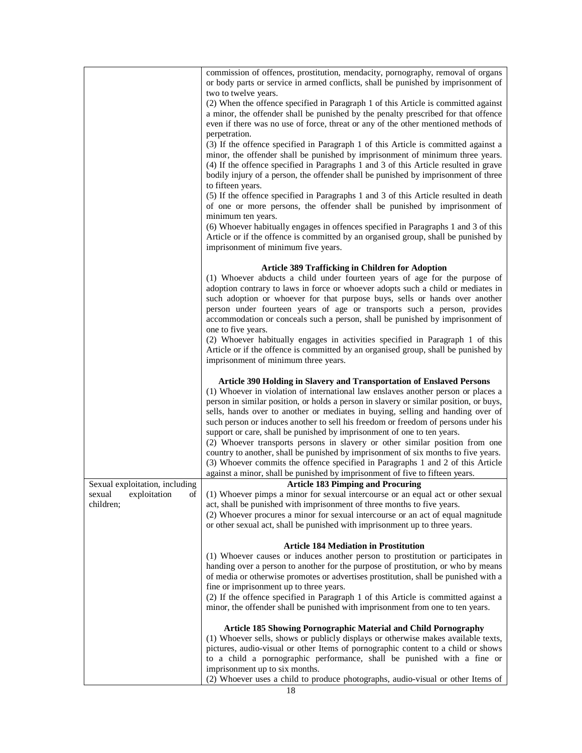| | |
|---|---|
| | commission of offences, prostitution, mendacity, pornography, removal of organs or body parts or service in armed conflicts, shall be punished by imprisonment of two to twelve years.<br>(2) When the offence specified in Paragraph 1 of this Article is committed against a minor, the offender shall be punished by the penalty prescribed for that offence even if there was no use of force, threat or any of the other mentioned methods of perpetration.<br>(3) If the offence specified in Paragraph 1 of this Article is committed against a minor, the offender shall be punished by imprisonment of minimum three years.<br>(4) If the offence specified in Paragraphs 1 and 3 of this Article resulted in grave bodily injury of a person, the offender shall be punished by imprisonment of three to fifteen years.<br>(5) If the offence specified in Paragraphs 1 and 3 of this Article resulted in death of one or more persons, the offender shall be punished by imprisonment of minimum ten years.<br>(6) Whoever habitually engages in offences specified in Paragraphs 1 and 3 of this Article or if the offence is committed by an organised group, shall be punished by imprisonment of minimum five years.<br><br>**Article 389 Trafficking in Children for Adoption**<br>(1) Whoever abducts a child under fourteen years of age for the purpose of adoption contrary to laws in force or whoever adopts such a child or mediates in such adoption or whoever for that purpose buys, sells or hands over another person under fourteen years of age or transports such a person, provides accommodation or conceals such a person, shall be punished by imprisonment of one to five years.<br>(2) Whoever habitually engages in activities specified in Paragraph 1 of this Article or if the offence is committed by an organised group, shall be punished by imprisonment of minimum three years.<br><br>**Article 390 Holding in Slavery and Transportation of Enslaved Persons**<br>(1) Whoever in violation of international law enslaves another person or places a person in similar position, or holds a person in slavery or similar position, or buys, sells, hands over to another or mediates in buying, selling and handing over of such person or induces another to sell his freedom or freedom of persons under his support or care, shall be punished by imprisonment of one to ten years.<br>(2) Whoever transports persons in slavery or other similar position from one country to another, shall be punished by imprisonment of six months to five years.<br>(3) Whoever commits the offence specified in Paragraphs 1 and 2 of this Article against a minor, shall be punished by imprisonment of five to fifteen years. |
| Sexual exploitation, including sexual exploitation of children; | **Article 183 Pimping and Procuring**<br>(1) Whoever pimps a minor for sexual intercourse or an equal act or other sexual act, shall be punished with imprisonment of three months to five years.<br>(2) Whoever procures a minor for sexual intercourse or an act of equal magnitude or other sexual act, shall be punished with imprisonment up to three years.<br><br>**Article 184 Mediation in Prostitution**<br>(1) Whoever causes or induces another person to prostitution or participates in handing over a person to another for the purpose of prostitution, or who by means of media or otherwise promotes or advertises prostitution, shall be punished with a fine or imprisonment up to three years.<br>(2) If the offence specified in Paragraph 1 of this Article is committed against a minor, the offender shall be punished with imprisonment from one to ten years.<br><br>**Article 185 Showing Pornographic Material and Child Pornography**<br>(1) Whoever sells, shows or publicly displays or otherwise makes available texts, pictures, audio-visual or other Items of pornographic content to a child or shows to a child a pornographic performance, shall be punished with a fine or imprisonment up to six months.<br>(2) Whoever uses a child to produce photographs, audio-visual or other Items of |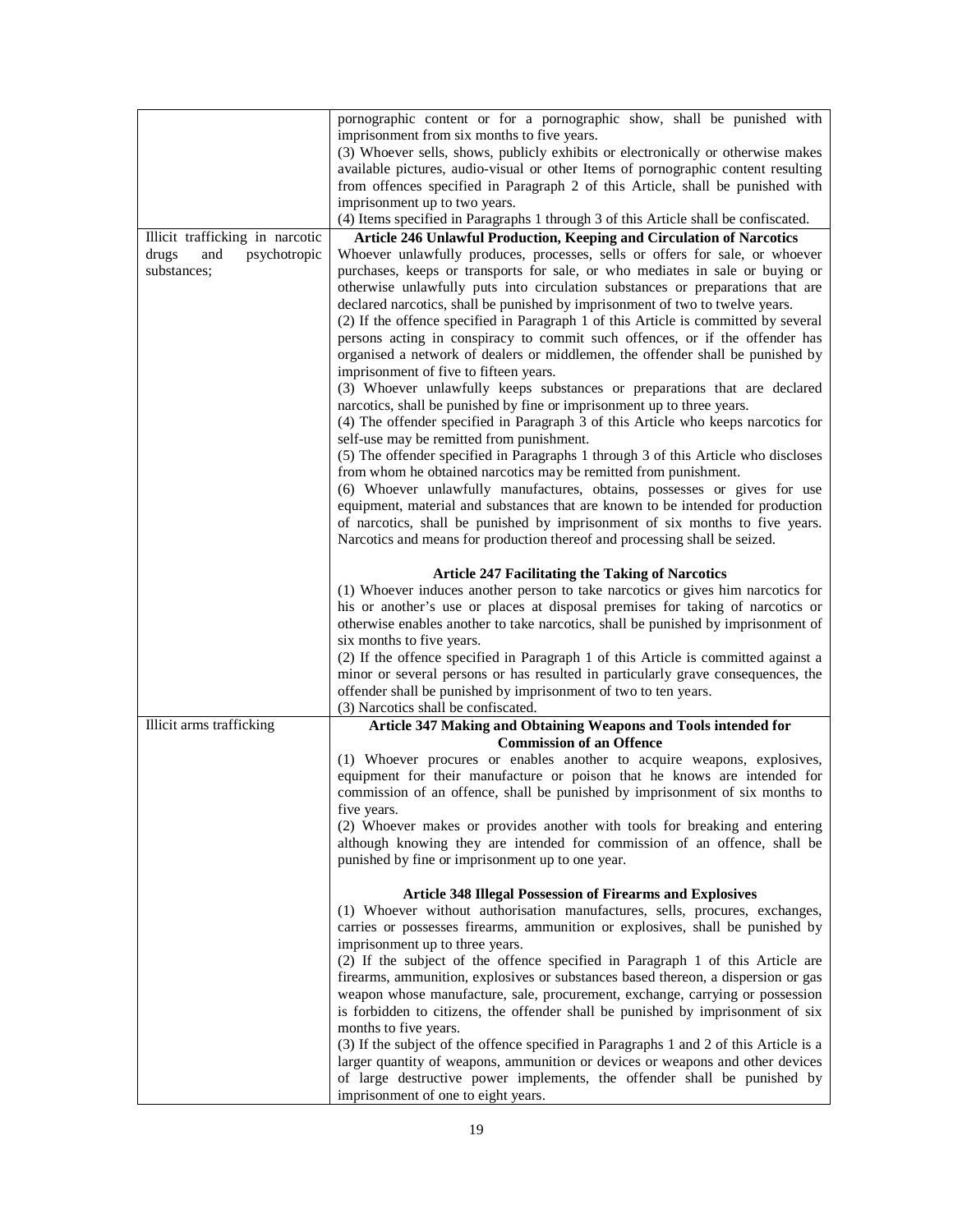| | |
|---|---|
| | pornographic content or for a pornographic show, shall be punished with imprisonment from six months to five years.<br>(3) Whoever sells, shows, publicly exhibits or electronically or otherwise makes available pictures, audio-visual or other Items of pornographic content resulting from offences specified in Paragraph 2 of this Article, shall be punished with imprisonment up to two years.<br>(4) Items specified in Paragraphs 1 through 3 of this Article shall be confiscated. |
| Illicit trafficking in narcotic drugs and psychotropic substances; | **Article 246 Unlawful Production, Keeping and Circulation of Narcotics**<br>Whoever unlawfully produces, processes, sells or offers for sale, or whoever purchases, keeps or transports for sale, or who mediates in sale or buying or otherwise unlawfully puts into circulation substances or preparations that are declared narcotics, shall be punished by imprisonment of two to twelve years.<br>(2) If the offence specified in Paragraph 1 of this Article is committed by several persons acting in conspiracy to commit such offences, or if the offender has organised a network of dealers or middlemen, the offender shall be punished by imprisonment of five to fifteen years.<br>(3) Whoever unlawfully keeps substances or preparations that are declared narcotics, shall be punished by fine or imprisonment up to three years.<br>(4) The offender specified in Paragraph 3 of this Article who keeps narcotics for self-use may be remitted from punishment.<br>(5) The offender specified in Paragraphs 1 through 3 of this Article who discloses from whom he obtained narcotics may be remitted from punishment.<br>(6) Whoever unlawfully manufactures, obtains, possesses or gives for use equipment, material and substances that are known to be intended for production of narcotics, shall be punished by imprisonment of six months to five years. Narcotics and means for production thereof and processing shall be seized.<br><br>**Article 247 Facilitating the Taking of Narcotics**<br>(1) Whoever induces another person to take narcotics or gives him narcotics for his or another's use or places at disposal premises for taking of narcotics or otherwise enables another to take narcotics, shall be punished by imprisonment of six months to five years.<br>(2) If the offence specified in Paragraph 1 of this Article is committed against a minor or several persons or has resulted in particularly grave consequences, the offender shall be punished by imprisonment of two to ten years.<br>(3) Narcotics shall be confiscated. |
| Illicit arms trafficking | **Article 347 Making and Obtaining Weapons and Tools intended for Commission of an Offence**<br>(1) Whoever procures or enables another to acquire weapons, explosives, equipment for their manufacture or poison that he knows are intended for commission of an offence, shall be punished by imprisonment of six months to five years.<br>(2) Whoever makes or provides another with tools for breaking and entering although knowing they are intended for commission of an offence, shall be punished by fine or imprisonment up to one year.<br><br>**Article 348 Illegal Possession of Firearms and Explosives**<br>(1) Whoever without authorisation manufactures, sells, procures, exchanges, carries or possesses firearms, ammunition or explosives, shall be punished by imprisonment up to three years.<br>(2) If the subject of the offence specified in Paragraph 1 of this Article are firearms, ammunition, explosives or substances based thereon, a dispersion or gas weapon whose manufacture, sale, procurement, exchange, carrying or possession is forbidden to citizens, the offender shall be punished by imprisonment of six months to five years.<br>(3) If the subject of the offence specified in Paragraphs 1 and 2 of this Article is a larger quantity of weapons, ammunition or devices or weapons and other devices of large destructive power implements, the offender shall be punished by imprisonment of one to eight years. |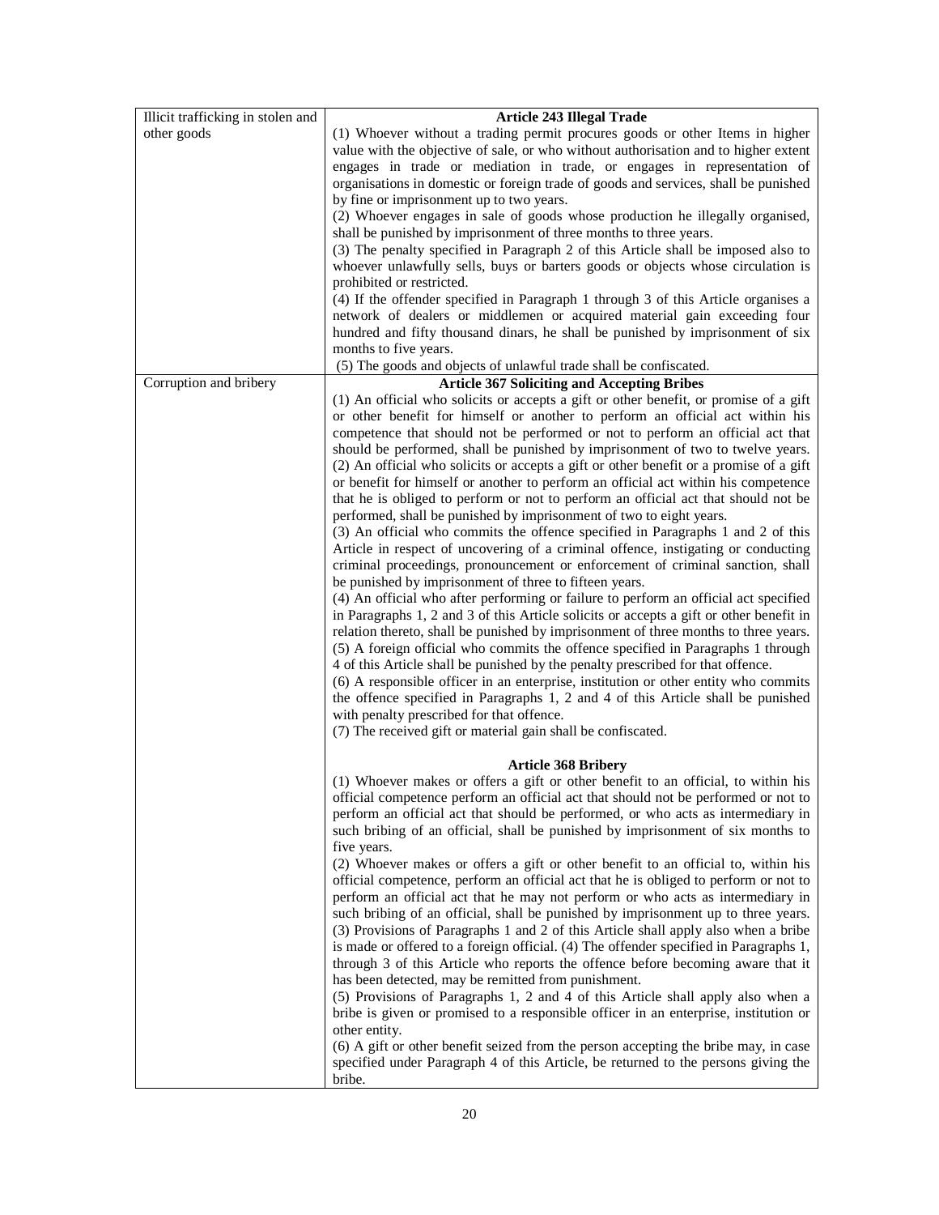| | |
|---|---|
| Illicit trafficking in stolen and other goods | **Article 243 Illegal Trade**<br>(1) Whoever without a trading permit procures goods or other Items in higher value with the objective of sale, or who without authorisation and to higher extent engages in trade or mediation in trade, or engages in representation of organisations in domestic or foreign trade of goods and services, shall be punished by fine or imprisonment up to two years.<br>(2) Whoever engages in sale of goods whose production he illegally organised, shall be punished by imprisonment of three months to three years.<br>(3) The penalty specified in Paragraph 2 of this Article shall be imposed also to whoever unlawfully sells, buys or barters goods or objects whose circulation is prohibited or restricted.<br>(4) If the offender specified in Paragraph 1 through 3 of this Article organises a network of dealers or middlemen or acquired material gain exceeding four hundred and fifty thousand dinars, he shall be punished by imprisonment of six months to five years.<br>(5) The goods and objects of unlawful trade shall be confiscated. |
| Corruption and bribery | **Article 367 Soliciting and Accepting Bribes**<br>(1) An official who solicits or accepts a gift or other benefit, or promise of a gift or other benefit for himself or another to perform an official act within his competence that should not be performed or not to perform an official act that should be performed, shall be punished by imprisonment of two to twelve years.<br>(2) An official who solicits or accepts a gift or other benefit or a promise of a gift or benefit for himself or another to perform an official act within his competence that he is obliged to perform or not to perform an official act that should not be performed, shall be punished by imprisonment of two to eight years.<br>(3) An official who commits the offence specified in Paragraphs 1 and 2 of this Article in respect of uncovering of a criminal offence, instigating or conducting criminal proceedings, pronouncement or enforcement of criminal sanction, shall be punished by imprisonment of three to fifteen years.<br>(4) An official who after performing or failure to perform an official act specified in Paragraphs 1, 2 and 3 of this Article solicits or accepts a gift or other benefit in relation thereto, shall be punished by imprisonment of three months to three years.<br>(5) A foreign official who commits the offence specified in Paragraphs 1 through 4 of this Article shall be punished by the penalty prescribed for that offence.<br>(6) A responsible officer in an enterprise, institution or other entity who commits the offence specified in Paragraphs 1, 2 and 4 of this Article shall be punished with penalty prescribed for that offence.<br>(7) The received gift or material gain shall be confiscated.<br><br>**Article 368 Bribery**<br>(1) Whoever makes or offers a gift or other benefit to an official, to within his official competence perform an official act that should not be performed or not to perform an official act that should be performed, or who acts as intermediary in such bribing of an official, shall be punished by imprisonment of six months to five years.<br>(2) Whoever makes or offers a gift or other benefit to an official to, within his official competence, perform an official act that he is obliged to perform or not to perform an official act that he may not perform or who acts as intermediary in such bribing of an official, shall be punished by imprisonment up to three years.<br>(3) Provisions of Paragraphs 1 and 2 of this Article shall apply also when a bribe is made or offered to a foreign official. (4) The offender specified in Paragraphs 1, through 3 of this Article who reports the offence before becoming aware that it has been detected, may be remitted from punishment.<br>(5) Provisions of Paragraphs 1, 2 and 4 of this Article shall apply also when a bribe is given or promised to a responsible officer in an enterprise, institution or other entity.<br>(6) A gift or other benefit seized from the person accepting the bribe may, in case specified under Paragraph 4 of this Article, be returned to the persons giving the bribe. |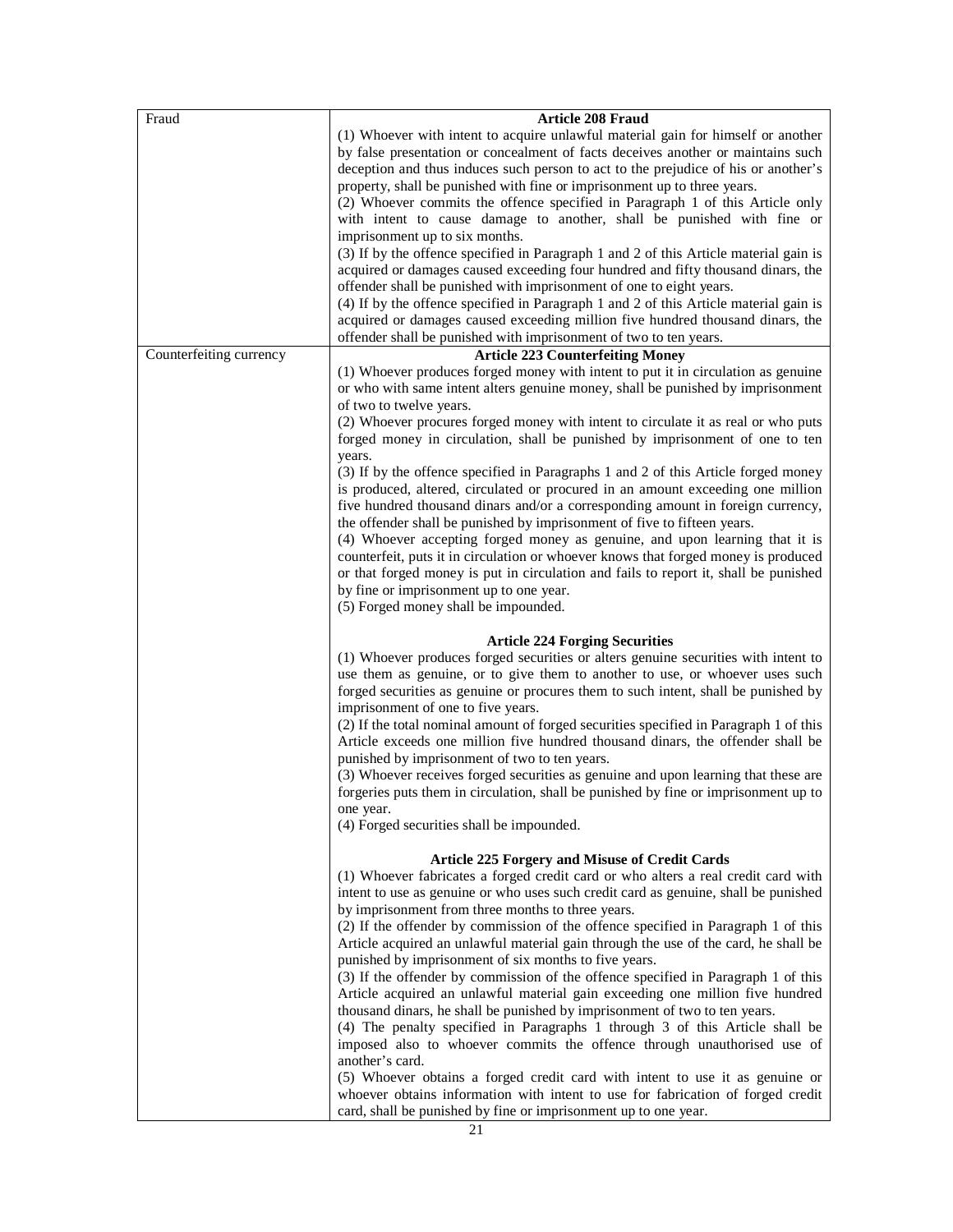| Fraud | **Article 208 Fraud**<br>(1) Whoever with intent to acquire unlawful material gain for himself or another by false presentation or concealment of facts deceives another or maintains such deception and thus induces such person to act to the prejudice of his or another's property, shall be punished with fine or imprisonment up to three years.<br>(2) Whoever commits the offence specified in Paragraph 1 of this Article only with intent to cause damage to another, shall be punished with fine or imprisonment up to six months.<br>(3) If by the offence specified in Paragraph 1 and 2 of this Article material gain is acquired or damages caused exceeding four hundred and fifty thousand dinars, the offender shall be punished with imprisonment of one to eight years.<br>(4) If by the offence specified in Paragraph 1 and 2 of this Article material gain is acquired or damages caused exceeding million five hundred thousand dinars, the offender shall be punished with imprisonment of two to ten years. |
|---|---|
| Counterfeiting currency | **Article 223 Counterfeiting Money**<br>(1) Whoever produces forged money with intent to put it in circulation as genuine or who with same intent alters genuine money, shall be punished by imprisonment of two to twelve years.<br>(2) Whoever procures forged money with intent to circulate it as real or who puts forged money in circulation, shall be punished by imprisonment of one to ten years.<br>(3) If by the offence specified in Paragraphs 1 and 2 of this Article forged money is produced, altered, circulated or procured in an amount exceeding one million five hundred thousand dinars and/or a corresponding amount in foreign currency, the offender shall be punished by imprisonment of five to fifteen years.<br>(4) Whoever accepting forged money as genuine, and upon learning that it is counterfeit, puts it in circulation or whoever knows that forged money is produced or that forged money is put in circulation and fails to report it, shall be punished by fine or imprisonment up to one year.<br>(5) Forged money shall be impounded.<br><br>**Article 224 Forging Securities**<br>(1) Whoever produces forged securities or alters genuine securities with intent to use them as genuine, or to give them to another to use, or whoever uses such forged securities as genuine or procures them to such intent, shall be punished by imprisonment of one to five years.<br>(2) If the total nominal amount of forged securities specified in Paragraph 1 of this Article exceeds one million five hundred thousand dinars, the offender shall be punished by imprisonment of two to ten years.<br>(3) Whoever receives forged securities as genuine and upon learning that these are forgeries puts them in circulation, shall be punished by fine or imprisonment up to one year.<br>(4) Forged securities shall be impounded.<br><br>**Article 225 Forgery and Misuse of Credit Cards**<br>(1) Whoever fabricates a forged credit card or who alters a real credit card with intent to use as genuine or who uses such credit card as genuine, shall be punished by imprisonment from three months to three years.<br>(2) If the offender by commission of the offence specified in Paragraph 1 of this Article acquired an unlawful material gain through the use of the card, he shall be punished by imprisonment of six months to five years.<br>(3) If the offender by commission of the offence specified in Paragraph 1 of this Article acquired an unlawful material gain exceeding one million five hundred thousand dinars, he shall be punished by imprisonment of two to ten years.<br>(4) The penalty specified in Paragraphs 1 through 3 of this Article shall be imposed also to whoever commits the offence through unauthorised use of another's card.<br>(5) Whoever obtains a forged credit card with intent to use it as genuine or whoever obtains information with intent to use for fabrication of forged credit card, shall be punished by fine or imprisonment up to one year. |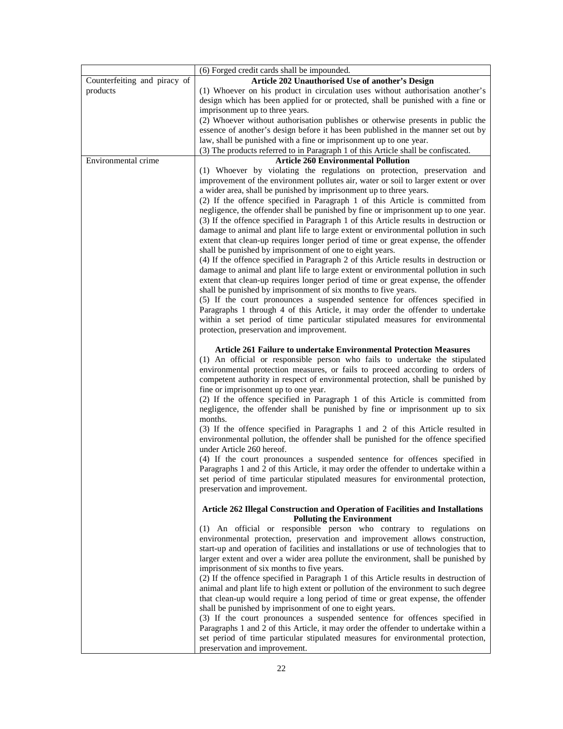| | |
|---|---|
| | (6) Forged credit cards shall be impounded. |
| Counterfeiting and piracy of products | **Article 202 Unauthorised Use of another's Design**<br>(1) Whoever on his product in circulation uses without authorisation another's design which has been applied for or protected, shall be punished with a fine or imprisonment up to three years.<br>(2) Whoever without authorisation publishes or otherwise presents in public the essence of another's design before it has been published in the manner set out by law, shall be punished with a fine or imprisonment up to one year.<br>(3) The products referred to in Paragraph 1 of this Article shall be confiscated. |
| Environmental crime | **Article 260 Environmental Pollution**<br>(1) Whoever by violating the regulations on protection, preservation and improvement of the environment pollutes air, water or soil to larger extent or over a wider area, shall be punished by imprisonment up to three years.<br>(2) If the offence specified in Paragraph 1 of this Article is committed from negligence, the offender shall be punished by fine or imprisonment up to one year.<br>(3) If the offence specified in Paragraph 1 of this Article results in destruction or damage to animal and plant life to large extent or environmental pollution in such extent that clean-up requires longer period of time or great expense, the offender shall be punished by imprisonment of one to eight years.<br>(4) If the offence specified in Paragraph 2 of this Article results in destruction or damage to animal and plant life to large extent or environmental pollution in such extent that clean-up requires longer period of time or great expense, the offender shall be punished by imprisonment of six months to five years.<br>(5) If the court pronounces a suspended sentence for offences specified in Paragraphs 1 through 4 of this Article, it may order the offender to undertake within a set period of time particular stipulated measures for environmental protection, preservation and improvement.<br><br>**Article 261 Failure to undertake Environmental Protection Measures**<br>(1) An official or responsible person who fails to undertake the stipulated environmental protection measures, or fails to proceed according to orders of competent authority in respect of environmental protection, shall be punished by fine or imprisonment up to one year.<br>(2) If the offence specified in Paragraph 1 of this Article is committed from negligence, the offender shall be punished by fine or imprisonment up to six months.<br>(3) If the offence specified in Paragraphs 1 and 2 of this Article resulted in environmental pollution, the offender shall be punished for the offence specified under Article 260 hereof.<br>(4) If the court pronounces a suspended sentence for offences specified in Paragraphs 1 and 2 of this Article, it may order the offender to undertake within a set period of time particular stipulated measures for environmental protection, preservation and improvement.<br><br>**Article 262 Illegal Construction and Operation of Facilities and Installations Polluting the Environment**<br>(1) An official or responsible person who contrary to regulations on environmental protection, preservation and improvement allows construction, start-up and operation of facilities and installations or use of technologies that to larger extent and over a wider area pollute the environment, shall be punished by imprisonment of six months to five years.<br>(2) If the offence specified in Paragraph 1 of this Article results in destruction of animal and plant life to high extent or pollution of the environment to such degree that clean-up would require a long period of time or great expense, the offender shall be punished by imprisonment of one to eight years.<br>(3) If the court pronounces a suspended sentence for offences specified in Paragraphs 1 and 2 of this Article, it may order the offender to undertake within a set period of time particular stipulated measures for environmental protection, preservation and improvement. |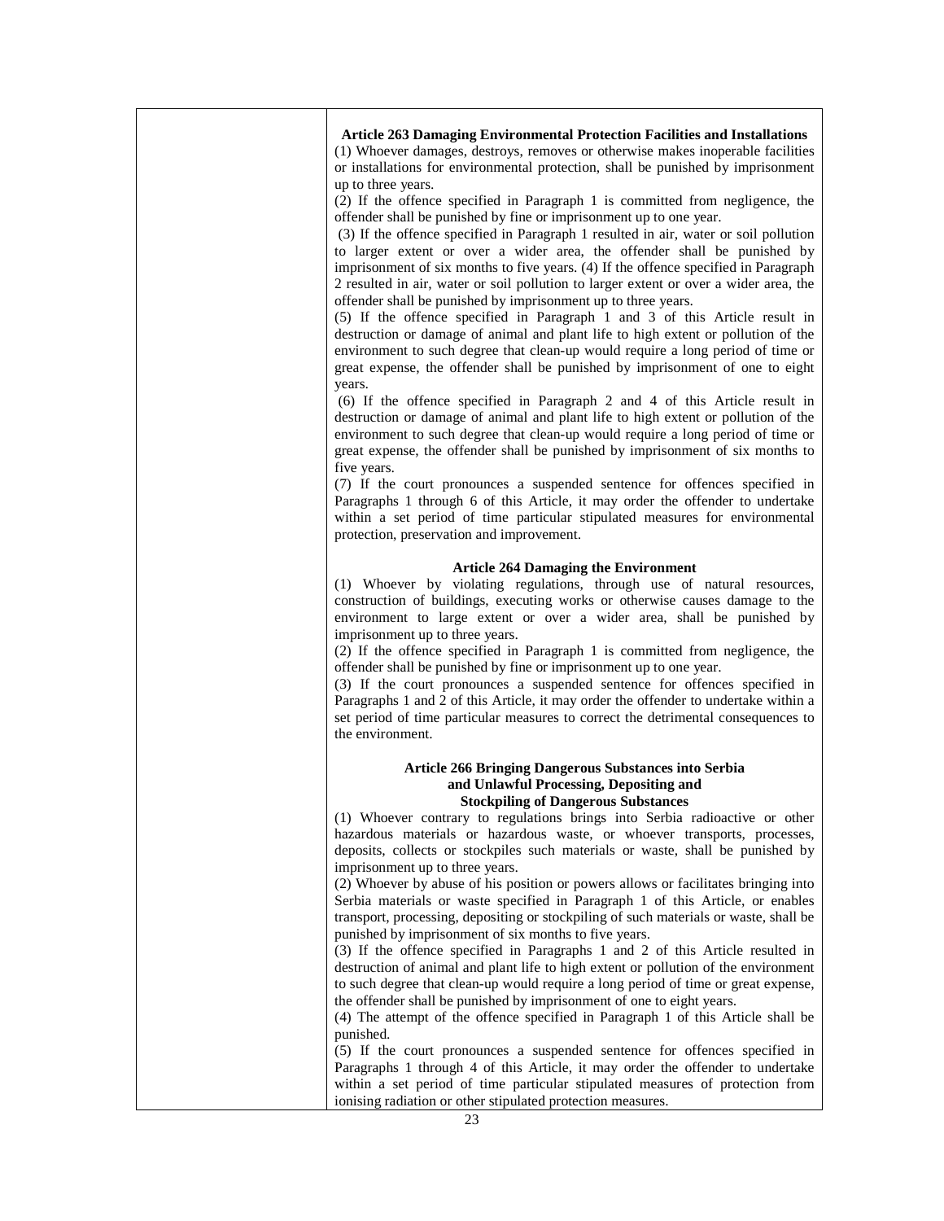**Article 263 Damaging Environmental Protection Facilities and Installations**

(1) Whoever damages, destroys, removes or otherwise makes inoperable facilities or installations for environmental protection, shall be punished by imprisonment up to three years.

(2) If the offence specified in Paragraph 1 is committed from negligence, the offender shall be punished by fine or imprisonment up to one year.

(3) If the offence specified in Paragraph 1 resulted in air, water or soil pollution to larger extent or over a wider area, the offender shall be punished by imprisonment of six months to five years. (4) If the offence specified in Paragraph 2 resulted in air, water or soil pollution to larger extent or over a wider area, the offender shall be punished by imprisonment up to three years.

(5) If the offence specified in Paragraph 1 and 3 of this Article result in destruction or damage of animal and plant life to high extent or pollution of the environment to such degree that clean-up would require a long period of time or great expense, the offender shall be punished by imprisonment of one to eight years.

(6) If the offence specified in Paragraph 2 and 4 of this Article result in destruction or damage of animal and plant life to high extent or pollution of the environment to such degree that clean-up would require a long period of time or great expense, the offender shall be punished by imprisonment of six months to five years.

(7) If the court pronounces a suspended sentence for offences specified in Paragraphs 1 through 6 of this Article, it may order the offender to undertake within a set period of time particular stipulated measures for environmental protection, preservation and improvement.

**Article 264 Damaging the Environment**

(1) Whoever by violating regulations, through use of natural resources, construction of buildings, executing works or otherwise causes damage to the environment to large extent or over a wider area, shall be punished by imprisonment up to three years.

(2) If the offence specified in Paragraph 1 is committed from negligence, the offender shall be punished by fine or imprisonment up to one year.

(3) If the court pronounces a suspended sentence for offences specified in Paragraphs 1 and 2 of this Article, it may order the offender to undertake within a set period of time particular measures to correct the detrimental consequences to the environment.

**Article 266 Bringing Dangerous Substances into Serbia and Unlawful Processing, Depositing and Stockpiling of Dangerous Substances**

(1) Whoever contrary to regulations brings into Serbia radioactive or other hazardous materials or hazardous waste, or whoever transports, processes, deposits, collects or stockpiles such materials or waste, shall be punished by imprisonment up to three years.

(2) Whoever by abuse of his position or powers allows or facilitates bringing into Serbia materials or waste specified in Paragraph 1 of this Article, or enables transport, processing, depositing or stockpiling of such materials or waste, shall be punished by imprisonment of six months to five years.

(3) If the offence specified in Paragraphs 1 and 2 of this Article resulted in destruction of animal and plant life to high extent or pollution of the environment to such degree that clean-up would require a long period of time or great expense, the offender shall be punished by imprisonment of one to eight years.

(4) The attempt of the offence specified in Paragraph 1 of this Article shall be punished.

(5) If the court pronounces a suspended sentence for offences specified in Paragraphs 1 through 4 of this Article, it may order the offender to undertake within a set period of time particular stipulated measures of protection from ionising radiation or other stipulated protection measures.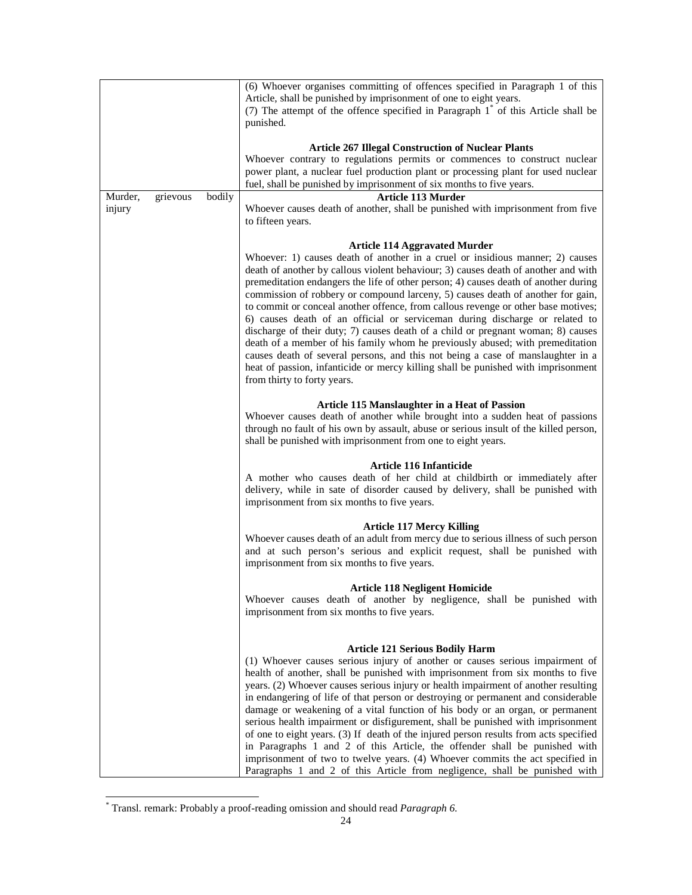| | |
|---|---|
| | (6) Whoever organises committing of offences specified in Paragraph 1 of this Article, shall be punished by imprisonment of one to eight years.<br>(7) The attempt of the offence specified in Paragraph 1* of this Article shall be punished.<br><br>**Article 267 Illegal Construction of Nuclear Plants**<br>Whoever contrary to regulations permits or commences to construct nuclear power plant, a nuclear fuel production plant or processing plant for used nuclear fuel, shall be punished by imprisonment of six months to five years. |
| Murder, grievous bodily injury | **Article 113 Murder**<br>Whoever causes death of another, shall be punished with imprisonment from five to fifteen years.<br><br>**Article 114 Aggravated Murder**<br>Whoever: 1) causes death of another in a cruel or insidious manner; 2) causes death of another by callous violent behaviour; 3) causes death of another and with premeditation endangers the life of other person; 4) causes death of another during commission of robbery or compound larceny, 5) causes death of another for gain, to commit or conceal another offence, from callous revenge or other base motives; 6) causes death of an official or serviceman during discharge or related to discharge of their duty; 7) causes death of a child or pregnant woman; 8) causes death of a member of his family whom he previously abused; with premeditation causes death of several persons, and this not being a case of manslaughter in a heat of passion, infanticide or mercy killing shall be punished with imprisonment from thirty to forty years.<br><br>**Article 115 Manslaughter in a Heat of Passion**<br>Whoever causes death of another while brought into a sudden heat of passions through no fault of his own by assault, abuse or serious insult of the killed person, shall be punished with imprisonment from one to eight years.<br><br>**Article 116 Infanticide**<br>A mother who causes death of her child at childbirth or immediately after delivery, while in sate of disorder caused by delivery, shall be punished with imprisonment from six months to five years.<br><br>**Article 117 Mercy Killing**<br>Whoever causes death of an adult from mercy due to serious illness of such person and at such person's serious and explicit request, shall be punished with imprisonment from six months to five years.<br><br>**Article 118 Negligent Homicide**<br>Whoever causes death of another by negligence, shall be punished with imprisonment from six months to five years.<br><br>**Article 121 Serious Bodily Harm**<br>(1) Whoever causes serious injury of another or causes serious impairment of health of another, shall be punished with imprisonment from six months to five years. (2) Whoever causes serious injury or health impairment of another resulting in endangering of life of that person or destroying or permanent and considerable damage or weakening of a vital function of his body or an organ, or permanent serious health impairment or disfigurement, shall be punished with imprisonment of one to eight years. (3) If death of the injured person results from acts specified in Paragraphs 1 and 2 of this Article, the offender shall be punished with imprisonment of two to twelve years. (4) Whoever commits the act specified in Paragraphs 1 and 2 of this Article from negligence, shall be punished with |

* Transl. remark: Probably a proof-reading omission and should read *Paragraph 6*.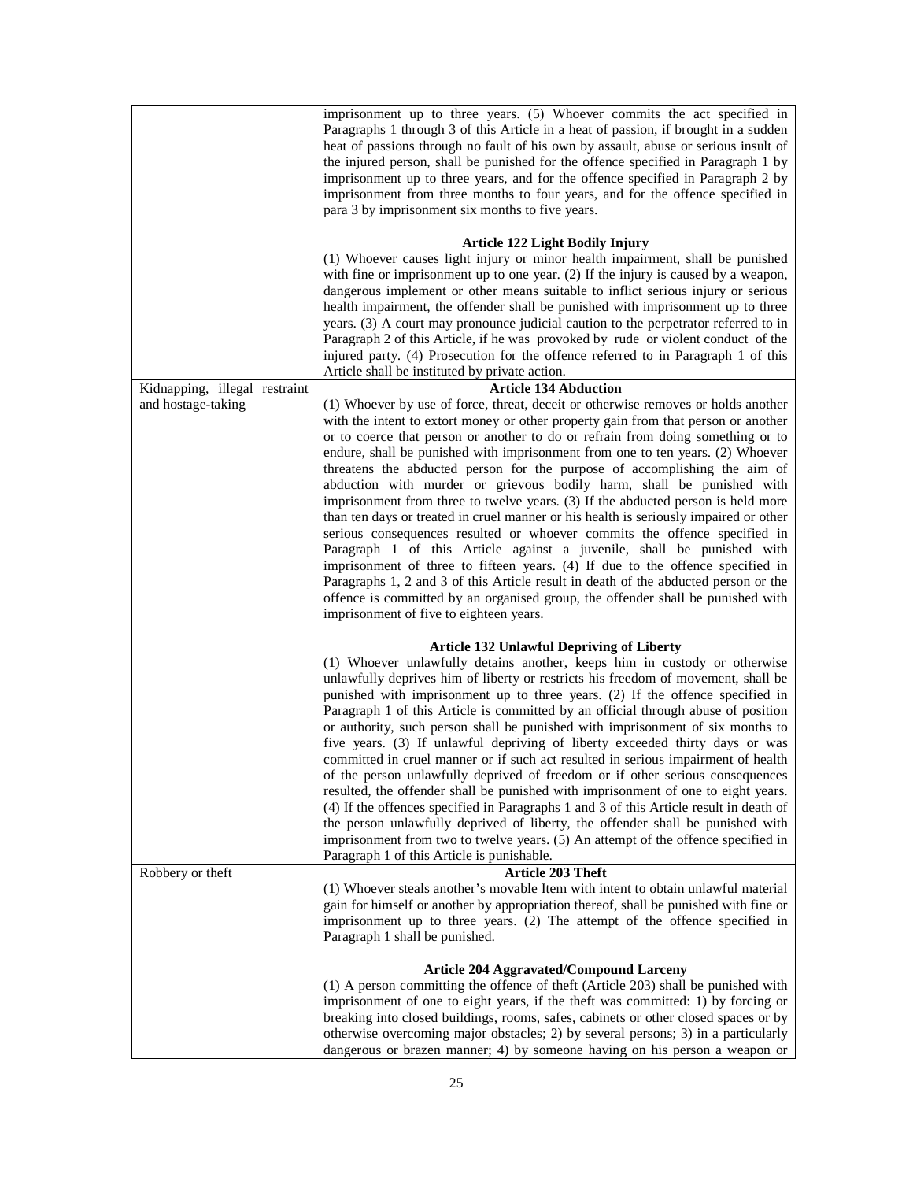| | |
|---|---|
| | imprisonment up to three years. (5) Whoever commits the act specified in Paragraphs 1 through 3 of this Article in a heat of passion, if brought in a sudden heat of passions through no fault of his own by assault, abuse or serious insult of the injured person, shall be punished for the offence specified in Paragraph 1 by imprisonment up to three years, and for the offence specified in Paragraph 2 by imprisonment from three months to four years, and for the offence specified in para 3 by imprisonment six months to five years.<br><br>**Article 122 Light Bodily Injury**<br>(1) Whoever causes light injury or minor health impairment, shall be punished with fine or imprisonment up to one year. (2) If the injury is caused by a weapon, dangerous implement or other means suitable to inflict serious injury or serious health impairment, the offender shall be punished with imprisonment up to three years. (3) A court may pronounce judicial caution to the perpetrator referred to in Paragraph 2 of this Article, if he was provoked by rude or violent conduct of the injured party. (4) Prosecution for the offence referred to in Paragraph 1 of this Article shall be instituted by private action. |
| Kidnapping, illegal restraint and hostage-taking | **Article 134 Abduction**<br>(1) Whoever by use of force, threat, deceit or otherwise removes or holds another with the intent to extort money or other property gain from that person or another or to coerce that person or another to do or refrain from doing something or to endure, shall be punished with imprisonment from one to ten years. (2) Whoever threatens the abducted person for the purpose of accomplishing the aim of abduction with murder or grievous bodily harm, shall be punished with imprisonment from three to twelve years. (3) If the abducted person is held more than ten days or treated in cruel manner or his health is seriously impaired or other serious consequences resulted or whoever commits the offence specified in Paragraph 1 of this Article against a juvenile, shall be punished with imprisonment of three to fifteen years. (4) If due to the offence specified in Paragraphs 1, 2 and 3 of this Article result in death of the abducted person or the offence is committed by an organised group, the offender shall be punished with imprisonment of five to eighteen years.<br><br>**Article 132 Unlawful Depriving of Liberty**<br>(1) Whoever unlawfully detains another, keeps him in custody or otherwise unlawfully deprives him of liberty or restricts his freedom of movement, shall be punished with imprisonment up to three years. (2) If the offence specified in Paragraph 1 of this Article is committed by an official through abuse of position or authority, such person shall be punished with imprisonment of six months to five years. (3) If unlawful depriving of liberty exceeded thirty days or was committed in cruel manner or if such act resulted in serious impairment of health of the person unlawfully deprived of freedom or if other serious consequences resulted, the offender shall be punished with imprisonment of one to eight years. (4) If the offences specified in Paragraphs 1 and 3 of this Article result in death of the person unlawfully deprived of liberty, the offender shall be punished with imprisonment from two to twelve years. (5) An attempt of the offence specified in Paragraph 1 of this Article is punishable. |
| Robbery or theft | **Article 203 Theft**<br>(1) Whoever steals another's movable Item with intent to obtain unlawful material gain for himself or another by appropriation thereof, shall be punished with fine or imprisonment up to three years. (2) The attempt of the offence specified in Paragraph 1 shall be punished.<br><br>**Article 204 Aggravated/Compound Larceny**<br>(1) A person committing the offence of theft (Article 203) shall be punished with imprisonment of one to eight years, if the theft was committed: 1) by forcing or breaking into closed buildings, rooms, safes, cabinets or other closed spaces or by otherwise overcoming major obstacles; 2) by several persons; 3) in a particularly dangerous or brazen manner; 4) by someone having on his person a weapon or |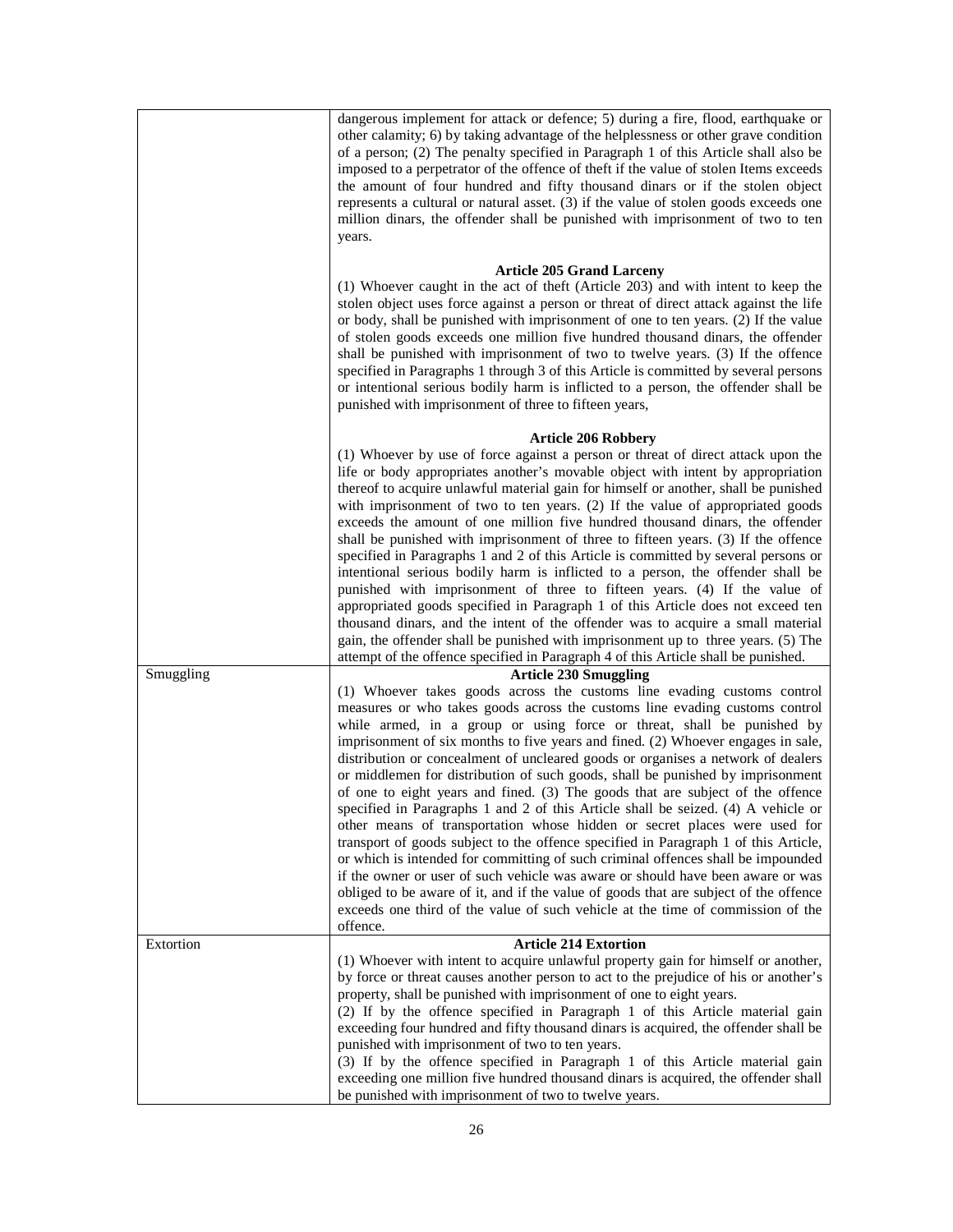| | |
|---|---|
| | dangerous implement for attack or defence; 5) during a fire, flood, earthquake or other calamity; 6) by taking advantage of the helplessness or other grave condition of a person; (2) The penalty specified in Paragraph 1 of this Article shall also be imposed to a perpetrator of the offence of theft if the value of stolen Items exceeds the amount of four hundred and fifty thousand dinars or if the stolen object represents a cultural or natural asset. (3) if the value of stolen goods exceeds one million dinars, the offender shall be punished with imprisonment of two to ten years.<br><br>**Article 205 Grand Larceny**<br>(1) Whoever caught in the act of theft (Article 203) and with intent to keep the stolen object uses force against a person or threat of direct attack against the life or body, shall be punished with imprisonment of one to ten years. (2) If the value of stolen goods exceeds one million five hundred thousand dinars, the offender shall be punished with imprisonment of two to twelve years. (3) If the offence specified in Paragraphs 1 through 3 of this Article is committed by several persons or intentional serious bodily harm is inflicted to a person, the offender shall be punished with imprisonment of three to fifteen years,<br><br>**Article 206 Robbery**<br>(1) Whoever by use of force against a person or threat of direct attack upon the life or body appropriates another's movable object with intent by appropriation thereof to acquire unlawful material gain for himself or another, shall be punished with imprisonment of two to ten years. (2) If the value of appropriated goods exceeds the amount of one million five hundred thousand dinars, the offender shall be punished with imprisonment of three to fifteen years. (3) If the offence specified in Paragraphs 1 and 2 of this Article is committed by several persons or intentional serious bodily harm is inflicted to a person, the offender shall be punished with imprisonment of three to fifteen years. (4) If the value of appropriated goods specified in Paragraph 1 of this Article does not exceed ten thousand dinars, and the intent of the offender was to acquire a small material gain, the offender shall be punished with imprisonment up to three years. (5) The attempt of the offence specified in Paragraph 4 of this Article shall be punished. |
| Smuggling | **Article 230 Smuggling**<br>(1) Whoever takes goods across the customs line evading customs control measures or who takes goods across the customs line evading customs control while armed, in a group or using force or threat, shall be punished by imprisonment of six months to five years and fined. (2) Whoever engages in sale, distribution or concealment of uncleared goods or organises a network of dealers or middlemen for distribution of such goods, shall be punished by imprisonment of one to eight years and fined. (3) The goods that are subject of the offence specified in Paragraphs 1 and 2 of this Article shall be seized. (4) A vehicle or other means of transportation whose hidden or secret places were used for transport of goods subject to the offence specified in Paragraph 1 of this Article, or which is intended for committing of such criminal offences shall be impounded if the owner or user of such vehicle was aware or should have been aware or was obliged to be aware of it, and if the value of goods that are subject of the offence exceeds one third of the value of such vehicle at the time of commission of the offence. |
| Extortion | **Article 214 Extortion**<br>(1) Whoever with intent to acquire unlawful property gain for himself or another, by force or threat causes another person to act to the prejudice of his or another's property, shall be punished with imprisonment of one to eight years.<br>(2) If by the offence specified in Paragraph 1 of this Article material gain exceeding four hundred and fifty thousand dinars is acquired, the offender shall be punished with imprisonment of two to ten years.<br>(3) If by the offence specified in Paragraph 1 of this Article material gain exceeding one million five hundred thousand dinars is acquired, the offender shall be punished with imprisonment of two to twelve years. |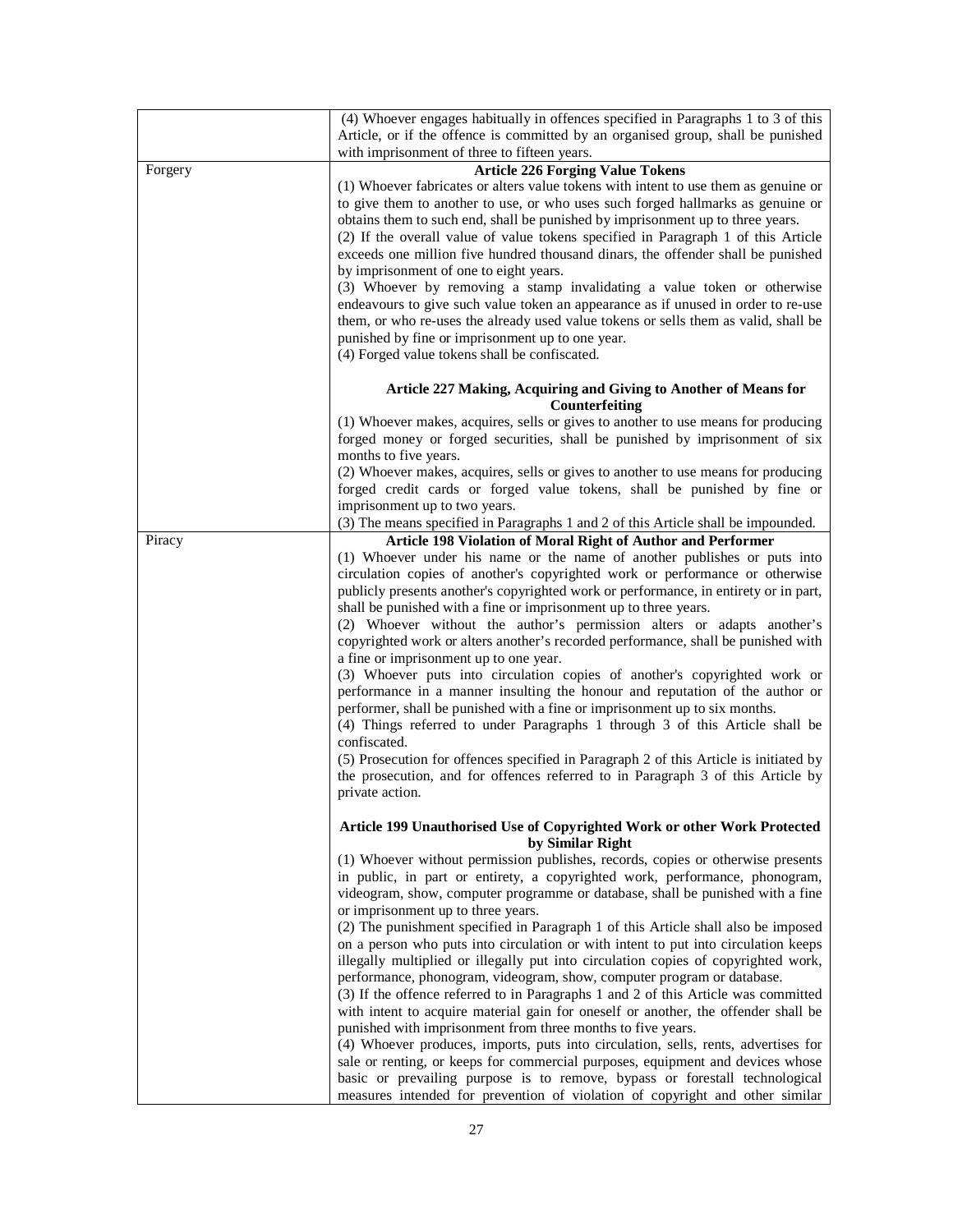| | |
|---|---|
| | (4) Whoever engages habitually in offences specified in Paragraphs 1 to 3 of this Article, or if the offence is committed by an organised group, shall be punished with imprisonment of three to fifteen years. |
| Forgery | **Article 226 Forging Value Tokens**<br>(1) Whoever fabricates or alters value tokens with intent to use them as genuine or to give them to another to use, or who uses such forged hallmarks as genuine or obtains them to such end, shall be punished by imprisonment up to three years.<br>(2) If the overall value of value tokens specified in Paragraph 1 of this Article exceeds one million five hundred thousand dinars, the offender shall be punished by imprisonment of one to eight years.<br>(3) Whoever by removing a stamp invalidating a value token or otherwise endeavours to give such value token an appearance as if unused in order to re-use them, or who re-uses the already used value tokens or sells them as valid, shall be punished by fine or imprisonment up to one year.<br>(4) Forged value tokens shall be confiscated.<br><br>**Article 227 Making, Acquiring and Giving to Another of Means for Counterfeiting**<br>(1) Whoever makes, acquires, sells or gives to another to use means for producing forged money or forged securities, shall be punished by imprisonment of six months to five years.<br>(2) Whoever makes, acquires, sells or gives to another to use means for producing forged credit cards or forged value tokens, shall be punished by fine or imprisonment up to two years.<br>(3) The means specified in Paragraphs 1 and 2 of this Article shall be impounded. |
| Piracy | **Article 198 Violation of Moral Right of Author and Performer**<br>(1) Whoever under his name or the name of another publishes or puts into circulation copies of another's copyrighted work or performance or otherwise publicly presents another's copyrighted work or performance, in entirety or in part, shall be punished with a fine or imprisonment up to three years.<br>(2) Whoever without the author's permission alters or adapts another's copyrighted work or alters another's recorded performance, shall be punished with a fine or imprisonment up to one year.<br>(3) Whoever puts into circulation copies of another's copyrighted work or performance in a manner insulting the honour and reputation of the author or performer, shall be punished with a fine or imprisonment up to six months.<br>(4) Things referred to under Paragraphs 1 through 3 of this Article shall be confiscated.<br>(5) Prosecution for offences specified in Paragraph 2 of this Article is initiated by the prosecution, and for offences referred to in Paragraph 3 of this Article by private action.<br><br>**Article 199 Unauthorised Use of Copyrighted Work or other Work Protected by Similar Right**<br>(1) Whoever without permission publishes, records, copies or otherwise presents in public, in part or entirety, a copyrighted work, performance, phonogram, videogram, show, computer programme or database, shall be punished with a fine or imprisonment up to three years.<br>(2) The punishment specified in Paragraph 1 of this Article shall also be imposed on a person who puts into circulation or with intent to put into circulation keeps illegally multiplied or illegally put into circulation copies of copyrighted work, performance, phonogram, videogram, show, computer program or database.<br>(3) If the offence referred to in Paragraphs 1 and 2 of this Article was committed with intent to acquire material gain for oneself or another, the offender shall be punished with imprisonment from three months to five years.<br>(4) Whoever produces, imports, puts into circulation, sells, rents, advertises for sale or renting, or keeps for commercial purposes, equipment and devices whose basic or prevailing purpose is to remove, bypass or forestall technological measures intended for prevention of violation of copyright and other similar |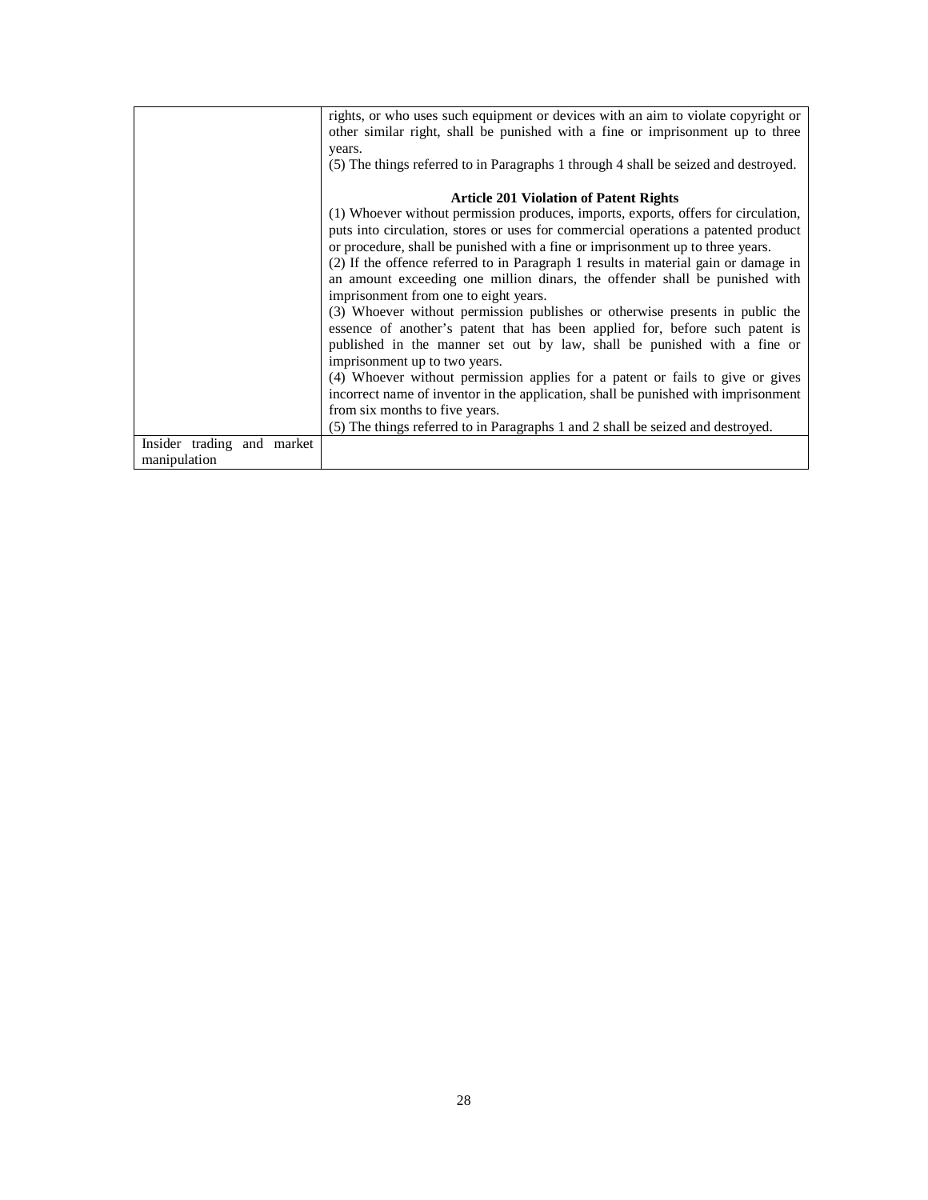| | |
|---|---|
| | rights, or who uses such equipment or devices with an aim to violate copyright or other similar right, shall be punished with a fine or imprisonment up to three years.<br>(5) The things referred to in Paragraphs 1 through 4 shall be seized and destroyed.<br><br>**Article 201 Violation of Patent Rights**<br>(1) Whoever without permission produces, imports, exports, offers for circulation, puts into circulation, stores or uses for commercial operations a patented product or procedure, shall be punished with a fine or imprisonment up to three years.<br>(2) If the offence referred to in Paragraph 1 results in material gain or damage in an amount exceeding one million dinars, the offender shall be punished with imprisonment from one to eight years.<br>(3) Whoever without permission publishes or otherwise presents in public the essence of another's patent that has been applied for, before such patent is published in the manner set out by law, shall be punished with a fine or imprisonment up to two years.<br>(4) Whoever without permission applies for a patent or fails to give or gives incorrect name of inventor in the application, shall be punished with imprisonment from six months to five years.<br>(5) The things referred to in Paragraphs 1 and 2 shall be seized and destroyed. |
| Insider trading and market manipulation | |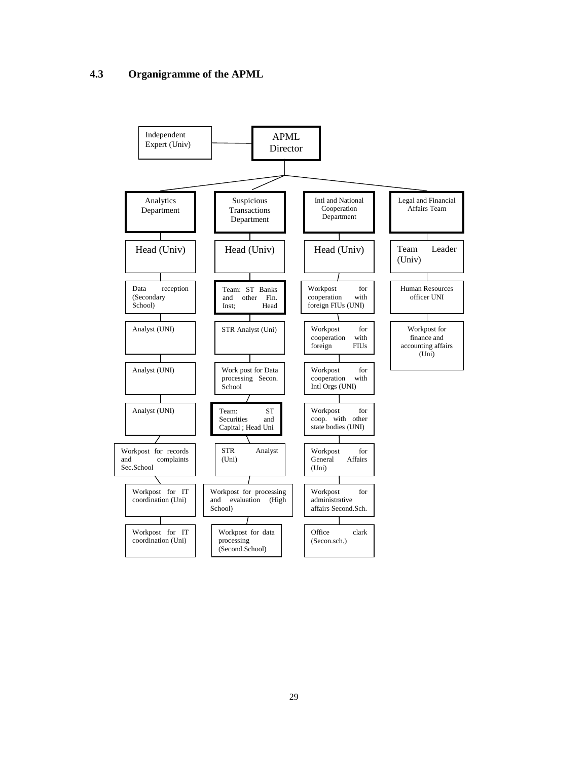### 4.3 Organigramme of the APML

Independent Expert (Univ) — APML Director

**Analytics Department**
- Head (Univ)
- Data reception (Secondary School)
- Analyst (UNI)
- Analyst (UNI)
- Analyst (UNI)
- Workpost for records and complaints Sec.School
- Workpost for IT coordination (Uni)
- Workpost for IT coordination (Uni)

**Suspicious Transactions Department**
- Head (Univ)
- Team: ST Banks and other Fin. Inst; Head
- STR Analyst (Uni)
- Work post for Data processing Secon. School
- Team: ST Securities and Capital ; Head Uni
- STR Analyst (Uni)
- Workpost for processing and evaluation (High School)
- Workpost for data processing (Second.School)

**Intl and National Cooperation Department**
- Head (Univ)
- Workpost for cooperation with foreign FIUs (UNI)
- Workpost for cooperation with foreign FIUs
- Workpost for cooperation with Intl Orgs (UNI)
- Workpost for coop. with other state bodies (UNI)
- Workpost for General Affairs (Uni)
- Workpost for administrative affairs Second.Sch.
- Office clark (Secon.sch.)

**Legal and Financial Affairs Team**
- Team Leader (Univ)
- Human Resources officer UNI
- Workpost for finance and accounting affairs (Uni)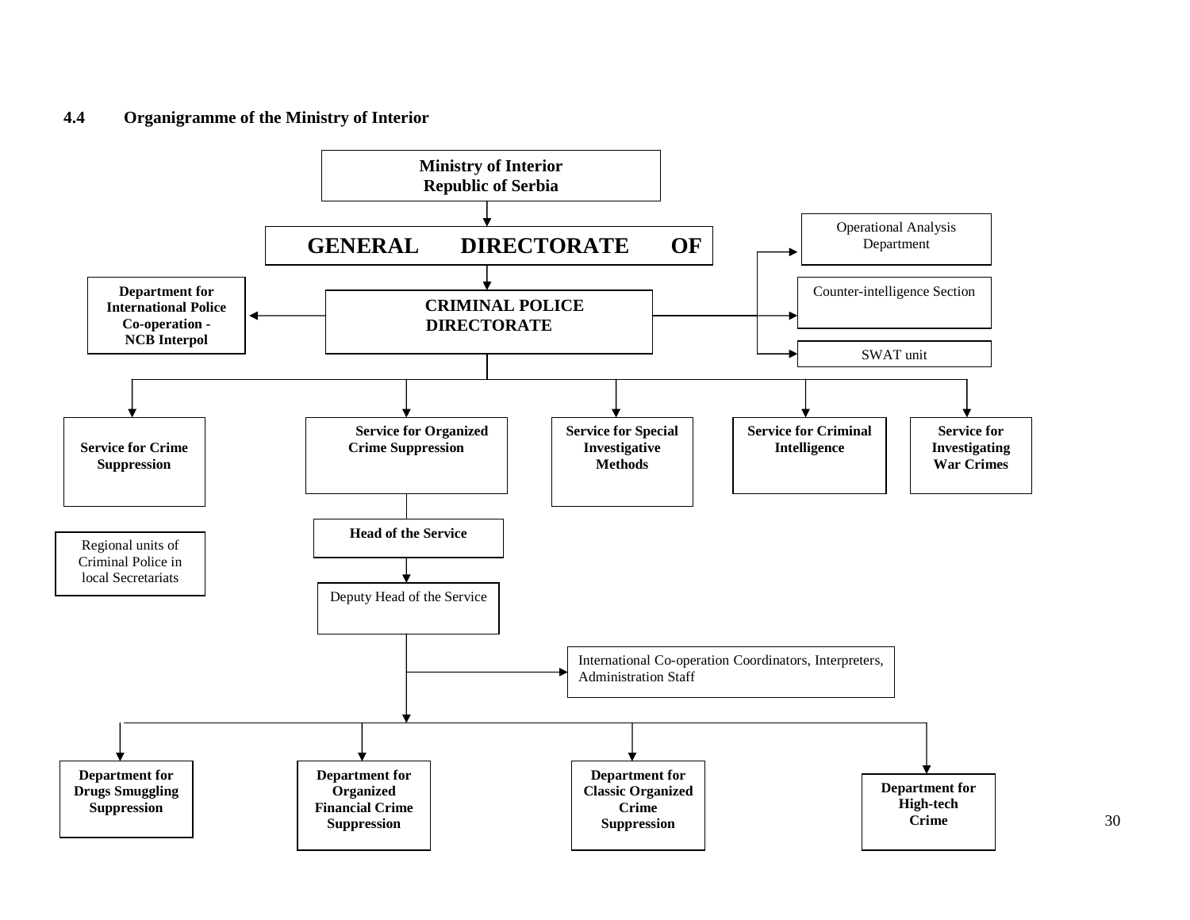## 4.4 Organigramme of the Ministry of Interior

**Ministry of Interior Republic of Serbia**

**GENERAL DIRECTORATE OF**

**CRIMINAL POLICE DIRECTORATE**

- **Department for International Police Co-operation - NCB Interpol**
- Operational Analysis Department
- Counter-intelligence Section
- SWAT unit

Services under the Criminal Police Directorate:

- **Service for Crime Suppression**
  - Regional units of Criminal Police in local Secretariats
- **Service for Organized Crime Suppression**
  - **Head of the Service**
    - Deputy Head of the Service
      - International Co-operation Coordinators, Interpreters, Administration Staff
      - **Department for Drugs Smuggling Suppression**
      - **Department for Organized Financial Crime Suppression**
      - **Department for Classic Organized Crime Suppression**
      - **Department for High-tech Crime**
- **Service for Special Investigative Methods**
- **Service for Criminal Intelligence**
- **Service for Investigating War Crimes**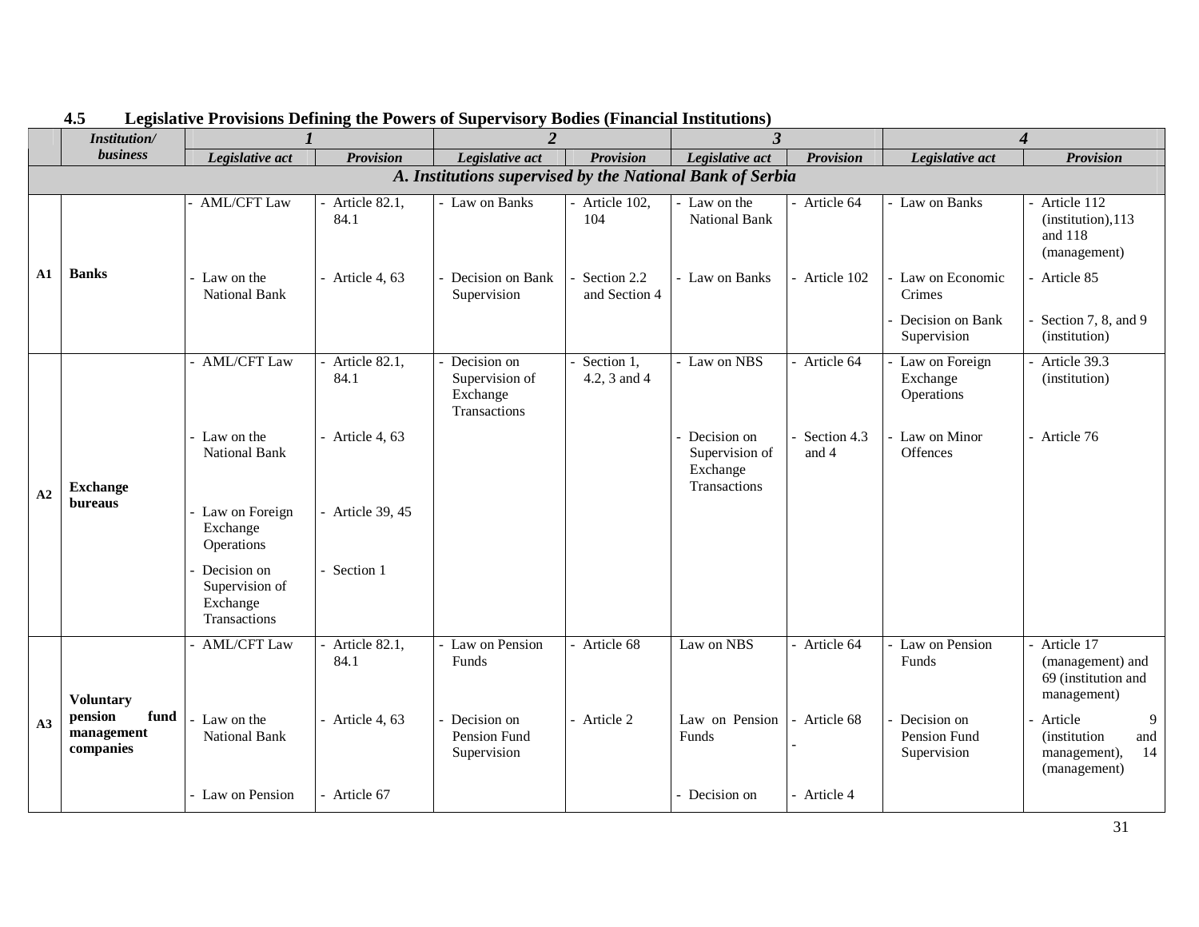### 4.5 Legislative Provisions Defining the Powers of Supervisory Bodies (Financial Institutions)

| | *Institution/ business* | *1* | | *2* | | *3* | | *4* | |
|---|---|---|---|---|---|---|---|---|---|
| | | *Legislative act* | *Provision* | *Legislative act* | *Provision* | *Legislative act* | *Provision* | *Legislative act* | *Provision* |
| ***A. Institutions supervised by the National Bank of Serbia*** | | | | | | | | | |
| **A1** | **Banks** | - AML/CFT Law<br>- Law on the National Bank | - Article 82.1, 84.1<br>- Article 4, 63 | - Law on Banks<br>- Decision on Bank Supervision | - Article 102, 104<br>- Section 2.2 and Section 4 | - Law on the National Bank<br>- Law on Banks | - Article 64<br>- Article 102 | - Law on Banks<br>- Law on Economic Crimes<br>- Decision on Bank Supervision | - Article 112 (institution),113 and 118 (management)<br>- Article 85<br>- Section 7, 8, and 9 (institution) |
| **A2** | **Exchange bureaus** | - AML/CFT Law<br>- Law on the National Bank<br>- Law on Foreign Exchange Operations<br>- Decision on Supervision of Exchange Transactions | - Article 82.1, 84.1<br>- Article 4, 63<br>- Article 39, 45<br>- Section 1 | - Decision on Supervision of Exchange Transactions | - Section 1, 4.2, 3 and 4 | - Law on NBS<br>- Decision on Supervision of Exchange Transactions | - Article 64<br>- Section 4.3 and 4 | - Law on Foreign Exchange Operations<br>- Law on Minor Offences | - Article 39.3 (institution)<br>- Article 76 |
| **A3** | **Voluntary pension fund management companies** | - AML/CFT Law<br>- Law on the National Bank<br>- Law on Pension | - Article 82.1, 84.1<br>- Article 4, 63<br>- Article 67 | - Law on Pension Funds<br>- Decision on Pension Fund Supervision | - Article 68<br>- Article 2 | Law on NBS<br>Law on Pension Funds<br>- Decision on | - Article 64<br>- Article 68<br>-<br>- Article 4 | - Law on Pension Funds<br>- Decision on Pension Fund Supervision | - Article 17 (management) and 69 (institution and management)<br>- Article 9 (institution and management), 14 (management) |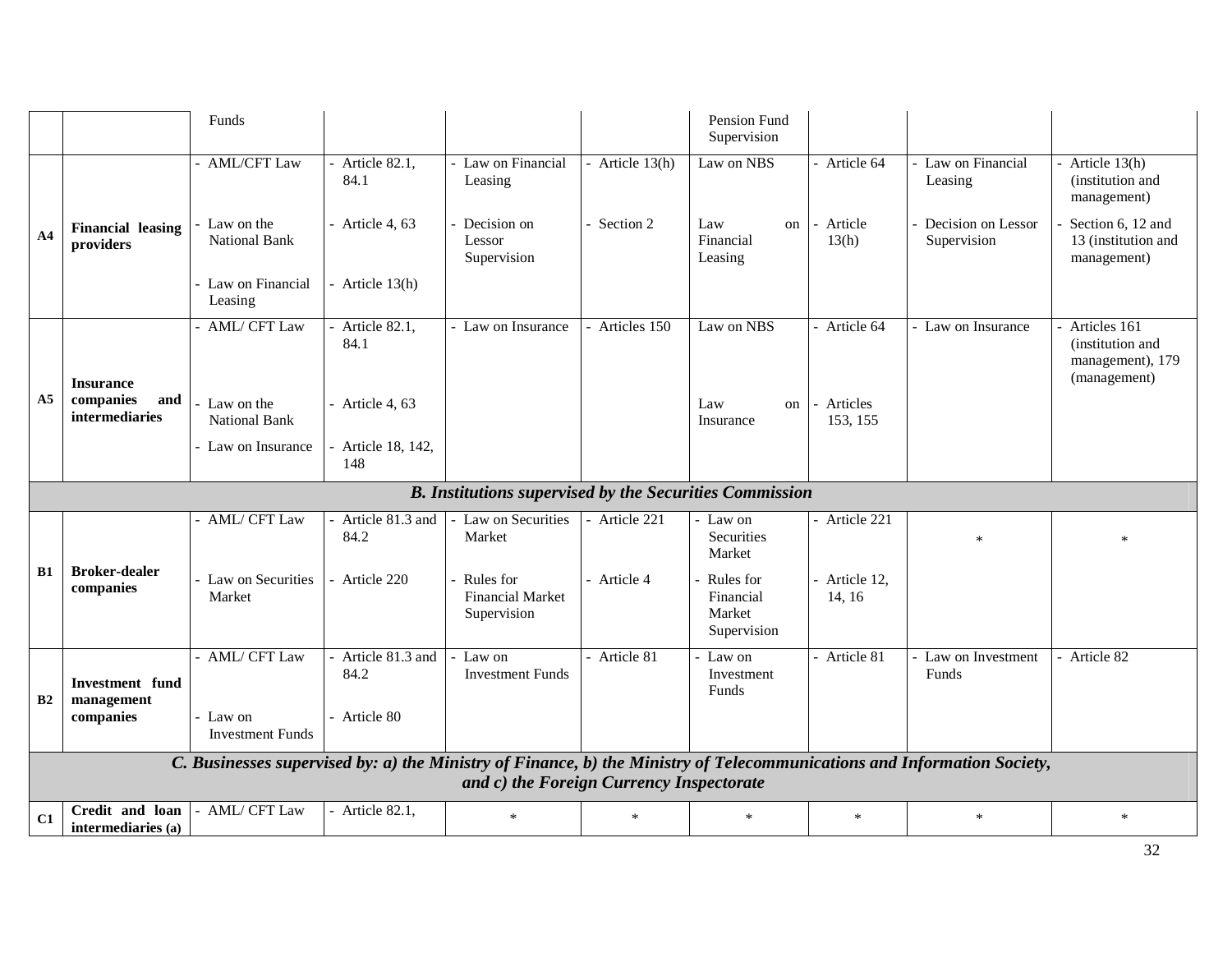| | | Funds | | | | Pension Fund Supervision | | | |
|---|---|---|---|---|---|---|---|---|---|
| A4 | **Financial leasing providers** | - AML/CFT Law<br>- Law on the National Bank<br>- Law on Financial Leasing | - Article 82.1, 84.1<br>- Article 4, 63<br>- Article 13(h) | - Law on Financial Leasing<br>- Decision on Lessor Supervision | - Article 13(h)<br>- Section 2 | Law on NBS<br>Law on Financial Leasing | - Article 64<br>- Article 13(h) | - Law on Financial Leasing<br>- Decision on Lessor Supervision | - Article 13(h) (institution and management)<br>- Section 6, 12 and 13 (institution and management) |
| A5 | **Insurance companies and intermediaries** | - AML/ CFT Law<br>- Law on the National Bank<br>- Law on Insurance | - Article 82.1, 84.1<br>- Article 4, 63<br>- Article 18, 142, 148 | - Law on Insurance | - Articles 150 | Law on NBS<br>Law on Insurance | - Article 64<br>- Articles 153, 155 | - Law on Insurance | - Articles 161 (institution and management), 179 (management) |
| ***B. Institutions supervised by the Securities Commission*** | | | | | | | | | |
| B1 | **Broker-dealer companies** | - AML/ CFT Law<br>- Law on Securities Market | - Article 81.3 and 84.2<br>- Article 220 | - Law on Securities Market<br>- Rules for Financial Market Supervision | - Article 221<br>- Article 4 | - Law on Securities Market<br>- Rules for Financial Market Supervision | - Article 221<br>- Article 12, 14, 16 | * | * |
| B2 | **Investment fund management companies** | - AML/ CFT Law<br>- Law on Investment Funds | - Article 81.3 and 84.2<br>- Article 80 | - Law on Investment Funds | - Article 81 | - Law on Investment Funds | - Article 81 | - Law on Investment Funds | - Article 82 |
| ***C. Businesses supervised by: a) the Ministry of Finance, b) the Ministry of Telecommunications and Information Society, and c) the Foreign Currency Inspectorate*** | | | | | | | | | |
| C1 | **Credit and loan intermediaries (a)** | - AML/ CFT Law | - Article 82.1, | * | * | * | * | * | * |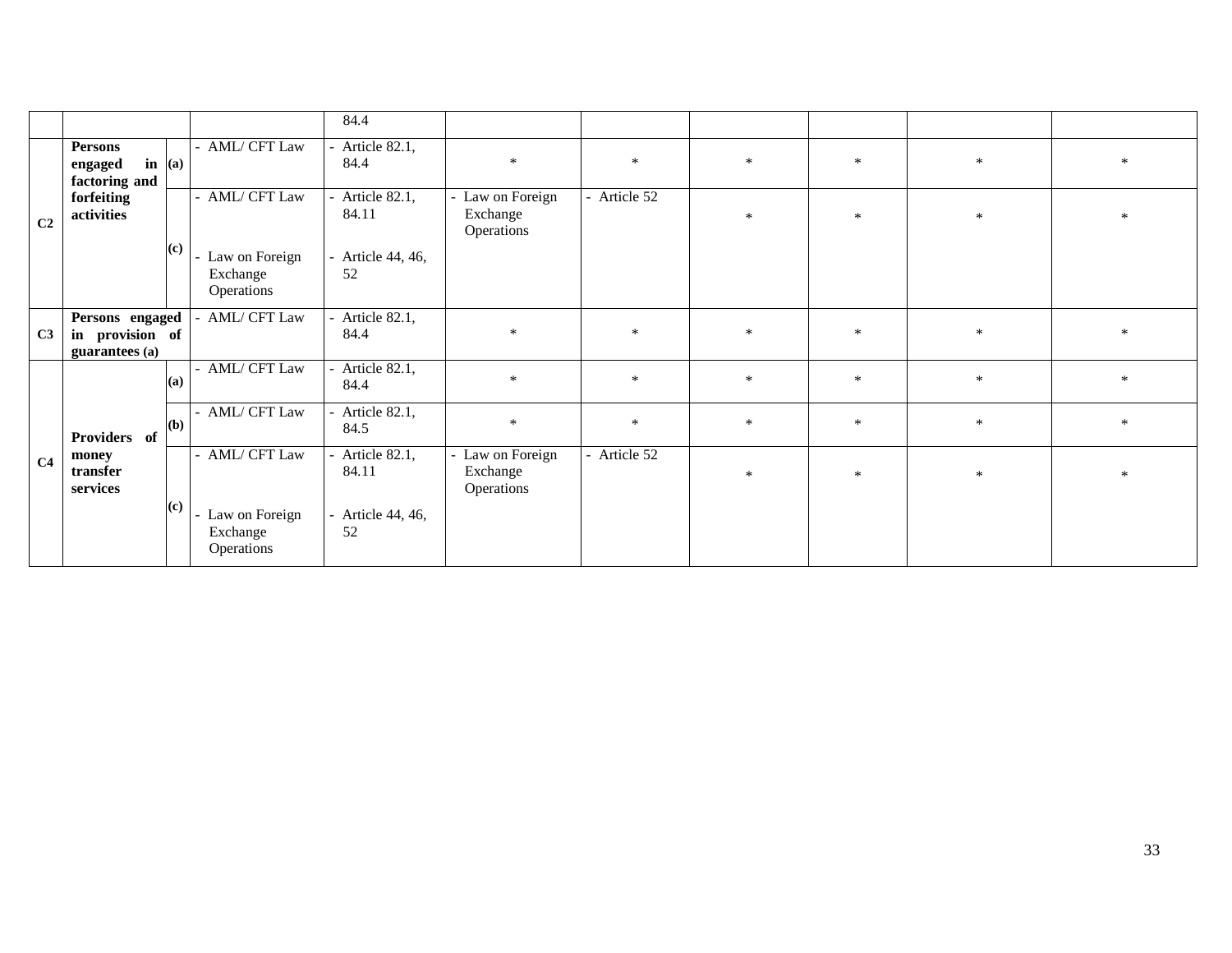| | | | | | | | | | | |
|---|---|---|---|---|---|---|---|---|---|---|
| | | | | 84.4 | | | | | | |
| C2 | Persons engaged in factoring and forfeiting activities | (a) | - AML/ CFT Law | - Article 82.1, 84.4 | * | * | * | * | * | * |
| | | (c) | - AML/ CFT Law<br><br>- Law on Foreign Exchange Operations | - Article 82.1, 84.11<br><br>- Article 44, 46, 52 | - Law on Foreign Exchange Operations | - Article 52 | * | * | * | * |
| C3 | Persons engaged in provision of guarantees (a) | | - AML/ CFT Law | - Article 82.1, 84.4 | * | * | * | * | * | * |
| C4 | Providers of money transfer services | (a) | - AML/ CFT Law | - Article 82.1, 84.4 | * | * | * | * | * | * |
| | | (b) | - AML/ CFT Law | - Article 82.1, 84.5 | * | * | * | * | * | * |
| | | (c) | - AML/ CFT Law<br><br>- Law on Foreign Exchange Operations | - Article 82.1, 84.11<br><br>- Article 44, 46, 52 | - Law on Foreign Exchange Operations | - Article 52 | * | * | * | * |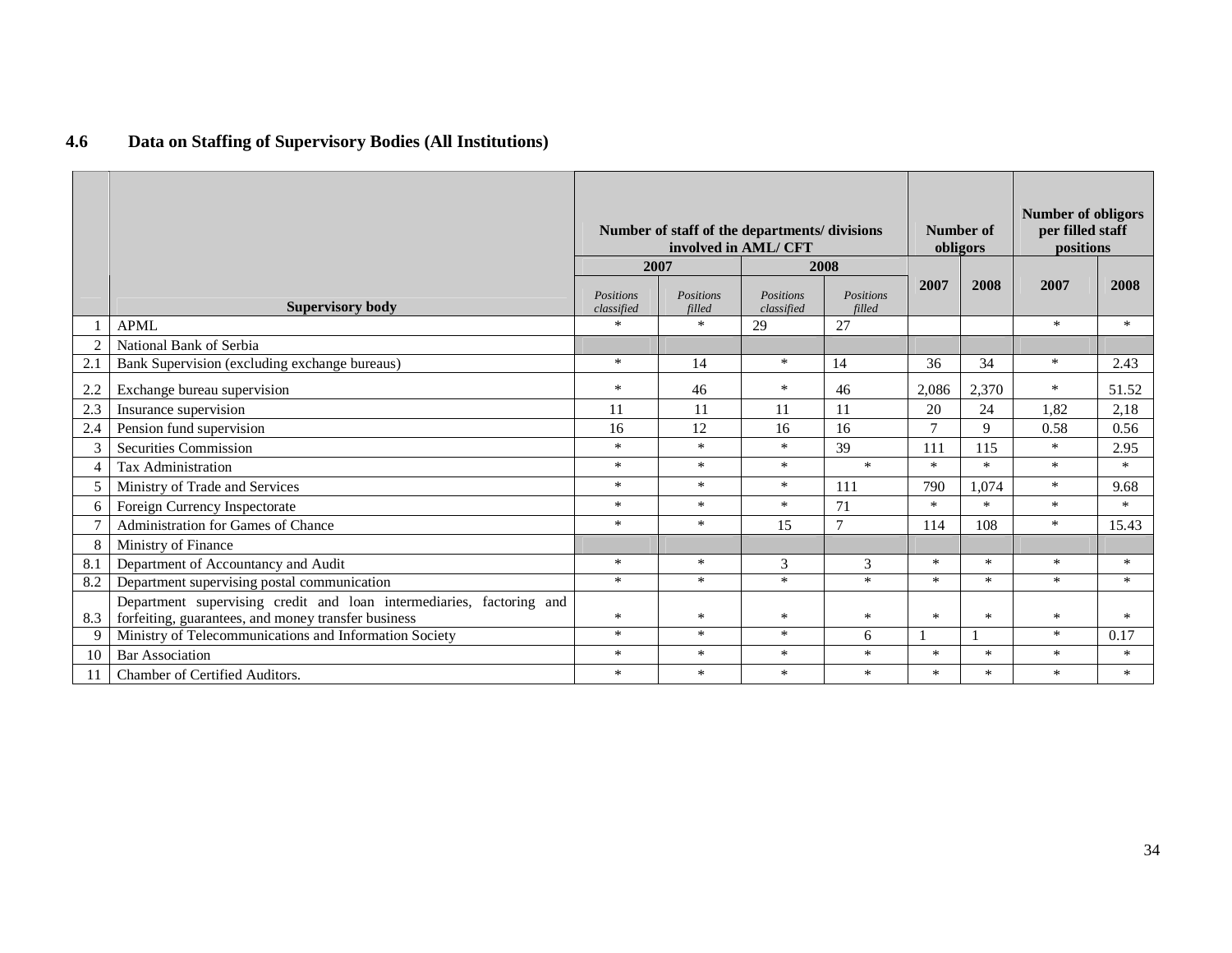## 4.6 Data on Staffing of Supervisory Bodies (All Institutions)

| | Supervisory body | Number of staff of the departments/ divisions involved in AML/ CFT | | | | Number of obligors | | Number of obligors per filled staff positions | |
|---|---|---|---|---|---|---|---|---|---|
| | | 2007 | | 2008 | | 2007 | 2008 | 2007 | 2008 |
| | | *Positions classified* | *Positions filled* | *Positions classified* | *Positions filled* | | | | |
| 1 | APML | * | * | 29 | 27 | | | * | * |
| 2 | National Bank of Serbia | | | | | | | | |
| 2.1 | Bank Supervision (excluding exchange bureaus) | * | 14 | * | 14 | 36 | 34 | * | 2.43 |
| 2.2 | Exchange bureau supervision | * | 46 | * | 46 | 2,086 | 2,370 | * | 51.52 |
| 2.3 | Insurance supervision | 11 | 11 | 11 | 11 | 20 | 24 | 1,82 | 2,18 |
| 2.4 | Pension fund supervision | 16 | 12 | 16 | 16 | 7 | 9 | 0.58 | 0.56 |
| 3 | Securities Commission | * | * | * | 39 | 111 | 115 | * | 2.95 |
| 4 | Tax Administration | * | * | * | * | * | * | * | * |
| 5 | Ministry of Trade and Services | * | * | * | 111 | 790 | 1,074 | * | 9.68 |
| 6 | Foreign Currency Inspectorate | * | * | * | 71 | * | * | * | * |
| 7 | Administration for Games of Chance | * | * | 15 | 7 | 114 | 108 | * | 15.43 |
| 8 | Ministry of Finance | | | | | | | | |
| 8.1 | Department of Accountancy and Audit | * | * | 3 | 3 | * | * | * | * |
| 8.2 | Department supervising postal communication | * | * | * | * | * | * | * | * |
| 8.3 | Department supervising credit and loan intermediaries, factoring and forfeiting, guarantees, and money transfer business | * | * | * | * | * | * | * | * |
| 9 | Ministry of Telecommunications and Information Society | * | * | * | 6 | 1 | 1 | * | 0.17 |
| 10 | Bar Association | * | * | * | * | * | * | * | * |
| 11 | Chamber of Certified Auditors. | * | * | * | * | * | * | * | * |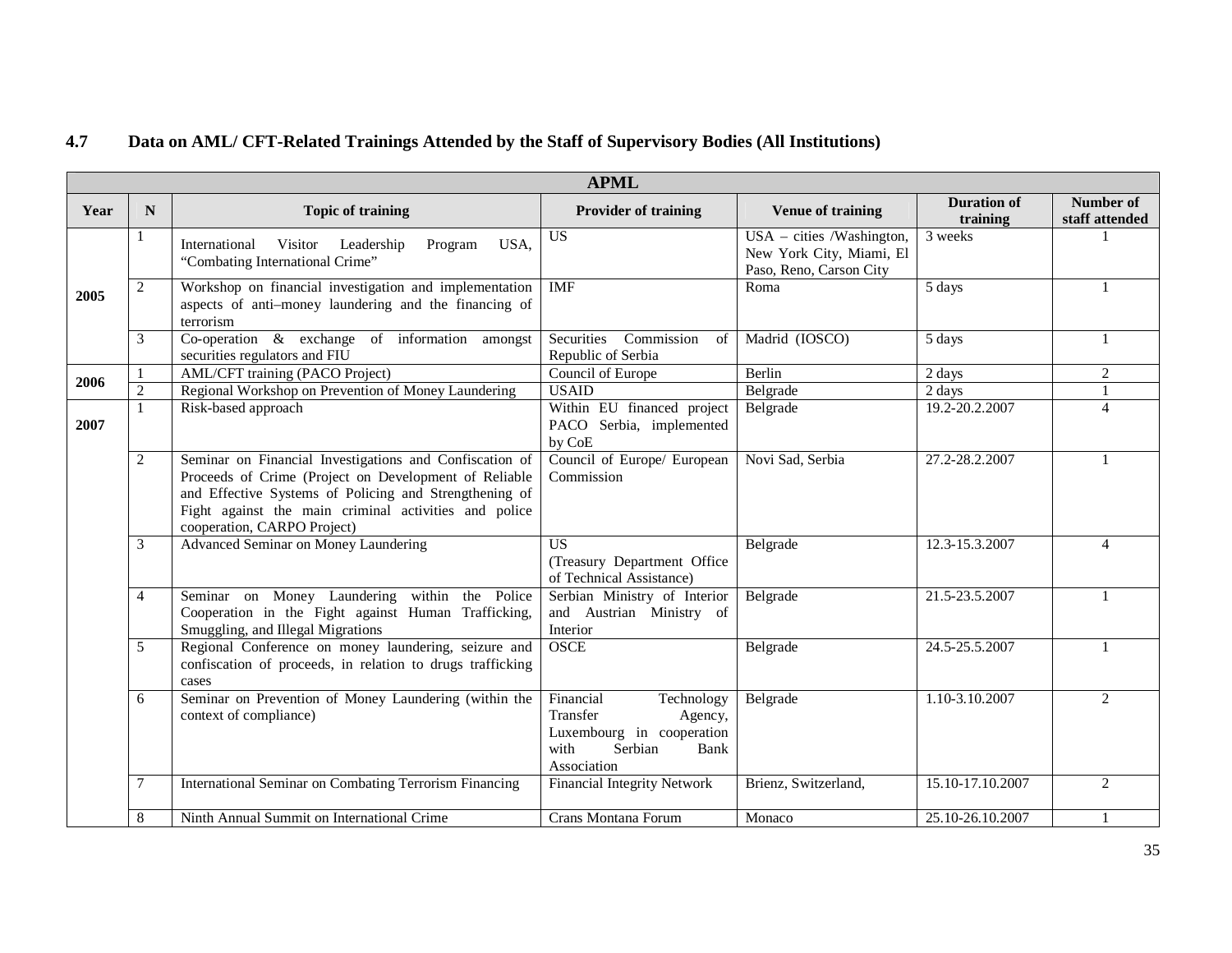## 4.7 Data on AML/ CFT-Related Trainings Attended by the Staff of Supervisory Bodies (All Institutions)

| APML | | | | | | |
|---|---|---|---|---|---|---|
| **Year** | **N** | **Topic of training** | **Provider of training** | **Venue of training** | **Duration of training** | **Number of staff attended** |
| 2005 | 1 | International Visitor Leadership Program USA, "Combating International Crime" | US | USA – cities /Washington, New York City, Miami, El Paso, Reno, Carson City | 3 weeks | 1 |
| | 2 | Workshop on financial investigation and implementation aspects of anti–money laundering and the financing of terrorism | IMF | Roma | 5 days | 1 |
| | 3 | Co-operation & exchange of information amongst securities regulators and FIU | Securities Commission of Republic of Serbia | Madrid (IOSCO) | 5 days | 1 |
| 2006 | 1 | AML/CFT training (PACO Project) | Council of Europe | Berlin | 2 days | 2 |
| | 2 | Regional Workshop on Prevention of Money Laundering | USAID | Belgrade | 2 days | 1 |
| 2007 | 1 | Risk-based approach | Within EU financed project PACO Serbia, implemented by CoE | Belgrade | 19.2-20.2.2007 | 4 |
| | 2 | Seminar on Financial Investigations and Confiscation of Proceeds of Crime (Project on Development of Reliable and Effective Systems of Policing and Strengthening of Fight against the main criminal activities and police cooperation, CARPO Project) | Council of Europe/ European Commission | Novi Sad, Serbia | 27.2-28.2.2007 | 1 |
| | 3 | Advanced Seminar on Money Laundering | US (Treasury Department Office of Technical Assistance) | Belgrade | 12.3-15.3.2007 | 4 |
| | 4 | Seminar on Money Laundering within the Police Cooperation in the Fight against Human Trafficking, Smuggling, and Illegal Migrations | Serbian Ministry of Interior and Austrian Ministry of Interior | Belgrade | 21.5-23.5.2007 | 1 |
| | 5 | Regional Conference on money laundering, seizure and confiscation of proceeds, in relation to drugs trafficking cases | OSCE | Belgrade | 24.5-25.5.2007 | 1 |
| | 6 | Seminar on Prevention of Money Laundering (within the context of compliance) | Financial Technology Transfer Agency, Luxembourg in cooperation with Serbian Bank Association | Belgrade | 1.10-3.10.2007 | 2 |
| | 7 | International Seminar on Combating Terrorism Financing | Financial Integrity Network | Brienz, Switzerland, | 15.10-17.10.2007 | 2 |
| | 8 | Ninth Annual Summit on International Crime | Crans Montana Forum | Monaco | 25.10-26.10.2007 | 1 |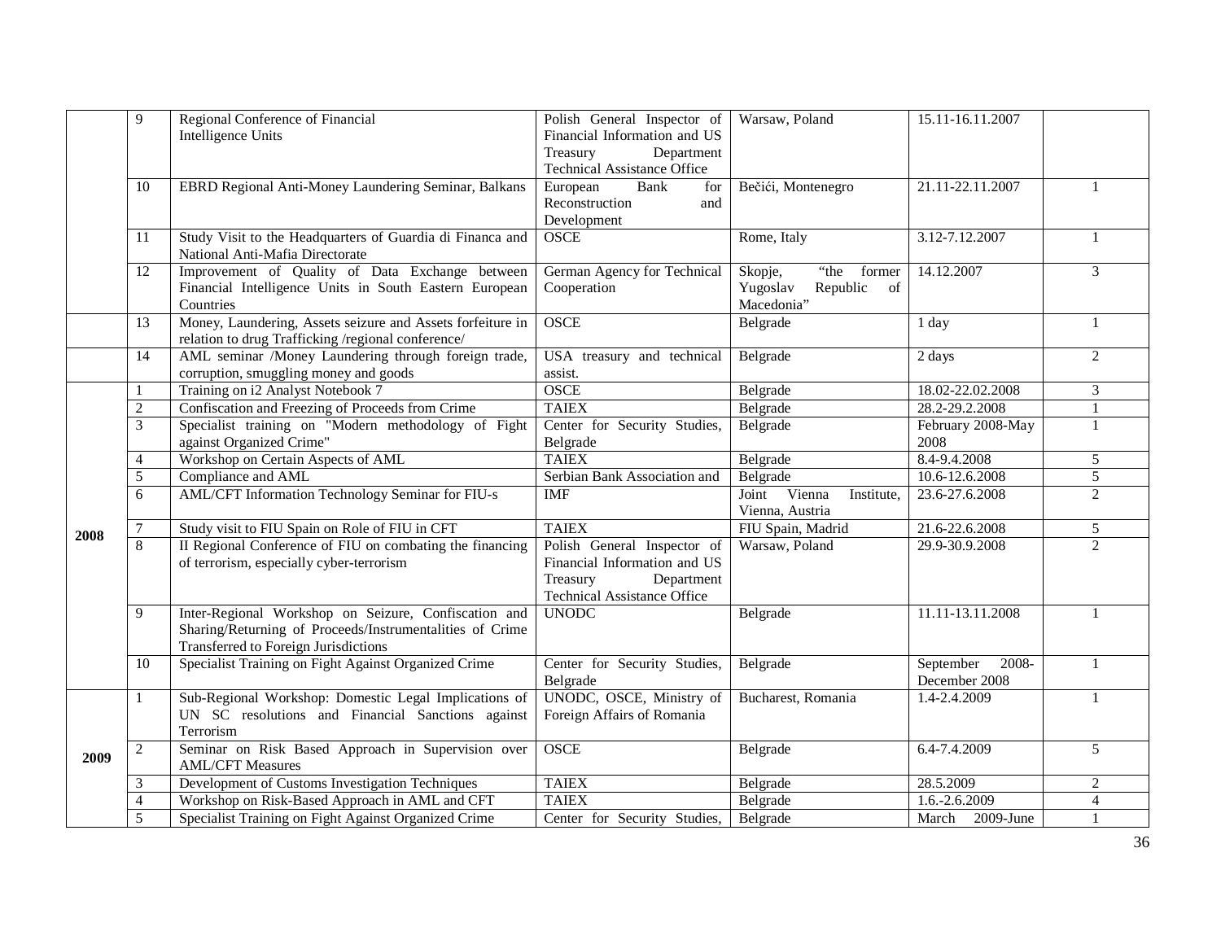| | | | | | | |
|---|---|---|---|---|---|---|
| | 9 | Regional Conference of Financial Intelligence Units | Polish General Inspector of Financial Information and US Treasury Department Technical Assistance Office | Warsaw, Poland | 15.11-16.11.2007 | |
| | 10 | EBRD Regional Anti-Money Laundering Seminar, Balkans | European Bank for Reconstruction and Development | Bečići, Montenegro | 21.11-22.11.2007 | 1 |
| | 11 | Study Visit to the Headquarters of Guardia di Financa and National Anti-Mafia Directorate | OSCE | Rome, Italy | 3.12-7.12.2007 | 1 |
| | 12 | Improvement of Quality of Data Exchange between Financial Intelligence Units in South Eastern European Countries | German Agency for Technical Cooperation | Skopje, "the former Yugoslav Republic of Macedonia" | 14.12.2007 | 3 |
| | 13 | Money, Laundering, Assets seizure and Assets forfeiture in relation to drug Trafficking /regional conference/ | OSCE | Belgrade | 1 day | 1 |
| | 14 | AML seminar /Money Laundering through foreign trade, corruption, smuggling money and goods | USA treasury and technical assist. | Belgrade | 2 days | 2 |
| 2008 | 1 | Training on i2 Analyst Notebook 7 | OSCE | Belgrade | 18.02-22.02.2008 | 3 |
| | 2 | Confiscation and Freezing of Proceeds from Crime | TAIEX | Belgrade | 28.2-29.2.2008 | 1 |
| | 3 | Specialist training on "Modern methodology of Fight against Organized Crime" | Center for Security Studies, Belgrade | Belgrade | February 2008-May 2008 | 1 |
| | 4 | Workshop on Certain Aspects of AML | TAIEX | Belgrade | 8.4-9.4.2008 | 5 |
| | 5 | Compliance and AML | Serbian Bank Association and | Belgrade | 10.6-12.6.2008 | 5 |
| | 6 | AML/CFT Information Technology Seminar for FIU-s | IMF | Joint Vienna Institute, Vienna, Austria | 23.6-27.6.2008 | 2 |
| | 7 | Study visit to FIU Spain on Role of FIU in CFT | TAIEX | FIU Spain, Madrid | 21.6-22.6.2008 | 5 |
| | 8 | II Regional Conference of FIU on combating the financing of terrorism, especially cyber-terrorism | Polish General Inspector of Financial Information and US Treasury Department Technical Assistance Office | Warsaw, Poland | 29.9-30.9.2008 | 2 |
| | 9 | Inter-Regional Workshop on Seizure, Confiscation and Sharing/Returning of Proceeds/Instrumentalities of Crime Transferred to Foreign Jurisdictions | UNODC | Belgrade | 11.11-13.11.2008 | 1 |
| | 10 | Specialist Training on Fight Against Organized Crime | Center for Security Studies, Belgrade | Belgrade | September 2008-December 2008 | 1 |
| 2009 | 1 | Sub-Regional Workshop: Domestic Legal Implications of UN SC resolutions and Financial Sanctions against Terrorism | UNODC, OSCE, Ministry of Foreign Affairs of Romania | Bucharest, Romania | 1.4-2.4.2009 | 1 |
| | 2 | Seminar on Risk Based Approach in Supervision over AML/CFT Measures | OSCE | Belgrade | 6.4-7.4.2009 | 5 |
| | 3 | Development of Customs Investigation Techniques | TAIEX | Belgrade | 28.5.2009 | 2 |
| | 4 | Workshop on Risk-Based Approach in AML and CFT | TAIEX | Belgrade | 1.6.-2.6.2009 | 4 |
| | 5 | Specialist Training on Fight Against Organized Crime | Center for Security Studies, | Belgrade | March 2009-June | 1 |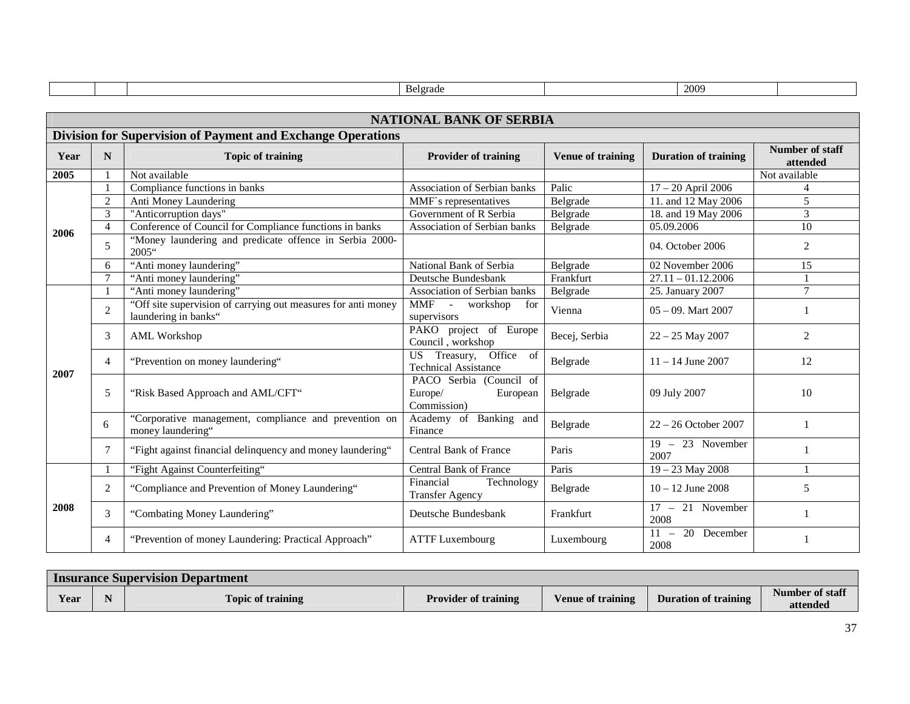| | | | Belgrade | | 2009 | |
|---|---|---|---|---|---|---|

| NATIONAL BANK OF SERBIA | | | | | | |
|---|---|---|---|---|---|---|
| **Division for Supervision of Payment and Exchange Operations** | | | | | | |
| **Year** | **N** | **Topic of training** | **Provider of training** | **Venue of training** | **Duration of training** | **Number of staff attended** |
| **2005** | 1 | Not available | | | | Not available |
| **2006** | 1 | Compliance functions in banks | Association of Serbian banks | Palic | 17 – 20 April 2006 | 4 |
| | 2 | Anti Money Laundering | MMF`s representatives | Belgrade | 11. and 12 May 2006 | 5 |
| | 3 | "Anticorruption days" | Government of R Serbia | Belgrade | 18. and 19 May 2006 | 3 |
| | 4 | Conference of Council for Compliance functions in banks | Association of Serbian banks | Belgrade | 05.09.2006 | 10 |
| | 5 | “Money laundering and predicate offence in Serbia 2000-2005“ | | | 04. October 2006 | 2 |
| | 6 | “Anti money laundering” | National Bank of Serbia | Belgrade | 02 November 2006 | 15 |
| | 7 | “Anti money laundering” | Deutsche Bundesbank | Frankfurt | 27.11 – 01.12.2006 | 1 |
| **2007** | 1 | “Anti money laundering” | Association of Serbian banks | Belgrade | 25. January 2007 | 7 |
| | 2 | “Off site supervision of carrying out measures for anti money laundering in banks“ | MMF - workshop for supervisors | Vienna | 05 – 09. Mart 2007 | 1 |
| | 3 | AML Workshop | PAKO project of Europe Council , workshop | Becej, Serbia | 22 – 25 May 2007 | 2 |
| | 4 | “Prevention on money laundering“ | US Treasury, Office of Technical Assistance | Belgrade | 11 – 14 June 2007 | 12 |
| | 5 | “Risk Based Approach and AML/CFT“ | PACO Serbia (Council of Europe/ European Commission) | Belgrade | 09 July 2007 | 10 |
| | 6 | “Corporative management, compliance and prevention on money laundering“ | Academy of Banking and Finance | Belgrade | 22 – 26 October 2007 | 1 |
| | 7 | “Fight against financial delinquency and money laundering“ | Central Bank of France | Paris | 19 – 23 November 2007 | 1 |
| **2008** | 1 | “Fight Against Counterfeiting“ | Central Bank of France | Paris | 19 – 23 May 2008 | 1 |
| | 2 | “Compliance and Prevention of Money Laundering“ | Financial Technology Transfer Agency | Belgrade | 10 – 12 June 2008 | 5 |
| | 3 | “Combating Money Laundering” | Deutsche Bundesbank | Frankfurt | 17 – 21 November 2008 | 1 |
| | 4 | “Prevention of money Laundering: Practical Approach” | ATTF Luxembourg | Luxembourg | 11 – 20 December 2008 | 1 |

| **Insurance Supervision Department** | | | | | | |
|---|---|---|---|---|---|---|
| **Year** | **N** | **Topic of training** | **Provider of training** | **Venue of training** | **Duration of training** | **Number of staff attended** |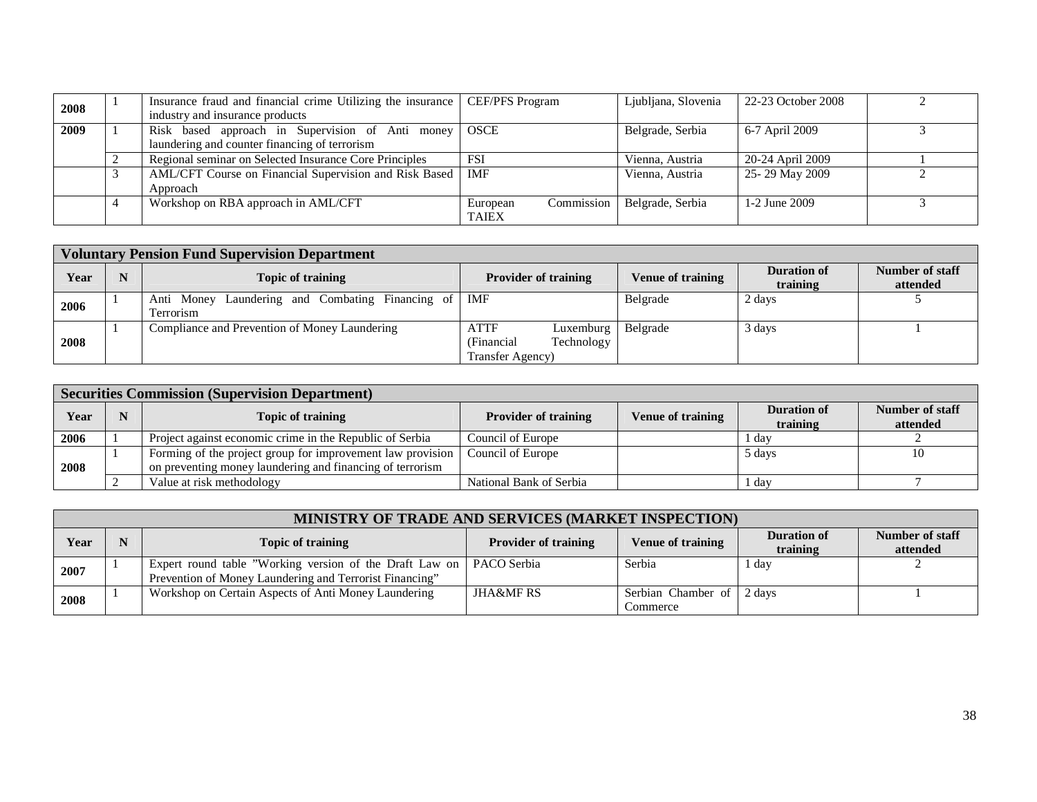| | | | | | | |
|---|---|---|---|---|---|---|
| **2008** | 1 | Insurance fraud and financial crime Utilizing the insurance industry and insurance products | CEF/PFS Program | Ljubljana, Slovenia | 22-23 October 2008 | 2 |
| **2009** | 1 | Risk based approach in Supervision of Anti money laundering and counter financing of terrorism | OSCE | Belgrade, Serbia | 6-7 April 2009 | 3 |
| | 2 | Regional seminar on Selected Insurance Core Principles | FSI | Vienna, Austria | 20-24 April 2009 | 1 |
| | 3 | AML/CFT Course on Financial Supervision and Risk Based Approach | IMF | Vienna, Austria | 25- 29 May 2009 | 2 |
| | 4 | Workshop on RBA approach in AML/CFT | European Commission TAIEX | Belgrade, Serbia | 1-2 June 2009 | 3 |

**Voluntary Pension Fund Supervision Department**

| Year | N | Topic of training | Provider of training | Venue of training | Duration of training | Number of staff attended |
|---|---|---|---|---|---|---|
| **2006** | 1 | Anti Money Laundering and Combating Financing of Terrorism | IMF | Belgrade | 2 days | 5 |
| **2008** | 1 | Compliance and Prevention of Money Laundering | ATTF Luxemburg (Financial Technology Transfer Agency) | Belgrade | 3 days | 1 |

**Securities Commission (Supervision Department)**

| Year | N | Topic of training | Provider of training | Venue of training | Duration of training | Number of staff attended |
|---|---|---|---|---|---|---|
| **2006** | 1 | Project against economic crime in the Republic of Serbia | Council of Europe | | 1 day | 2 |
| **2008** | 1 | Forming of the project group for improvement law provision on preventing money laundering and financing of terrorism | Council of Europe | | 5 days | 10 |
| | 2 | Value at risk methodology | National Bank of Serbia | | 1 day | 7 |

**MINISTRY OF TRADE AND SERVICES (MARKET INSPECTION)**

| Year | N | Topic of training | Provider of training | Venue of training | Duration of training | Number of staff attended |
|---|---|---|---|---|---|---|
| **2007** | 1 | Expert round table "Working version of the Draft Law on Prevention of Money Laundering and Terrorist Financing" | PACO Serbia | Serbia | 1 day | 2 |
| **2008** | 1 | Workshop on Certain Aspects of Anti Money Laundering | JHA&MF RS | Serbian Chamber of Commerce | 2 days | 1 |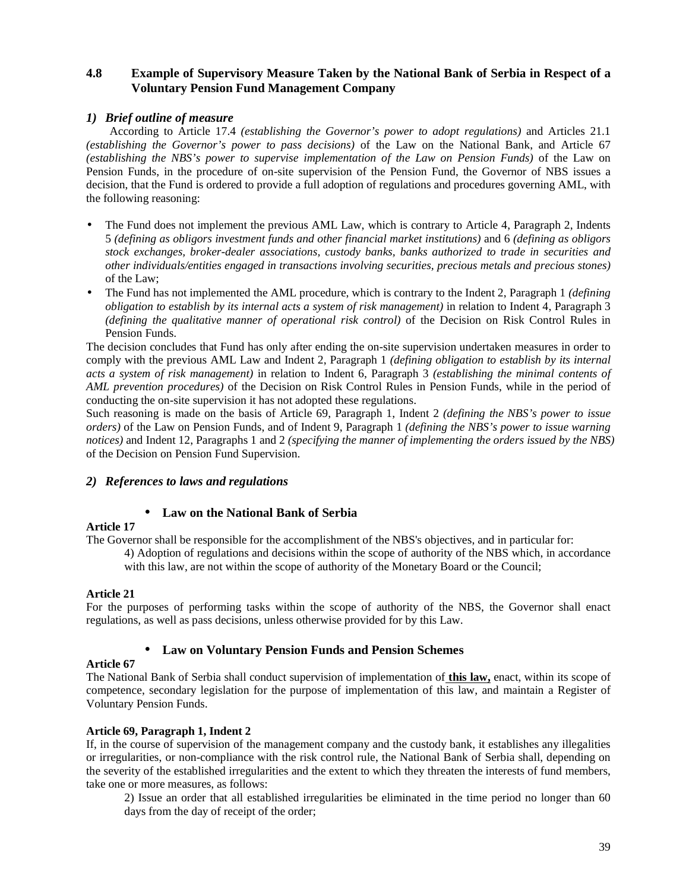### 4.8 Example of Supervisory Measure Taken by the National Bank of Serbia in Respect of a Voluntary Pension Fund Management Company

#### *1) Brief outline of measure*

According to Article 17.4 *(establishing the Governor's power to adopt regulations)* and Articles 21.1 *(establishing the Governor's power to pass decisions)* of the Law on the National Bank, and Article 67 *(establishing the NBS's power to supervise implementation of the Law on Pension Funds)* of the Law on Pension Funds, in the procedure of on-site supervision of the Pension Fund, the Governor of NBS issues a decision, that the Fund is ordered to provide a full adoption of regulations and procedures governing AML, with the following reasoning:

- The Fund does not implement the previous AML Law, which is contrary to Article 4, Paragraph 2, Indents 5 *(defining as obligors investment funds and other financial market institutions)* and 6 *(defining as obligors stock exchanges, broker-dealer associations, custody banks, banks authorized to trade in securities and other individuals/entities engaged in transactions involving securities, precious metals and precious stones)* of the Law;
- The Fund has not implemented the AML procedure, which is contrary to the Indent 2, Paragraph 1 *(defining obligation to establish by its internal acts a system of risk management)* in relation to Indent 4, Paragraph 3 *(defining the qualitative manner of operational risk control)* of the Decision on Risk Control Rules in Pension Funds.

The decision concludes that Fund has only after ending the on-site supervision undertaken measures in order to comply with the previous AML Law and Indent 2, Paragraph 1 *(defining obligation to establish by its internal acts a system of risk management)* in relation to Indent 6, Paragraph 3 *(establishing the minimal contents of AML prevention procedures)* of the Decision on Risk Control Rules in Pension Funds, while in the period of conducting the on-site supervision it has not adopted these regulations.

Such reasoning is made on the basis of Article 69, Paragraph 1, Indent 2 *(defining the NBS's power to issue orders)* of the Law on Pension Funds, and of Indent 9, Paragraph 1 *(defining the NBS's power to issue warning notices)* and Indent 12, Paragraphs 1 and 2 *(specifying the manner of implementing the orders issued by the NBS)* of the Decision on Pension Fund Supervision.

#### *2) References to laws and regulations*

- **Law on the National Bank of Serbia**

**Article 17**

The Governor shall be responsible for the accomplishment of the NBS's objectives, and in particular for:

4) Adoption of regulations and decisions within the scope of authority of the NBS which, in accordance with this law, are not within the scope of authority of the Monetary Board or the Council;

**Article 21**

For the purposes of performing tasks within the scope of authority of the NBS, the Governor shall enact regulations, as well as pass decisions, unless otherwise provided for by this Law.

- **Law on Voluntary Pension Funds and Pension Schemes**

**Article 67**

The National Bank of Serbia shall conduct supervision of implementation of **this law,** enact, within its scope of competence, secondary legislation for the purpose of implementation of this law, and maintain a Register of Voluntary Pension Funds.

**Article 69, Paragraph 1, Indent 2**

If, in the course of supervision of the management company and the custody bank, it establishes any illegalities or irregularities, or non-compliance with the risk control rule, the National Bank of Serbia shall, depending on the severity of the established irregularities and the extent to which they threaten the interests of fund members, take one or more measures, as follows:

2) Issue an order that all established irregularities be eliminated in the time period no longer than 60 days from the day of receipt of the order;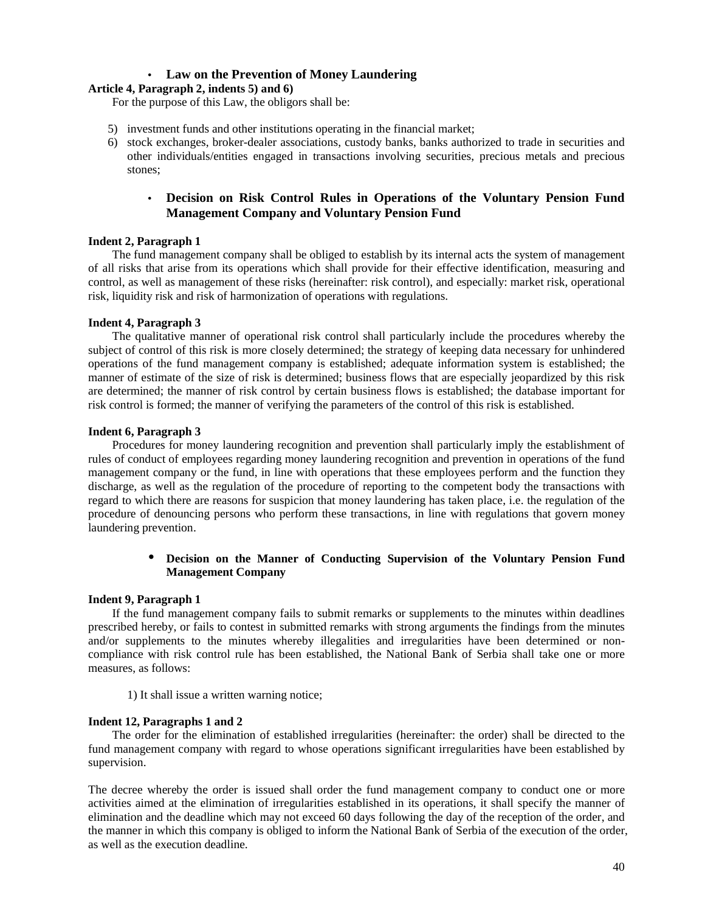- **Law on the Prevention of Money Laundering**

**Article 4, Paragraph 2, indents 5) and 6)**

For the purpose of this Law, the obligors shall be:

5) investment funds and other institutions operating in the financial market;
6) stock exchanges, broker-dealer associations, custody banks, banks authorized to trade in securities and other individuals/entities engaged in transactions involving securities, precious metals and precious stones;

- **Decision on Risk Control Rules in Operations of the Voluntary Pension Fund Management Company and Voluntary Pension Fund**

**Indent 2, Paragraph 1**

The fund management company shall be obliged to establish by its internal acts the system of management of all risks that arise from its operations which shall provide for their effective identification, measuring and control, as well as management of these risks (hereinafter: risk control), and especially: market risk, operational risk, liquidity risk and risk of harmonization of operations with regulations.

**Indent 4, Paragraph 3**

The qualitative manner of operational risk control shall particularly include the procedures whereby the subject of control of this risk is more closely determined; the strategy of keeping data necessary for unhindered operations of the fund management company is established; adequate information system is established; the manner of estimate of the size of risk is determined; business flows that are especially jeopardized by this risk are determined; the manner of risk control by certain business flows is established; the database important for risk control is formed; the manner of verifying the parameters of the control of this risk is established.

**Indent 6, Paragraph 3**

Procedures for money laundering recognition and prevention shall particularly imply the establishment of rules of conduct of employees regarding money laundering recognition and prevention in operations of the fund management company or the fund, in line with operations that these employees perform and the function they discharge, as well as the regulation of the procedure of reporting to the competent body the transactions with regard to which there are reasons for suspicion that money laundering has taken place, i.e. the regulation of the procedure of denouncing persons who perform these transactions, in line with regulations that govern money laundering prevention.

- **Decision on the Manner of Conducting Supervision of the Voluntary Pension Fund Management Company**

**Indent 9, Paragraph 1**

If the fund management company fails to submit remarks or supplements to the minutes within deadlines prescribed hereby, or fails to contest in submitted remarks with strong arguments the findings from the minutes and/or supplements to the minutes whereby illegalities and irregularities have been determined or non-compliance with risk control rule has been established, the National Bank of Serbia shall take one or more measures, as follows:

1) It shall issue a written warning notice;

**Indent 12, Paragraphs 1 and 2**

The order for the elimination of established irregularities (hereinafter: the order) shall be directed to the fund management company with regard to whose operations significant irregularities have been established by supervision.

The decree whereby the order is issued shall order the fund management company to conduct one or more activities aimed at the elimination of irregularities established in its operations, it shall specify the manner of elimination and the deadline which may not exceed 60 days following the day of the reception of the order, and the manner in which this company is obliged to inform the National Bank of Serbia of the execution of the order, as well as the execution deadline.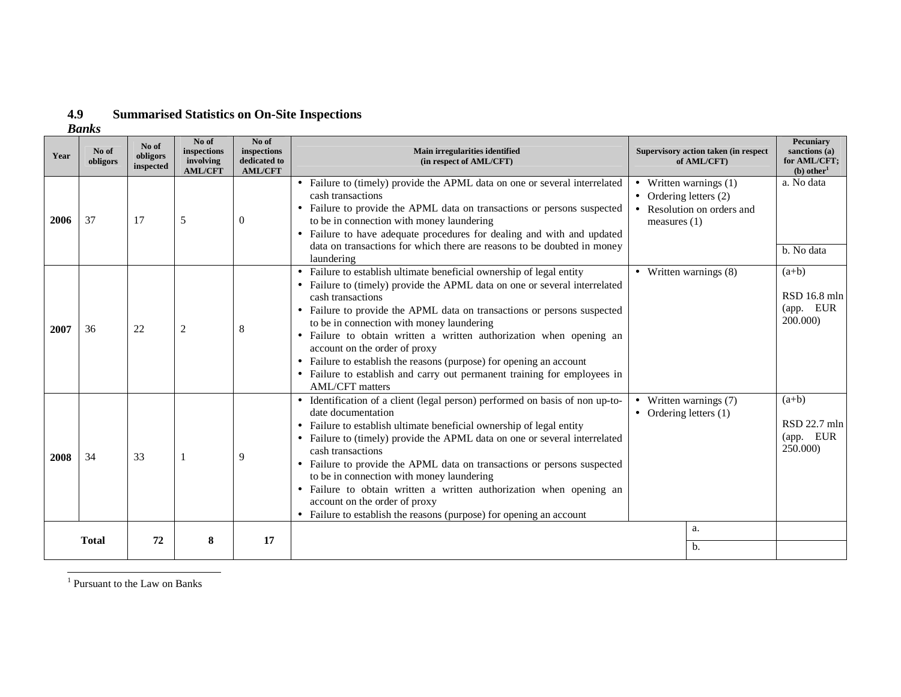## 4.9 Summarised Statistics on On-Site Inspections

***Banks***

| Year | No of obligors | No of obligors inspected | No of inspections involving AML/CFT | No of inspections dedicated to AML/CFT | Main irregularities identified (in respect of AML/CFT) | Supervisory action taken (in respect of AML/CFT) | Pecuniary sanctions (a) for AML/CFT; (b) other[1] |
|---|---|---|---|---|---|---|---|
| **2006** | 37 | 17 | 5 | 0 | • Failure to (timely) provide the APML data on one or several interrelated cash transactions<br>• Failure to provide the APML data on transactions or persons suspected to be in connection with money laundering<br>• Failure to have adequate procedures for dealing and with and updated data on transactions for which there are reasons to be doubted in money laundering | • Written warnings (1)<br>• Ordering letters (2)<br>• Resolution on orders and measures (1) | a. No data<br>b. No data |
| **2007** | 36 | 22 | 2 | 8 | • Failure to establish ultimate beneficial ownership of legal entity<br>• Failure to (timely) provide the APML data on one or several interrelated cash transactions<br>• Failure to provide the APML data on transactions or persons suspected to be in connection with money laundering<br>• Failure to obtain written a written authorization when opening an account on the order of proxy<br>• Failure to establish the reasons (purpose) for opening an account<br>• Failure to establish and carry out permanent training for employees in AML/CFT matters | • Written warnings (8) | (a+b)<br>RSD 16.8 mln (app. EUR 200.000) |
| **2008** | 34 | 33 | 1 | 9 | • Identification of a client (legal person) performed on basis of non up-to-date documentation<br>• Failure to establish ultimate beneficial ownership of legal entity<br>• Failure to (timely) provide the APML data on one or several interrelated cash transactions<br>• Failure to provide the APML data on transactions or persons suspected to be in connection with money laundering<br>• Failure to obtain written a written authorization when opening an account on the order of proxy<br>• Failure to establish the reasons (purpose) for opening an account | • Written warnings (7)<br>• Ordering letters (1) | (a+b)<br>RSD 22.7 mln (app. EUR 250.000) |
| **Total** | | **72** | **8** | **17** | | a.<br>b. | |

[1] Pursuant to the Law on Banks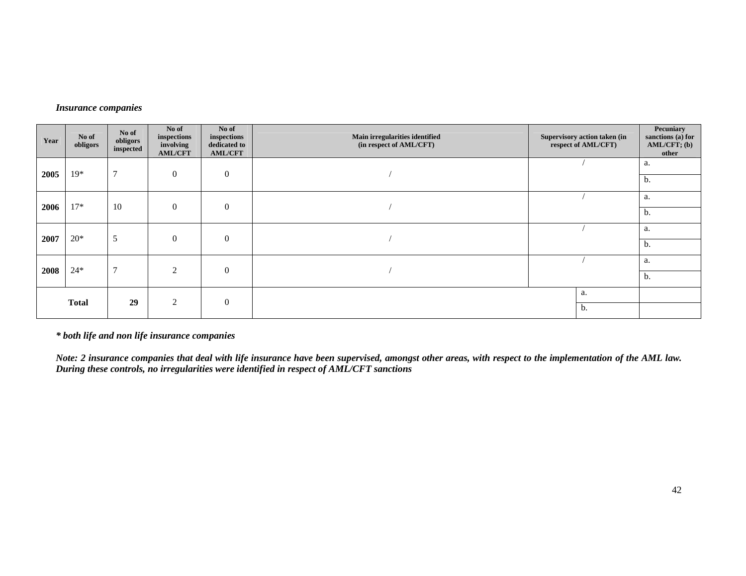*Insurance companies*

| Year | No of obligors | No of obligors inspected | No of inspections involving AML/CFT | No of inspections dedicated to AML/CFT | Main irregularities identified (in respect of AML/CFT) | Supervisory action taken (in respect of AML/CFT) | Pecuniary sanctions (a) for AML/CFT; (b) other |
|---|---|---|---|---|---|---|---|
| **2005** | 19* | 7 | 0 | 0 | / | / | a. |
| | | | | | | | b. |
| **2006** | 17* | 10 | 0 | 0 | / | / | a. |
| | | | | | | | b. |
| **2007** | 20* | 5 | 0 | 0 | / | / | a. |
| | | | | | | | b. |
| **2008** | 24* | 7 | 2 | 0 | / | / | a. |
| | | | | | | | b. |
| **Total** | | **29** | 2 | 0 | | a. | |
| | | | | | | b. | |

***\* both life and non life insurance companies***

***Note: 2 insurance companies that deal with life insurance have been supervised, amongst other areas, with respect to the implementation of the AML law. During these controls, no irregularities were identified in respect of AML/CFT sanctions***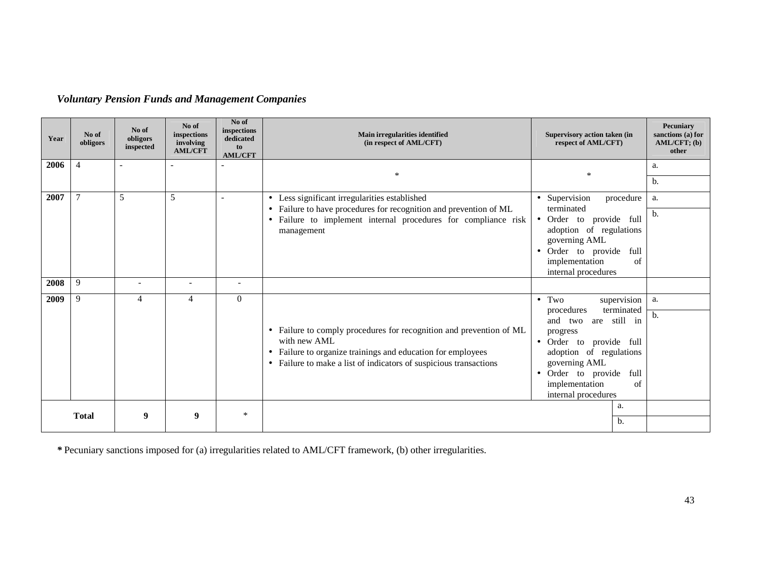### *Voluntary Pension Funds and Management Companies*

| Year | No of obligors | No of obligors inspected | No of inspections involving AML/CFT | No of inspections dedicated to AML/CFT | Main irregularities identified (in respect of AML/CFT) | Supervisory action taken (in respect of AML/CFT) | Pecuniary sanctions (a) for AML/CFT; (b) other |
|---|---|---|---|---|---|---|---|
| **2006** | 4 | - | - | - | * | * | a.<br>b. |
| **2007** | 7 | 5 | 5 | - | • Less significant irregularities established<br>• Failure to have procedures for recognition and prevention of ML<br>• Failure to implement internal procedures for compliance risk management | • Supervision procedure terminated<br>• Order to provide full adoption of regulations governing AML<br>• Order to provide full implementation of internal procedures | a.<br>b. |
| **2008** | 9 | - | - | - | | | |
| **2009** | 9 | 4 | 4 | 0 | • Failure to comply procedures for recognition and prevention of ML with new AML<br>• Failure to organize trainings and education for employees<br>• Failure to make a list of indicators of suspicious transactions | • Two supervision procedures terminated and two are still in progress<br>• Order to provide full adoption of regulations governing AML<br>• Order to provide full implementation of internal procedures | a.<br>b. |
| **Total** | | **9** | **9** | * | | a.<br>b. | |

**\*** Pecuniary sanctions imposed for (a) irregularities related to AML/CFT framework, (b) other irregularities.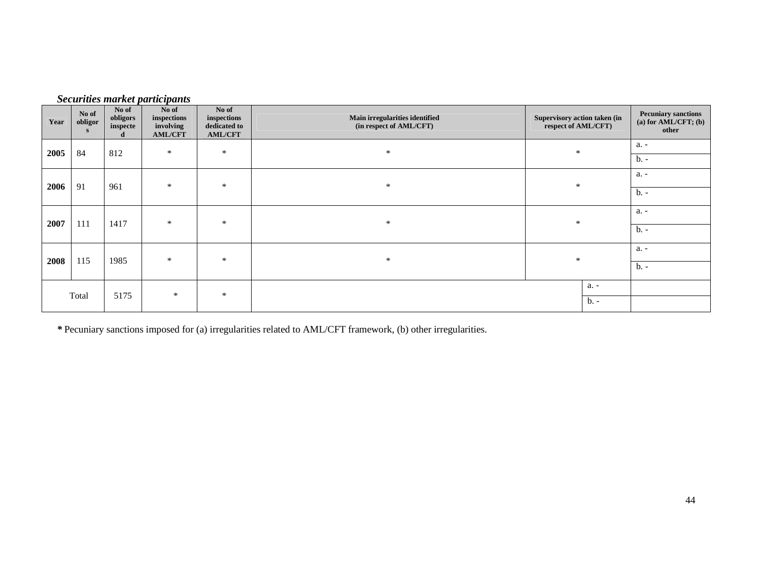***Securities market participants***

| Year | No of obligors | No of obligors inspected | No of inspections involving AML/CFT | No of inspections dedicated to AML/CFT | Main irregularities identified (in respect of AML/CFT) | Supervisory action taken (in respect of AML/CFT) | Pecuniary sanctions (a) for AML/CFT; (b) other |
|---|---|---|---|---|---|---|---|
| **2005** | 84 | 812 | * | * | * | * | a. - |
| | | | | | | | b. - |
| **2006** | 91 | 961 | * | * | * | * | a. - |
| | | | | | | | b. - |
| **2007** | 111 | 1417 | * | * | * | * | a. - |
| | | | | | | | b. - |
| **2008** | 115 | 1985 | * | * | * | * | a. - |
| | | | | | | | b. - |
| Total | | 5175 | * | * | | a. - | |
| | | | | | | b. - | |

**\*** Pecuniary sanctions imposed for (a) irregularities related to AML/CFT framework, (b) other irregularities.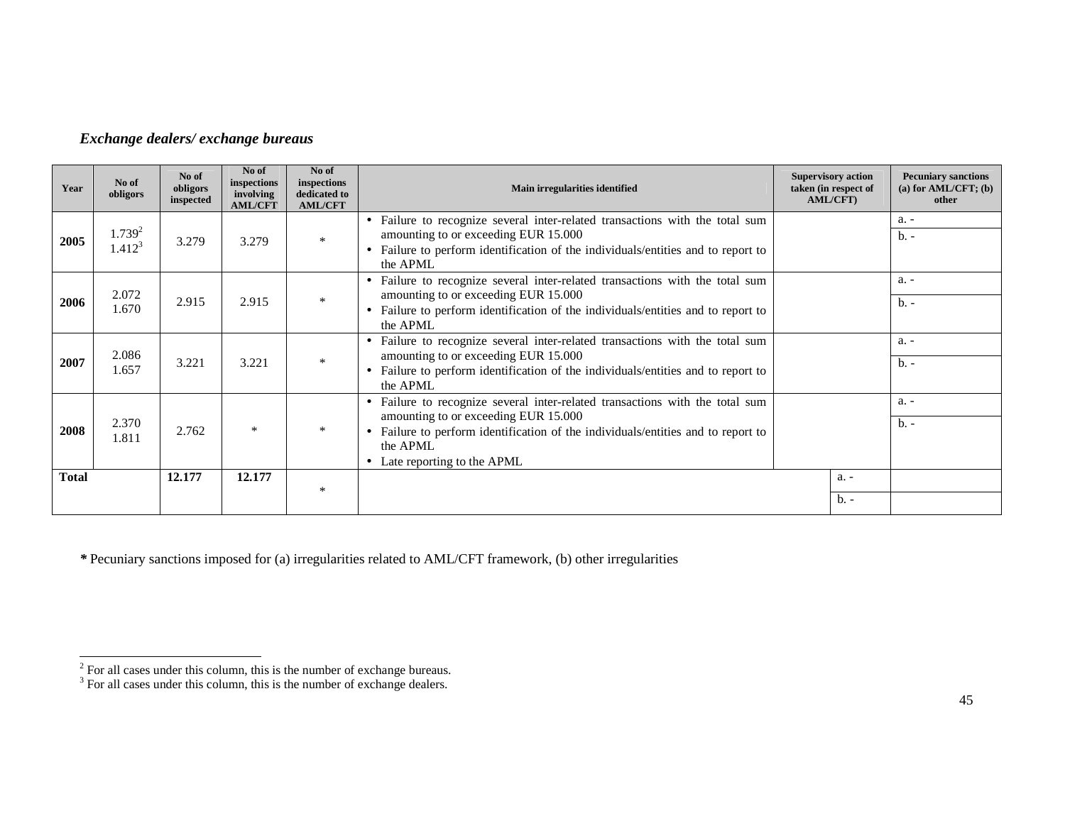### *Exchange dealers/ exchange bureaus*

| Year | No of obligors | No of obligors inspected | No of inspections involving AML/CFT | No of inspections dedicated to AML/CFT | Main irregularities identified | Supervisory action taken (in respect of AML/CFT) | | Pecuniary sanctions (a) for AML/CFT; (b) other |
|---|---|---|---|---|---|---|---|---|
| **2005** | 1.739[2]<br>1.412[3] | 3.279 | 3.279 | * | • Failure to recognize several inter-related transactions with the total sum amounting to or exceeding EUR 15.000<br>• Failure to perform identification of the individuals/entities and to report to the APML | | | a. -<br>b. - |
| **2006** | 2.072<br>1.670 | 2.915 | 2.915 | * | • Failure to recognize several inter-related transactions with the total sum amounting to or exceeding EUR 15.000<br>• Failure to perform identification of the individuals/entities and to report to the APML | | | a. -<br>b. - |
| **2007** | 2.086<br>1.657 | 3.221 | 3.221 | * | • Failure to recognize several inter-related transactions with the total sum amounting to or exceeding EUR 15.000<br>• Failure to perform identification of the individuals/entities and to report to the APML | | | a. -<br>b. - |
| **2008** | 2.370<br>1.811 | 2.762 | * | * | • Failure to recognize several inter-related transactions with the total sum amounting to or exceeding EUR 15.000<br>• Failure to perform identification of the individuals/entities and to report to the APML<br>• Late reporting to the APML | | | a. -<br>b. - |
| **Total** | | **12.177** | **12.177** | * | | | a. -<br>b. - | |

**\*** Pecuniary sanctions imposed for (a) irregularities related to AML/CFT framework, (b) other irregularities

[2] For all cases under this column, this is the number of exchange bureaus.

[3] For all cases under this column, this is the number of exchange dealers.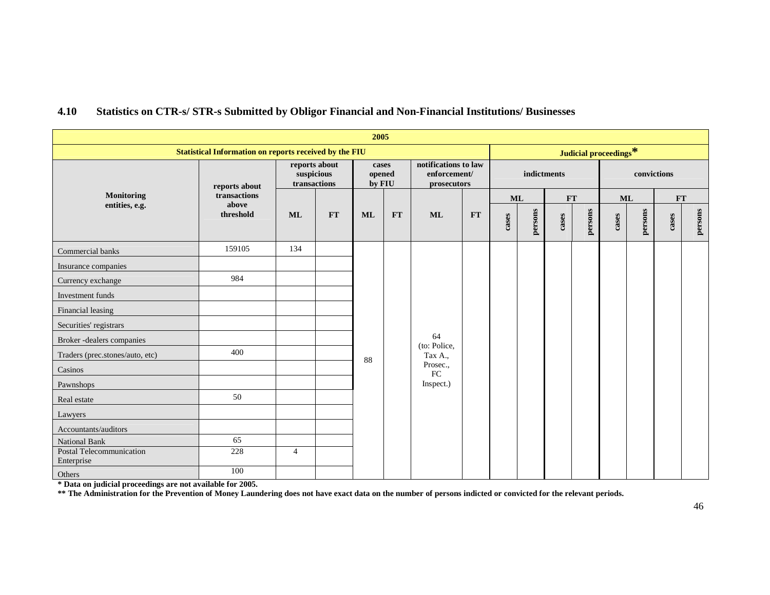## 4.10 Statistics on CTR-s/ STR-s Submitted by Obligor Financial and Non-Financial Institutions/ Businesses

| 2005 | | | | | | | | | | | | | | | | | |
|---|---|---|---|---|---|---|---|---|---|---|---|---|---|---|---|---|---|
| **Statistical Information on reports received by the FIU** | | | | | | | | **Judicial proceedings*** | | | | | | | | | |
| **Monitoring entities, e.g.** | **reports about transactions above threshold** | **reports about suspicious transactions** | | **cases opened by FIU** | | **notifications to law enforcement/ prosecutors** | | **indictments** | | | | **convictions** | | | | | |
| | | | | | | | | **ML** | | **FT** | | **ML** | | **FT** | | | |
| | | **ML** | **FT** | **ML** | **FT** | **ML** | **FT** | **cases** | **persons** | **cases** | **persons** | **cases** | **persons** | **cases** | **persons** | | |
| Commercial banks | 159105 | 134 | | 88 | | 64 (to: Police, Tax A., Prosec., FC Inspect.) | | | | | | | | | | | |
| Insurance companies | | | | | | | | | | | | | | | | | |
| Currency exchange | 984 | | | | | | | | | | | | | | | | |
| Investment funds | | | | | | | | | | | | | | | | | |
| Financial leasing | | | | | | | | | | | | | | | | | |
| Securities' registrars | | | | | | | | | | | | | | | | | |
| Broker -dealers companies | | | | | | | | | | | | | | | | | |
| Traders (prec.stones/auto, etc) | 400 | | | | | | | | | | | | | | | | |
| Casinos | | | | | | | | | | | | | | | | | |
| Pawnshops | | | | | | | | | | | | | | | | | |
| Real estate | 50 | | | | | | | | | | | | | | | | |
| Lawyers | | | | | | | | | | | | | | | | | |
| Accountants/auditors | | | | | | | | | | | | | | | | | |
| National Bank | 65 | | | | | | | | | | | | | | | | |
| Postal Telecommunication Enterprise | 228 | 4 | | | | | | | | | | | | | | | |
| Others | 100 | | | | | | | | | | | | | | | | |

**\* Data on judicial proceedings are not available for 2005.**

**\*\* The Administration for the Prevention of Money Laundering does not have exact data on the number of persons indicted or convicted for the relevant periods.**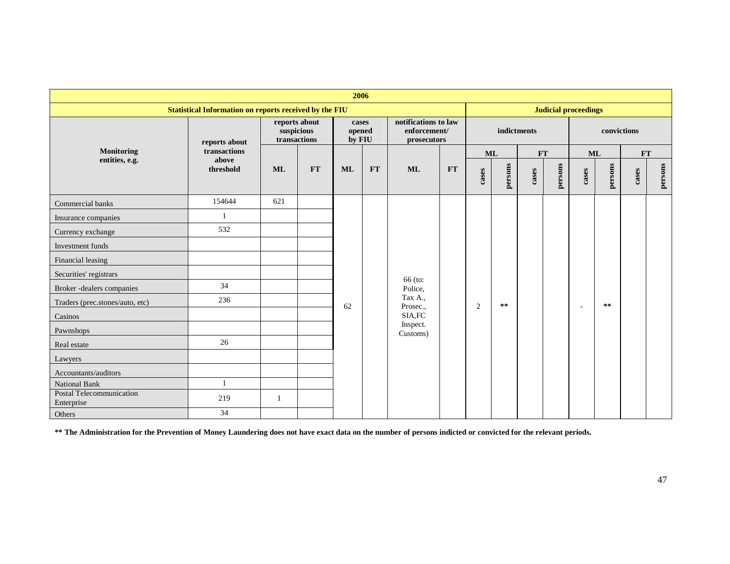| 2006 | | | | | | | | | | | | | | | | | |
|---|---|---|---|---|---|---|---|---|---|---|---|---|---|---|---|---|---|
| **Statistical Information on reports received by the FIU** | | | | | | | | **Judicial proceedings** | | | | | | | | | |
| **Monitoring entities, e.g.** | **reports about transactions above threshold** | **reports about suspicious transactions** | | **cases opened by FIU** | | **notifications to law enforcement/ prosecutors** | | **indictments** | | | | **convictions** | | | | | |
| | | | | | | | | **ML** | | **FT** | | **ML** | | **FT** | | | |
| | | **ML** | **FT** | **ML** | **FT** | **ML** | **FT** | **cases** | **persons** | **cases** | **persons** | **cases** | **persons** | **cases** | **persons** | | |
| Commercial banks | 154644 | 621 | | 62 | | 66 (to: Police, Tax A., Prosec., SIA,FC Inspect. Customs) | | 2 | ** | | | - | ** | | | | |
| Insurance companies | 1 | | | | | | | | | | | | | | | | |
| Currency exchange | 532 | | | | | | | | | | | | | | | | |
| Investment funds | | | | | | | | | | | | | | | | | |
| Financial leasing | | | | | | | | | | | | | | | | | |
| Securities' registrars | | | | | | | | | | | | | | | | | |
| Broker -dealers companies | 34 | | | | | | | | | | | | | | | | |
| Traders (prec.stones/auto, etc) | 236 | | | | | | | | | | | | | | | | |
| Casinos | | | | | | | | | | | | | | | | | |
| Pawnshops | | | | | | | | | | | | | | | | | |
| Real estate | 26 | | | | | | | | | | | | | | | | |
| Lawyers | | | | | | | | | | | | | | | | | |
| Accountants/auditors | | | | | | | | | | | | | | | | | |
| National Bank | 1 | | | | | | | | | | | | | | | | |
| Postal Telecommunication Enterprise | 219 | 1 | | | | | | | | | | | | | | | |
| Others | 34 | | | | | | | | | | | | | | | | |

**** The Administration for the Prevention of Money Laundering does not have exact data on the number of persons indicted or convicted for the relevant periods.**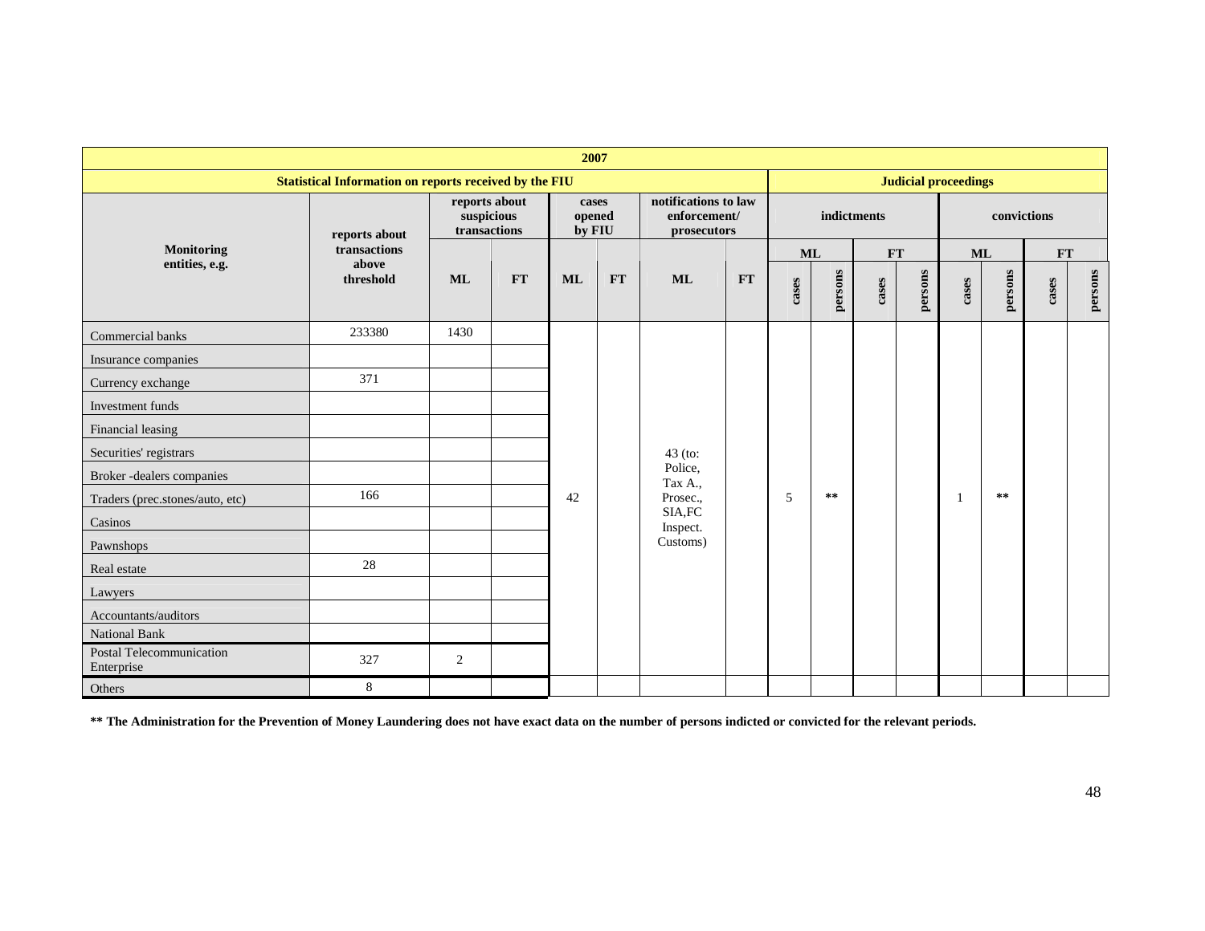| 2007 | | | | | | | | | | | | | | | | | | |
|---|---|---|---|---|---|---|---|---|---|---|---|---|---|---|---|---|---|---|
| **Statistical Information on reports received by the FIU** | | | | | | | | **Judicial proceedings** | | | | | | | | | | |
| **Monitoring entities, e.g.** | **reports about transactions above threshold** | **reports about suspicious transactions** | | **cases opened by FIU** | | **notifications to law enforcement/ prosecutors** | | **indictments** | | | | **convictions** | | | | | | |
| | | | | | | | | **ML** | | **FT** | | **ML** | | **FT** | | | | |
| | | **ML** | **FT** | **ML** | **FT** | **ML** | **FT** | **cases** | **persons** | **cases** | **persons** | **cases** | **persons** | **cases** | **persons** | | | |
| Commercial banks | 233380 | 1430 | | 42 | | 43 (to: Police, Tax A., Prosec., SIA,FC Inspect. Customs) | | 5 | ** | | | 1 | ** | | | | | |
| Insurance companies | | | | | | | | | | | | | | | | | | |
| Currency exchange | 371 | | | | | | | | | | | | | | | | | |
| Investment funds | | | | | | | | | | | | | | | | | | |
| Financial leasing | | | | | | | | | | | | | | | | | | |
| Securities' registrars | | | | | | | | | | | | | | | | | | |
| Broker -dealers companies | | | | | | | | | | | | | | | | | | |
| Traders (prec.stones/auto, etc) | 166 | | | | | | | | | | | | | | | | | |
| Casinos | | | | | | | | | | | | | | | | | | |
| Pawnshops | | | | | | | | | | | | | | | | | | |
| Real estate | 28 | | | | | | | | | | | | | | | | | |
| Lawyers | | | | | | | | | | | | | | | | | | |
| Accountants/auditors | | | | | | | | | | | | | | | | | | |
| National Bank | | | | | | | | | | | | | | | | | | |
| Postal Telecommunication Enterprise | 327 | 2 | | | | | | | | | | | | | | | | |
| Others | 8 | | | | | | | | | | | | | | | | | |

**\*\* The Administration for the Prevention of Money Laundering does not have exact data on the number of persons indicted or convicted for the relevant periods.**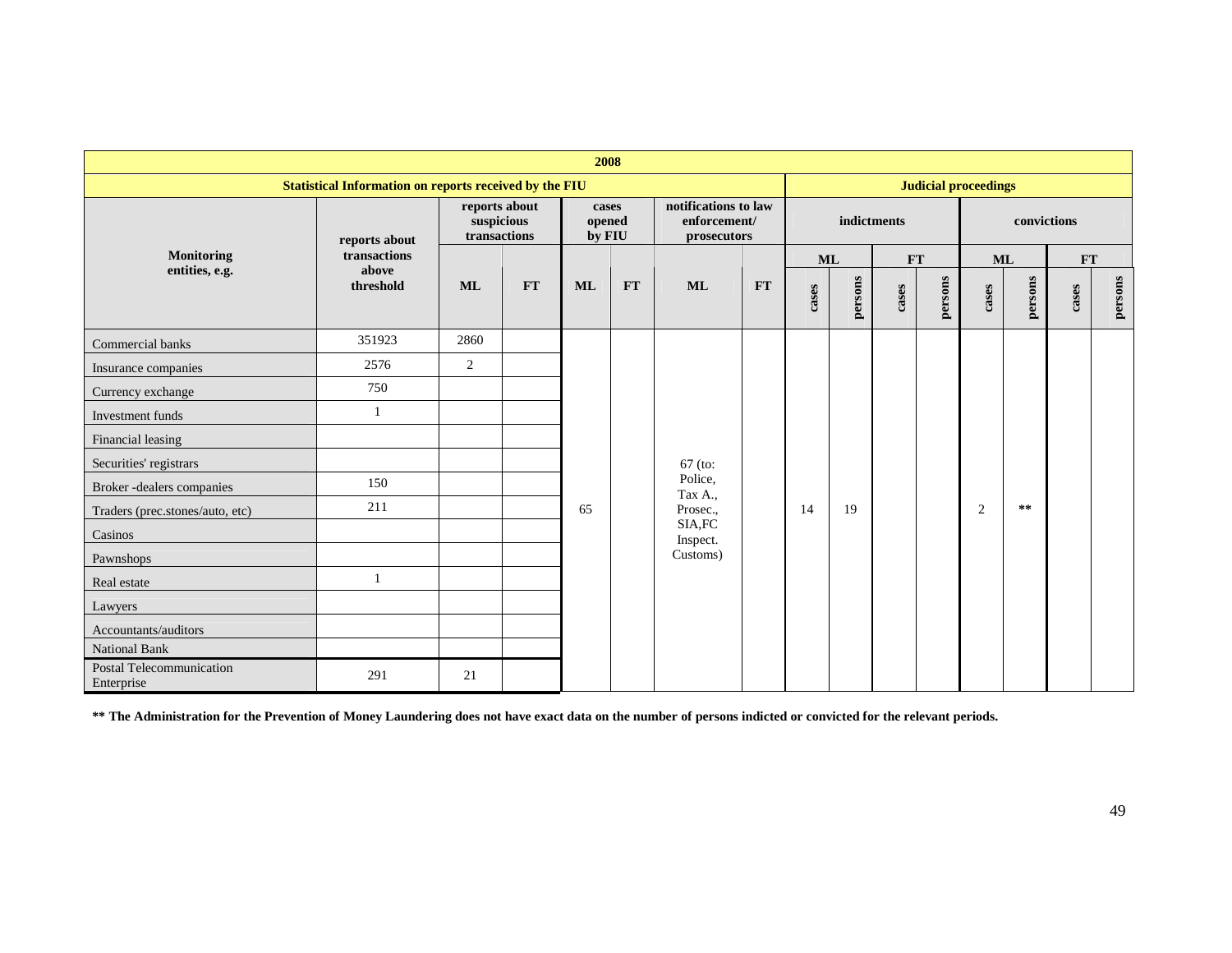| 2008 | | | | | | | | | | | | | | | | | |
|---|---|---|---|---|---|---|---|---|---|---|---|---|---|---|---|---|---|
| Statistical Information on reports received by the FIU | | | | | | | | Judicial proceedings | | | | | | | | | |
| Monitoring entities, e.g. | reports about transactions above threshold | reports about suspicious transactions | | cases opened by FIU | | notifications to law enforcement/ prosecutors | | indictments | | | | convictions | | | | | |
| | | | | | | | | ML | | FT | | ML | | FT | | | |
| | | ML | FT | ML | FT | ML | FT | cases | persons | cases | persons | cases | persons | cases | persons | | |
| Commercial banks | 351923 | 2860 | | 65 | | 67 (to: Police, Tax A., Prosec., SIA,FC Inspect. Customs) | | 14 | 19 | | | 2 | ** | | | | |
| Insurance companies | 2576 | 2 | | | | | | | | | | | | | | | |
| Currency exchange | 750 | | | | | | | | | | | | | | | | |
| Investment funds | 1 | | | | | | | | | | | | | | | | |
| Financial leasing | | | | | | | | | | | | | | | | | |
| Securities' registrars | | | | | | | | | | | | | | | | | |
| Broker -dealers companies | 150 | | | | | | | | | | | | | | | | |
| Traders (prec.stones/auto, etc) | 211 | | | | | | | | | | | | | | | | |
| Casinos | | | | | | | | | | | | | | | | | |
| Pawnshops | | | | | | | | | | | | | | | | | |
| Real estate | 1 | | | | | | | | | | | | | | | | |
| Lawyers | | | | | | | | | | | | | | | | | |
| Accountants/auditors | | | | | | | | | | | | | | | | | |
| National Bank | | | | | | | | | | | | | | | | | |
| Postal Telecommunication Enterprise | 291 | 21 | | | | | | | | | | | | | | | |

**\*\* The Administration for the Prevention of Money Laundering does not have exact data on the number of persons indicted or convicted for the relevant periods.**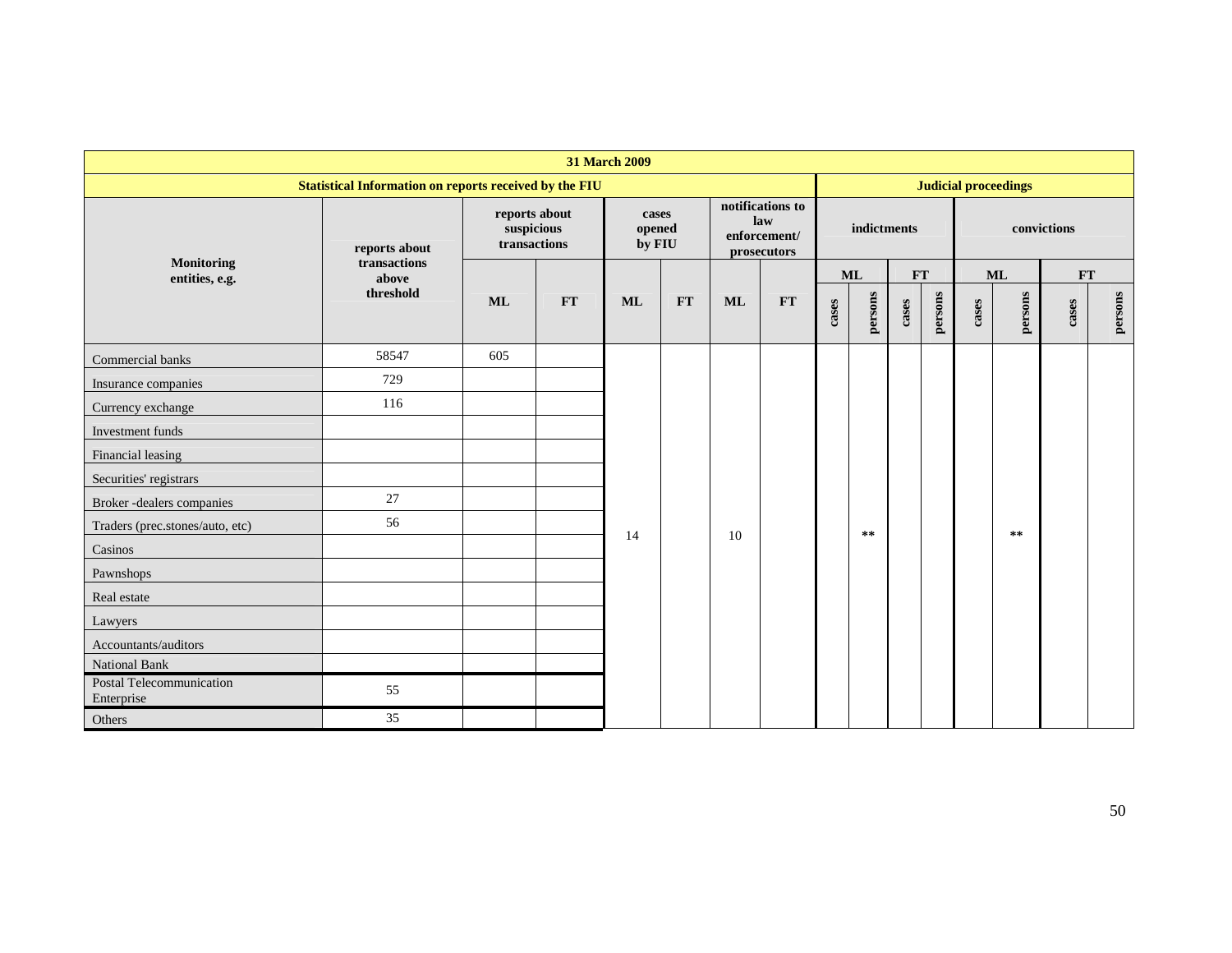| 31 March 2009 | | | | | | | | | | | | | | | | | | |
|---|---|---|---|---|---|---|---|---|---|---|---|---|---|---|---|---|---|---|
| Statistical Information on reports received by the FIU | | | | | | | | | Judicial proceedings | | | | | | | | | |
| Monitoring entities, e.g. | reports about transactions above threshold | reports about suspicious transactions | | cases opened by FIU | | notifications to law enforcement/ prosecutors | | indictments | | | | convictions | | | | | | |
| | | | | | | | | ML | | FT | | ML | | FT | | | | |
| | | ML | FT | ML | FT | ML | FT | cases | persons | cases | persons | cases | persons | cases | persons | | | |
| Commercial banks | 58547 | 605 | | 14 | | 10 | | | ** | | | | ** | | | | | |
| Insurance companies | 729 | | | | | | | | | | | | | | | | | |
| Currency exchange | 116 | | | | | | | | | | | | | | | | | |
| Investment funds | | | | | | | | | | | | | | | | | | |
| Financial leasing | | | | | | | | | | | | | | | | | | |
| Securities' registrars | | | | | | | | | | | | | | | | | | |
| Broker -dealers companies | 27 | | | | | | | | | | | | | | | | | |
| Traders (prec.stones/auto, etc) | 56 | | | | | | | | | | | | | | | | | |
| Casinos | | | | | | | | | | | | | | | | | | |
| Pawnshops | | | | | | | | | | | | | | | | | | |
| Real estate | | | | | | | | | | | | | | | | | | |
| Lawyers | | | | | | | | | | | | | | | | | | |
| Accountants/auditors | | | | | | | | | | | | | | | | | | |
| National Bank | | | | | | | | | | | | | | | | | | |
| Postal Telecommunication Enterprise | 55 | | | | | | | | | | | | | | | | | |
| Others | 35 | | | | | | | | | | | | | | | | | |